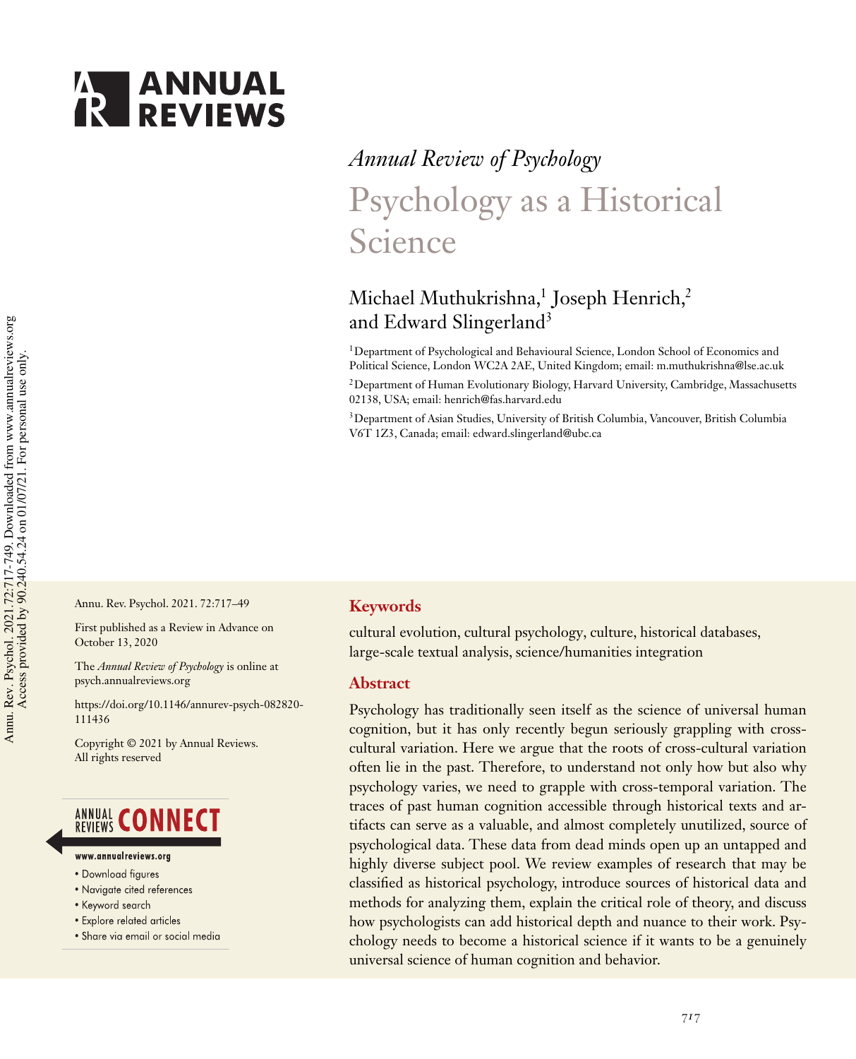*Annual Review of Psychology*

# Psychology as a Historical Science

Michael Muthukrishna,[1] Joseph Henrich,[2] and Edward Slingerland[3]

[1]Department of Psychological and Behavioural Science, London School of Economics and Political Science, London WC2A 2AE, United Kingdom; email: m.muthukrishna@lse.ac.uk

[2]Department of Human Evolutionary Biology, Harvard University, Cambridge, Massachusetts 02138, USA; email: henrich@fas.harvard.edu

[3]Department of Asian Studies, University of British Columbia, Vancouver, British Columbia V6T 1Z3, Canada; email: edward.slingerland@ubc.ca

Annu. Rev. Psychol. 2021. 72:717–49

First published as a Review in Advance on October 13, 2020

The *Annual Review of Psychology* is online at psych.annualreviews.org

https://doi.org/10.1146/annurev-psych-082820-111436

Copyright © 2021 by Annual Reviews. All rights reserved

## Keywords

cultural evolution, cultural psychology, culture, historical databases, large-scale textual analysis, science/humanities integration

## Abstract

Psychology has traditionally seen itself as the science of universal human cognition, but it has only recently begun seriously grappling with cross-cultural variation. Here we argue that the roots of cross-cultural variation often lie in the past. Therefore, to understand not only how but also why psychology varies, we need to grapple with cross-temporal variation. The traces of past human cognition accessible through historical texts and artifacts can serve as a valuable, and almost completely unutilized, source of psychological data. These data from dead minds open up an untapped and highly diverse subject pool. We review examples of research that may be classified as historical psychology, introduce sources of historical data and methods for analyzing them, explain the critical role of theory, and discuss how psychologists can add historical depth and nuance to their work. Psychology needs to become a historical science if it wants to be a genuinely universal science of human cognition and behavior.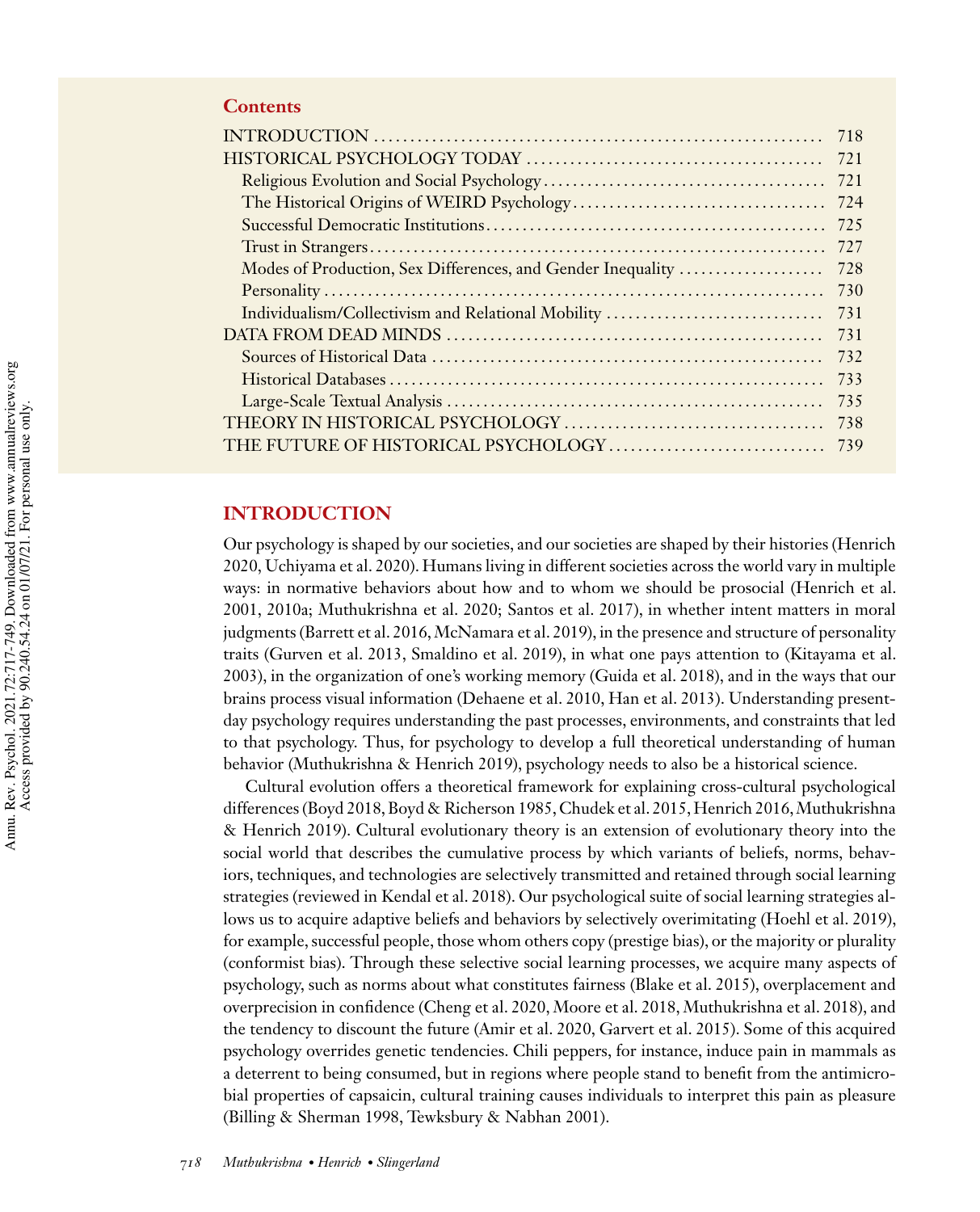**Contents**

INTRODUCTION ............................................................ 718
HISTORICAL PSYCHOLOGY TODAY ........................................ 721
Religious Evolution and Social Psychology ...................................... 721
The Historical Origins of WEIRD Psychology .................................. 724
Successful Democratic Institutions ............................................. 725
Trust in Strangers ............................................................. 727
Modes of Production, Sex Differences, and Gender Inequality ................... 728
Personality .................................................................... 730
Individualism/Collectivism and Relational Mobility ............................. 731
DATA FROM DEAD MINDS .................................................. 731
Sources of Historical Data ..................................................... 732
Historical Databases ........................................................... 733
Large-Scale Textual Analysis ................................................... 735
THEORY IN HISTORICAL PSYCHOLOGY ................................... 738
THE FUTURE OF HISTORICAL PSYCHOLOGY ............................. 739

## INTRODUCTION

Our psychology is shaped by our societies, and our societies are shaped by their histories (Henrich 2020, Uchiyama et al. 2020). Humans living in different societies across the world vary in multiple ways: in normative behaviors about how and to whom we should be prosocial (Henrich et al. 2001, 2010a; Muthukrishna et al. 2020; Santos et al. 2017), in whether intent matters in moral judgments (Barrett et al. 2016, McNamara et al. 2019), in the presence and structure of personality traits (Gurven et al. 2013, Smaldino et al. 2019), in what one pays attention to (Kitayama et al. 2003), in the organization of one's working memory (Guida et al. 2018), and in the ways that our brains process visual information (Dehaene et al. 2010, Han et al. 2013). Understanding present-day psychology requires understanding the past processes, environments, and constraints that led to that psychology. Thus, for psychology to develop a full theoretical understanding of human behavior (Muthukrishna & Henrich 2019), psychology needs to also be a historical science.

Cultural evolution offers a theoretical framework for explaining cross-cultural psychological differences (Boyd 2018, Boyd & Richerson 1985, Chudek et al. 2015, Henrich 2016, Muthukrishna & Henrich 2019). Cultural evolutionary theory is an extension of evolutionary theory into the social world that describes the cumulative process by which variants of beliefs, norms, behaviors, techniques, and technologies are selectively transmitted and retained through social learning strategies (reviewed in Kendal et al. 2018). Our psychological suite of social learning strategies allows us to acquire adaptive beliefs and behaviors by selectively overimitating (Hoehl et al. 2019), for example, successful people, those whom others copy (prestige bias), or the majority or plurality (conformist bias). Through these selective social learning processes, we acquire many aspects of psychology, such as norms about what constitutes fairness (Blake et al. 2015), overplacement and overprecision in confidence (Cheng et al. 2020, Moore et al. 2018, Muthukrishna et al. 2018), and the tendency to discount the future (Amir et al. 2020, Garvert et al. 2015). Some of this acquired psychology overrides genetic tendencies. Chili peppers, for instance, induce pain in mammals as a deterrent to being consumed, but in regions where people stand to benefit from the antimicrobial properties of capsaicin, cultural training causes individuals to interpret this pain as pleasure (Billing & Sherman 1998, Tewksbury & Nabhan 2001).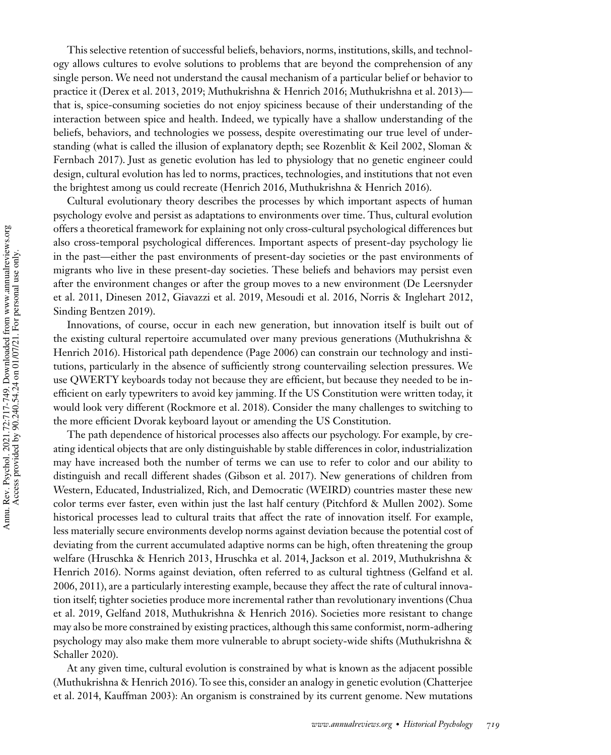This selective retention of successful beliefs, behaviors, norms, institutions, skills, and technology allows cultures to evolve solutions to problems that are beyond the comprehension of any single person. We need not understand the causal mechanism of a particular belief or behavior to practice it (Derex et al. 2013, 2019; Muthukrishna & Henrich 2016; Muthukrishna et al. 2013)—that is, spice-consuming societies do not enjoy spiciness because of their understanding of the interaction between spice and health. Indeed, we typically have a shallow understanding of the beliefs, behaviors, and technologies we possess, despite overestimating our true level of understanding (what is called the illusion of explanatory depth; see Rozenblit & Keil 2002, Sloman & Fernbach 2017). Just as genetic evolution has led to physiology that no genetic engineer could design, cultural evolution has led to norms, practices, technologies, and institutions that not even the brightest among us could recreate (Henrich 2016, Muthukrishna & Henrich 2016).

Cultural evolutionary theory describes the processes by which important aspects of human psychology evolve and persist as adaptations to environments over time. Thus, cultural evolution offers a theoretical framework for explaining not only cross-cultural psychological differences but also cross-temporal psychological differences. Important aspects of present-day psychology lie in the past—either the past environments of present-day societies or the past environments of migrants who live in these present-day societies. These beliefs and behaviors may persist even after the environment changes or after the group moves to a new environment (De Leersnyder et al. 2011, Dinesen 2012, Giavazzi et al. 2019, Mesoudi et al. 2016, Norris & Inglehart 2012, Sinding Bentzen 2019).

Innovations, of course, occur in each new generation, but innovation itself is built out of the existing cultural repertoire accumulated over many previous generations (Muthukrishna & Henrich 2016). Historical path dependence (Page 2006) can constrain our technology and institutions, particularly in the absence of sufficiently strong countervailing selection pressures. We use QWERTY keyboards today not because they are efficient, but because they needed to be inefficient on early typewriters to avoid key jamming. If the US Constitution were written today, it would look very different (Rockmore et al. 2018). Consider the many challenges to switching to the more efficient Dvorak keyboard layout or amending the US Constitution.

The path dependence of historical processes also affects our psychology. For example, by creating identical objects that are only distinguishable by stable differences in color, industrialization may have increased both the number of terms we can use to refer to color and our ability to distinguish and recall different shades (Gibson et al. 2017). New generations of children from Western, Educated, Industrialized, Rich, and Democratic (WEIRD) countries master these new color terms ever faster, even within just the last half century (Pitchford & Mullen 2002). Some historical processes lead to cultural traits that affect the rate of innovation itself. For example, less materially secure environments develop norms against deviation because the potential cost of deviating from the current accumulated adaptive norms can be high, often threatening the group welfare (Hruschka & Henrich 2013, Hruschka et al. 2014, Jackson et al. 2019, Muthukrishna & Henrich 2016). Norms against deviation, often referred to as cultural tightness (Gelfand et al. 2006, 2011), are a particularly interesting example, because they affect the rate of cultural innovation itself; tighter societies produce more incremental rather than revolutionary inventions (Chua et al. 2019, Gelfand 2018, Muthukrishna & Henrich 2016). Societies more resistant to change may also be more constrained by existing practices, although this same conformist, norm-adhering psychology may also make them more vulnerable to abrupt society-wide shifts (Muthukrishna & Schaller 2020).

At any given time, cultural evolution is constrained by what is known as the adjacent possible (Muthukrishna & Henrich 2016). To see this, consider an analogy in genetic evolution (Chatterjee et al. 2014, Kauffman 2003): An organism is constrained by its current genome. New mutations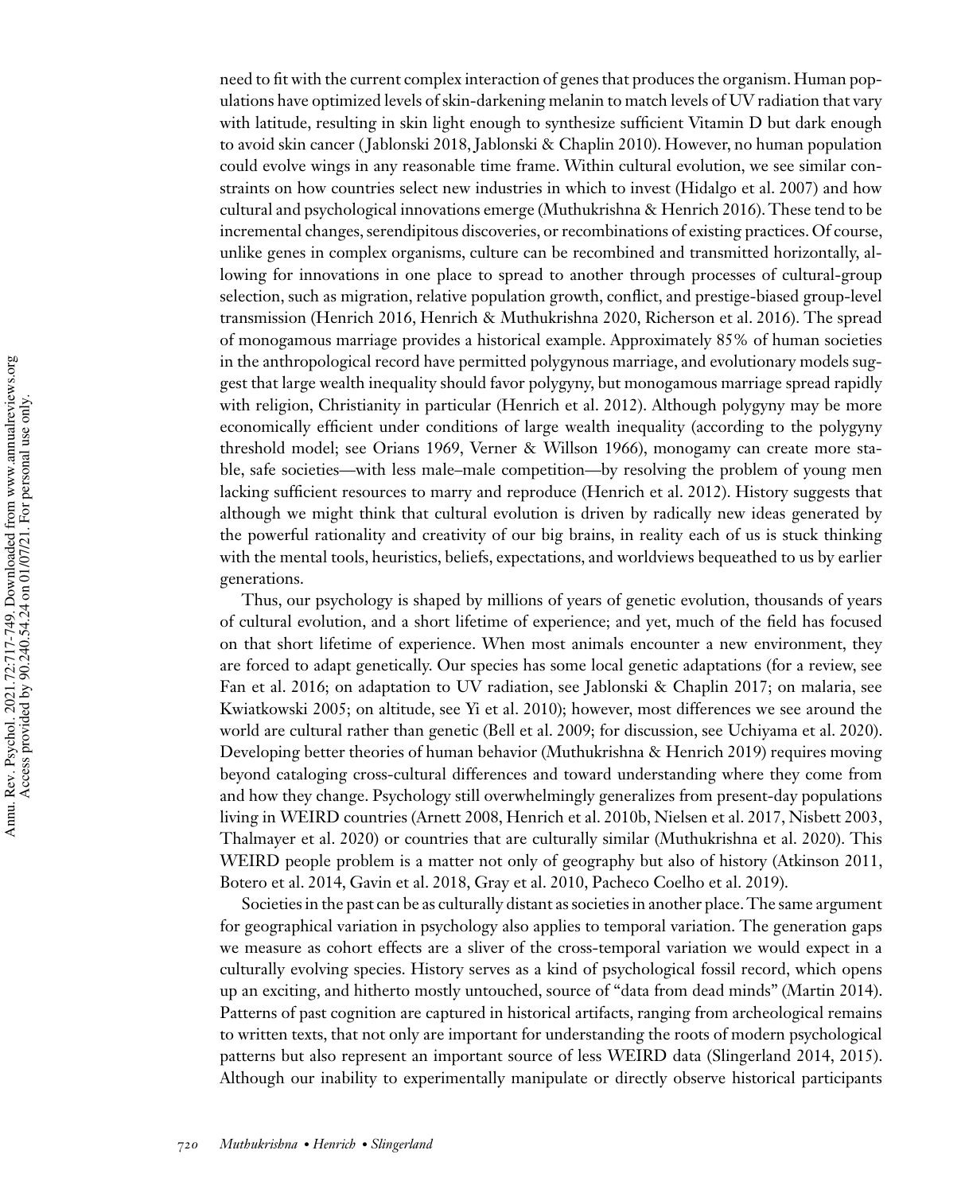need to fit with the current complex interaction of genes that produces the organism. Human populations have optimized levels of skin-darkening melanin to match levels of UV radiation that vary with latitude, resulting in skin light enough to synthesize sufficient Vitamin D but dark enough to avoid skin cancer (Jablonski 2018, Jablonski & Chaplin 2010). However, no human population could evolve wings in any reasonable time frame. Within cultural evolution, we see similar constraints on how countries select new industries in which to invest (Hidalgo et al. 2007) and how cultural and psychological innovations emerge (Muthukrishna & Henrich 2016). These tend to be incremental changes, serendipitous discoveries, or recombinations of existing practices. Of course, unlike genes in complex organisms, culture can be recombined and transmitted horizontally, allowing for innovations in one place to spread to another through processes of cultural-group selection, such as migration, relative population growth, conflict, and prestige-biased group-level transmission (Henrich 2016, Henrich & Muthukrishna 2020, Richerson et al. 2016). The spread of monogamous marriage provides a historical example. Approximately 85% of human societies in the anthropological record have permitted polygynous marriage, and evolutionary models suggest that large wealth inequality should favor polygyny, but monogamous marriage spread rapidly with religion, Christianity in particular (Henrich et al. 2012). Although polygyny may be more economically efficient under conditions of large wealth inequality (according to the polygyny threshold model; see Orians 1969, Verner & Willson 1966), monogamy can create more stable, safe societies—with less male–male competition—by resolving the problem of young men lacking sufficient resources to marry and reproduce (Henrich et al. 2012). History suggests that although we might think that cultural evolution is driven by radically new ideas generated by the powerful rationality and creativity of our big brains, in reality each of us is stuck thinking with the mental tools, heuristics, beliefs, expectations, and worldviews bequeathed to us by earlier generations.

Thus, our psychology is shaped by millions of years of genetic evolution, thousands of years of cultural evolution, and a short lifetime of experience; and yet, much of the field has focused on that short lifetime of experience. When most animals encounter a new environment, they are forced to adapt genetically. Our species has some local genetic adaptations (for a review, see Fan et al. 2016; on adaptation to UV radiation, see Jablonski & Chaplin 2017; on malaria, see Kwiatkowski 2005; on altitude, see Yi et al. 2010); however, most differences we see around the world are cultural rather than genetic (Bell et al. 2009; for discussion, see Uchiyama et al. 2020). Developing better theories of human behavior (Muthukrishna & Henrich 2019) requires moving beyond cataloging cross-cultural differences and toward understanding where they come from and how they change. Psychology still overwhelmingly generalizes from present-day populations living in WEIRD countries (Arnett 2008, Henrich et al. 2010b, Nielsen et al. 2017, Nisbett 2003, Thalmayer et al. 2020) or countries that are culturally similar (Muthukrishna et al. 2020). This WEIRD people problem is a matter not only of geography but also of history (Atkinson 2011, Botero et al. 2014, Gavin et al. 2018, Gray et al. 2010, Pacheco Coelho et al. 2019).

Societies in the past can be as culturally distant as societies in another place. The same argument for geographical variation in psychology also applies to temporal variation. The generation gaps we measure as cohort effects are a sliver of the cross-temporal variation we would expect in a culturally evolving species. History serves as a kind of psychological fossil record, which opens up an exciting, and hitherto mostly untouched, source of "data from dead minds" (Martin 2014). Patterns of past cognition are captured in historical artifacts, ranging from archeological remains to written texts, that not only are important for understanding the roots of modern psychological patterns but also represent an important source of less WEIRD data (Slingerland 2014, 2015). Although our inability to experimentally manipulate or directly observe historical participants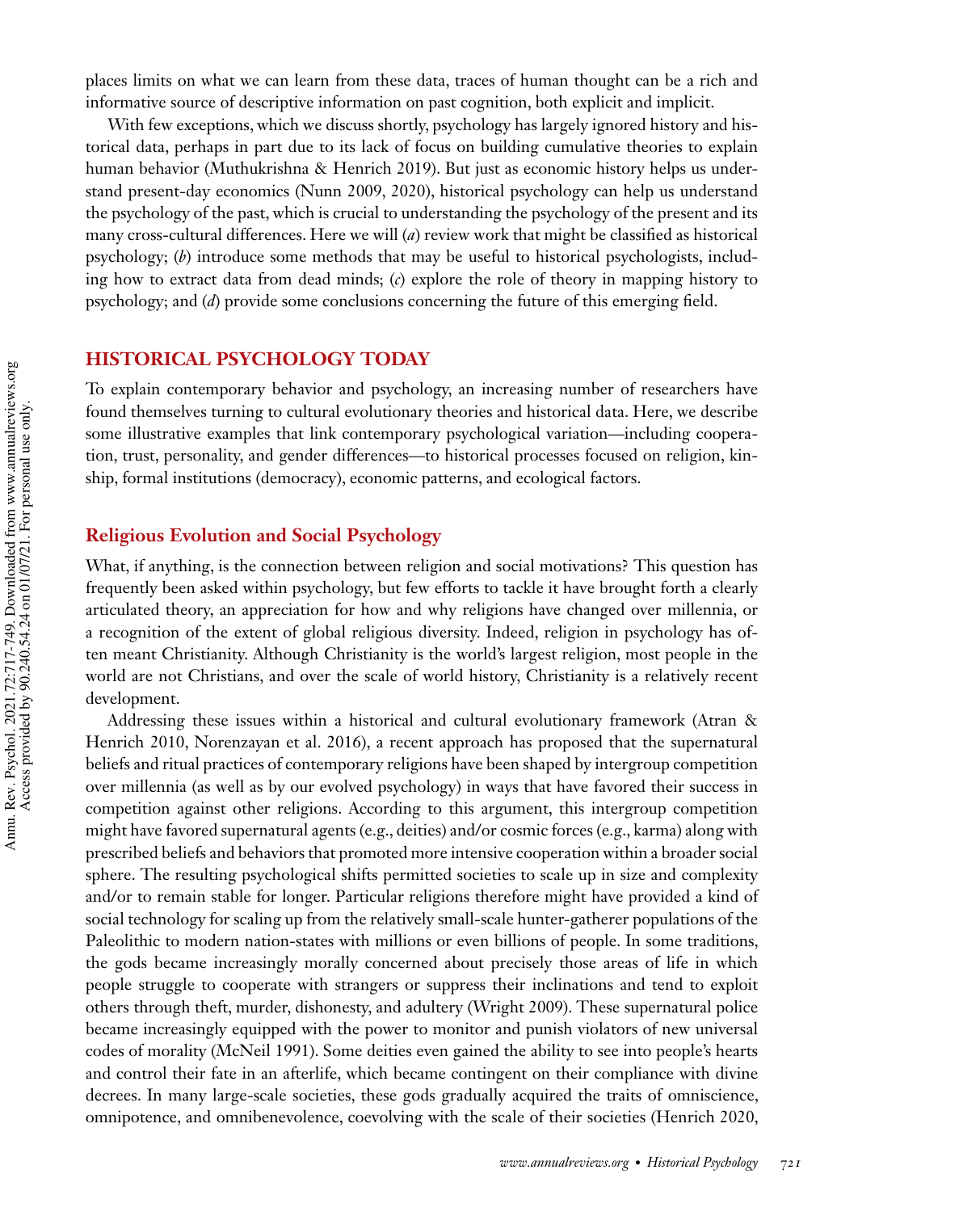places limits on what we can learn from these data, traces of human thought can be a rich and informative source of descriptive information on past cognition, both explicit and implicit.

With few exceptions, which we discuss shortly, psychology has largely ignored history and historical data, perhaps in part due to its lack of focus on building cumulative theories to explain human behavior (Muthukrishna & Henrich 2019). But just as economic history helps us understand present-day economics (Nunn 2009, 2020), historical psychology can help us understand the psychology of the past, which is crucial to understanding the psychology of the present and its many cross-cultural differences. Here we will (*a*) review work that might be classified as historical psychology; (*b*) introduce some methods that may be useful to historical psychologists, including how to extract data from dead minds; (*c*) explore the role of theory in mapping history to psychology; and (*d*) provide some conclusions concerning the future of this emerging field.

## HISTORICAL PSYCHOLOGY TODAY

To explain contemporary behavior and psychology, an increasing number of researchers have found themselves turning to cultural evolutionary theories and historical data. Here, we describe some illustrative examples that link contemporary psychological variation—including cooperation, trust, personality, and gender differences—to historical processes focused on religion, kinship, formal institutions (democracy), economic patterns, and ecological factors.

### Religious Evolution and Social Psychology

What, if anything, is the connection between religion and social motivations? This question has frequently been asked within psychology, but few efforts to tackle it have brought forth a clearly articulated theory, an appreciation for how and why religions have changed over millennia, or a recognition of the extent of global religious diversity. Indeed, religion in psychology has often meant Christianity. Although Christianity is the world's largest religion, most people in the world are not Christians, and over the scale of world history, Christianity is a relatively recent development.

Addressing these issues within a historical and cultural evolutionary framework (Atran & Henrich 2010, Norenzayan et al. 2016), a recent approach has proposed that the supernatural beliefs and ritual practices of contemporary religions have been shaped by intergroup competition over millennia (as well as by our evolved psychology) in ways that have favored their success in competition against other religions. According to this argument, this intergroup competition might have favored supernatural agents (e.g., deities) and/or cosmic forces (e.g., karma) along with prescribed beliefs and behaviors that promoted more intensive cooperation within a broader social sphere. The resulting psychological shifts permitted societies to scale up in size and complexity and/or to remain stable for longer. Particular religions therefore might have provided a kind of social technology for scaling up from the relatively small-scale hunter-gatherer populations of the Paleolithic to modern nation-states with millions or even billions of people. In some traditions, the gods became increasingly morally concerned about precisely those areas of life in which people struggle to cooperate with strangers or suppress their inclinations and tend to exploit others through theft, murder, dishonesty, and adultery (Wright 2009). These supernatural police became increasingly equipped with the power to monitor and punish violators of new universal codes of morality (McNeil 1991). Some deities even gained the ability to see into people's hearts and control their fate in an afterlife, which became contingent on their compliance with divine decrees. In many large-scale societies, these gods gradually acquired the traits of omniscience, omnipotence, and omnibenevolence, coevolving with the scale of their societies (Henrich 2020,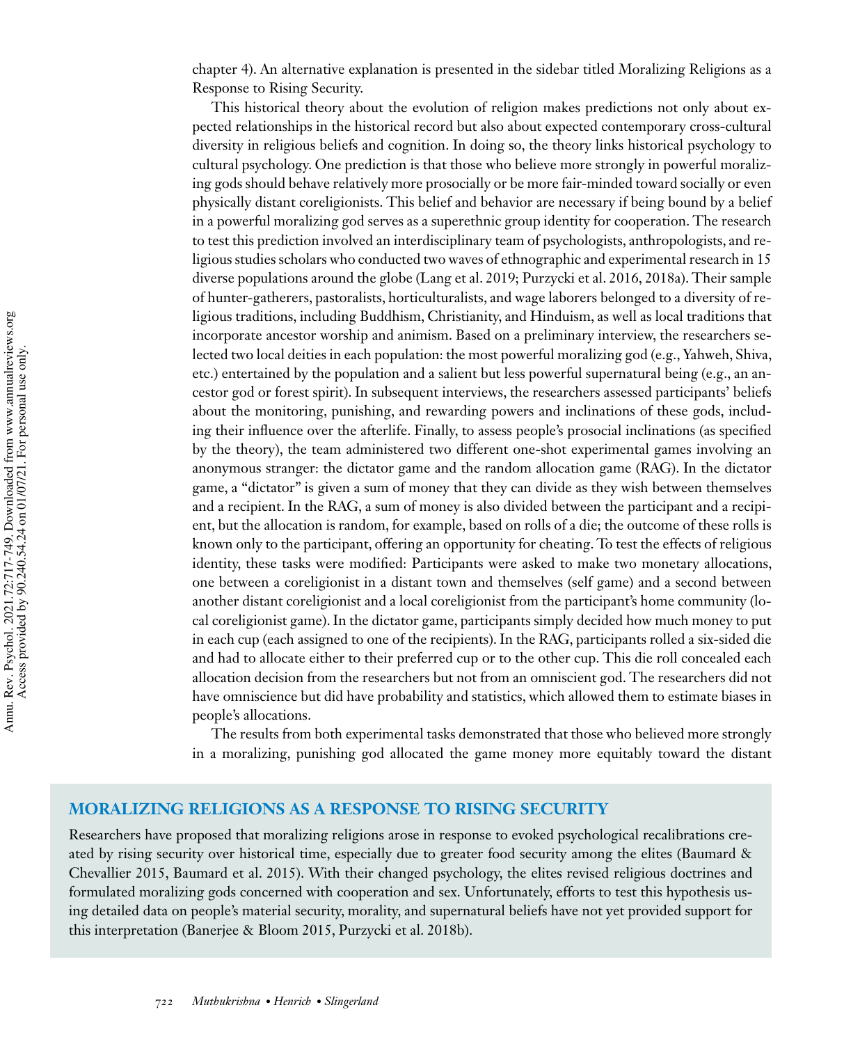chapter 4). An alternative explanation is presented in the sidebar titled Moralizing Religions as a Response to Rising Security.

This historical theory about the evolution of religion makes predictions not only about expected relationships in the historical record but also about expected contemporary cross-cultural diversity in religious beliefs and cognition. In doing so, the theory links historical psychology to cultural psychology. One prediction is that those who believe more strongly in powerful moralizing gods should behave relatively more prosocially or be more fair-minded toward socially or even physically distant coreligionists. This belief and behavior are necessary if being bound by a belief in a powerful moralizing god serves as a superethnic group identity for cooperation. The research to test this prediction involved an interdisciplinary team of psychologists, anthropologists, and religious studies scholars who conducted two waves of ethnographic and experimental research in 15 diverse populations around the globe (Lang et al. 2019; Purzycki et al. 2016, 2018a). Their sample of hunter-gatherers, pastoralists, horticulturalists, and wage laborers belonged to a diversity of religious traditions, including Buddhism, Christianity, and Hinduism, as well as local traditions that incorporate ancestor worship and animism. Based on a preliminary interview, the researchers selected two local deities in each population: the most powerful moralizing god (e.g., Yahweh, Shiva, etc.) entertained by the population and a salient but less powerful supernatural being (e.g., an ancestor god or forest spirit). In subsequent interviews, the researchers assessed participants' beliefs about the monitoring, punishing, and rewarding powers and inclinations of these gods, including their influence over the afterlife. Finally, to assess people's prosocial inclinations (as specified by the theory), the team administered two different one-shot experimental games involving an anonymous stranger: the dictator game and the random allocation game (RAG). In the dictator game, a "dictator" is given a sum of money that they can divide as they wish between themselves and a recipient. In the RAG, a sum of money is also divided between the participant and a recipient, but the allocation is random, for example, based on rolls of a die; the outcome of these rolls is known only to the participant, offering an opportunity for cheating. To test the effects of religious identity, these tasks were modified: Participants were asked to make two monetary allocations, one between a coreligionist in a distant town and themselves (self game) and a second between another distant coreligionist and a local coreligionist from the participant's home community (local coreligionist game). In the dictator game, participants simply decided how much money to put in each cup (each assigned to one of the recipients). In the RAG, participants rolled a six-sided die and had to allocate either to their preferred cup or to the other cup. This die roll concealed each allocation decision from the researchers but not from an omniscient god. The researchers did not have omniscience but did have probability and statistics, which allowed them to estimate biases in people's allocations.

The results from both experimental tasks demonstrated that those who believed more strongly in a moralizing, punishing god allocated the game money more equitably toward the distant

## MORALIZING RELIGIONS AS A RESPONSE TO RISING SECURITY

Researchers have proposed that moralizing religions arose in response to evoked psychological recalibrations created by rising security over historical time, especially due to greater food security among the elites (Baumard & Chevallier 2015, Baumard et al. 2015). With their changed psychology, the elites revised religious doctrines and formulated moralizing gods concerned with cooperation and sex. Unfortunately, efforts to test this hypothesis using detailed data on people's material security, morality, and supernatural beliefs have not yet provided support for this interpretation (Banerjee & Bloom 2015, Purzycki et al. 2018b).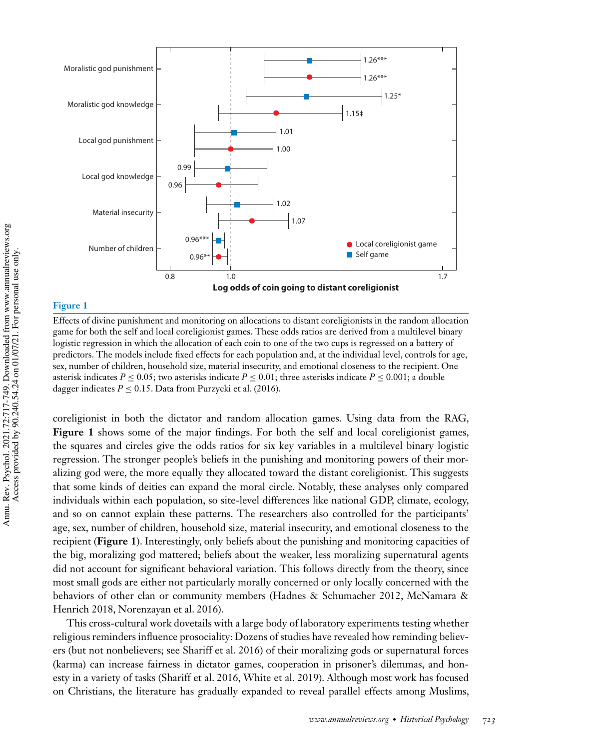**Figure 1**

Effects of divine punishment and monitoring on allocations to distant coreligionists in the random allocation game for both the self and local coreligionist games. These odds ratios are derived from a multilevel binary logistic regression in which the allocation of each coin to one of the two cups is regressed on a battery of predictors. The models include fixed effects for each population and, at the individual level, controls for age, sex, number of children, household size, material insecurity, and emotional closeness to the recipient. One asterisk indicates $P \leq 0.05$; two asterisks indicate $P \leq 0.01$; three asterisks indicate $P \leq 0.001$; a double dagger indicates $P \leq 0.15$. Data from Purzycki et al. (2016).

coreligionist in both the dictator and random allocation games. Using data from the RAG, **Figure 1** shows some of the major findings. For both the self and local coreligionist games, the squares and circles give the odds ratios for six key variables in a multilevel binary logistic regression. The stronger people's beliefs in the punishing and monitoring powers of their moralizing god were, the more equally they allocated toward the distant coreligionist. This suggests that some kinds of deities can expand the moral circle. Notably, these analyses only compared individuals within each population, so site-level differences like national GDP, climate, ecology, and so on cannot explain these patterns. The researchers also controlled for the participants' age, sex, number of children, household size, material insecurity, and emotional closeness to the recipient (**Figure 1**). Interestingly, only beliefs about the punishing and monitoring capacities of the big, moralizing god mattered; beliefs about the weaker, less moralizing supernatural agents did not account for significant behavioral variation. This follows directly from the theory, since most small gods are either not particularly morally concerned or only locally concerned with the behaviors of other clan or community members (Hadnes & Schumacher 2012, McNamara & Henrich 2018, Norenzayan et al. 2016).

This cross-cultural work dovetails with a large body of laboratory experiments testing whether religious reminders influence prosociality: Dozens of studies have revealed how reminding believers (but not nonbelievers; see Shariff et al. 2016) of their moralizing gods or supernatural forces (karma) can increase fairness in dictator games, cooperation in prisoner's dilemmas, and honesty in a variety of tasks (Shariff et al. 2016, White et al. 2019). Although most work has focused on Christians, the literature has gradually expanded to reveal parallel effects among Muslims,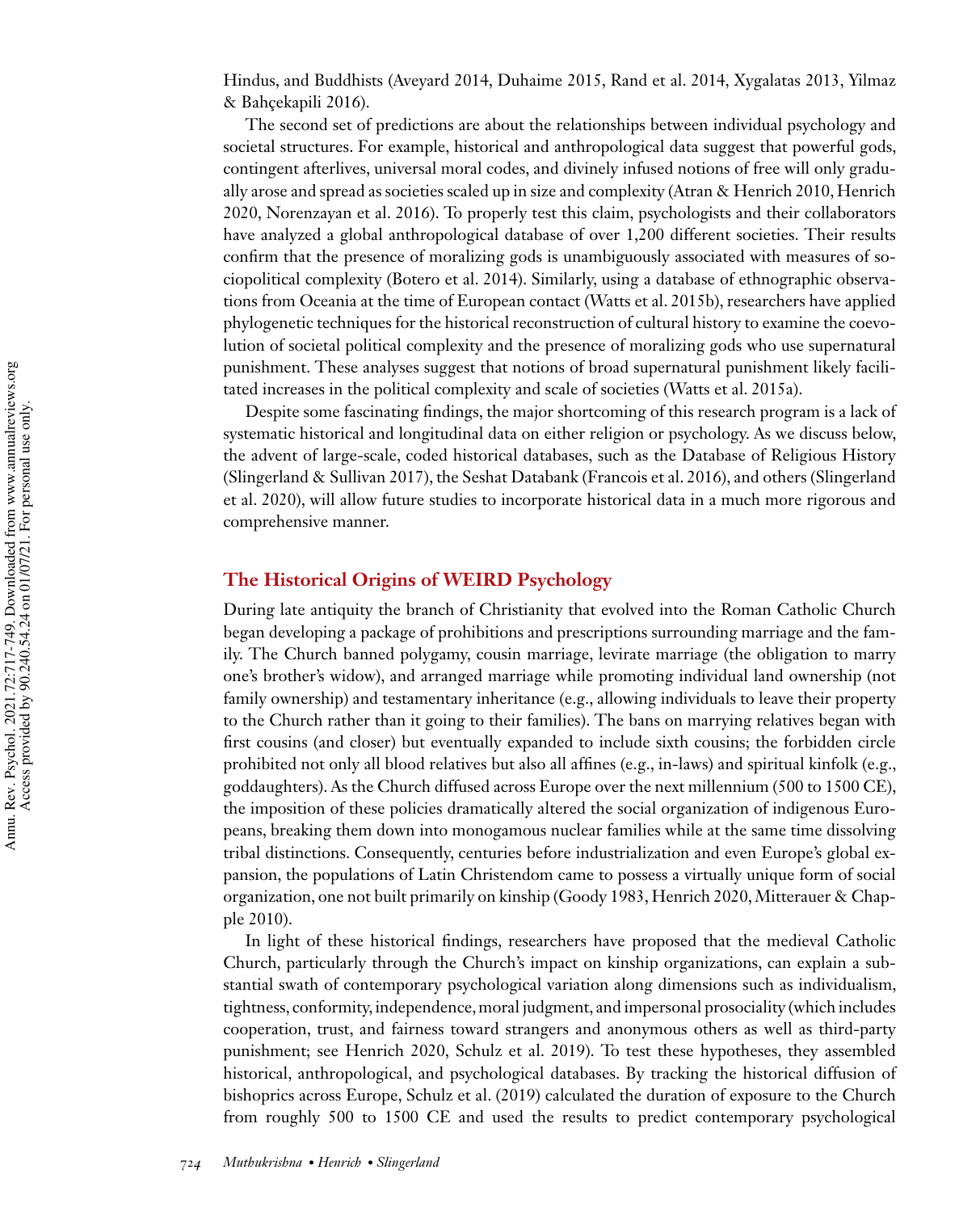Hindus, and Buddhists (Aveyard 2014, Duhaime 2015, Rand et al. 2014, Xygalatas 2013, Yilmaz & Bahçekapili 2016).

The second set of predictions are about the relationships between individual psychology and societal structures. For example, historical and anthropological data suggest that powerful gods, contingent afterlives, universal moral codes, and divinely infused notions of free will only gradually arose and spread as societies scaled up in size and complexity (Atran & Henrich 2010, Henrich 2020, Norenzayan et al. 2016). To properly test this claim, psychologists and their collaborators have analyzed a global anthropological database of over 1,200 different societies. Their results confirm that the presence of moralizing gods is unambiguously associated with measures of sociopolitical complexity (Botero et al. 2014). Similarly, using a database of ethnographic observations from Oceania at the time of European contact (Watts et al. 2015b), researchers have applied phylogenetic techniques for the historical reconstruction of cultural history to examine the coevolution of societal political complexity and the presence of moralizing gods who use supernatural punishment. These analyses suggest that notions of broad supernatural punishment likely facilitated increases in the political complexity and scale of societies (Watts et al. 2015a).

Despite some fascinating findings, the major shortcoming of this research program is a lack of systematic historical and longitudinal data on either religion or psychology. As we discuss below, the advent of large-scale, coded historical databases, such as the Database of Religious History (Slingerland & Sullivan 2017), the Seshat Databank (Francois et al. 2016), and others (Slingerland et al. 2020), will allow future studies to incorporate historical data in a much more rigorous and comprehensive manner.

## The Historical Origins of WEIRD Psychology

During late antiquity the branch of Christianity that evolved into the Roman Catholic Church began developing a package of prohibitions and prescriptions surrounding marriage and the family. The Church banned polygamy, cousin marriage, levirate marriage (the obligation to marry one's brother's widow), and arranged marriage while promoting individual land ownership (not family ownership) and testamentary inheritance (e.g., allowing individuals to leave their property to the Church rather than it going to their families). The bans on marrying relatives began with first cousins (and closer) but eventually expanded to include sixth cousins; the forbidden circle prohibited not only all blood relatives but also all affines (e.g., in-laws) and spiritual kinfolk (e.g., goddaughters). As the Church diffused across Europe over the next millennium (500 to 1500 CE), the imposition of these policies dramatically altered the social organization of indigenous Europeans, breaking them down into monogamous nuclear families while at the same time dissolving tribal distinctions. Consequently, centuries before industrialization and even Europe's global expansion, the populations of Latin Christendom came to possess a virtually unique form of social organization, one not built primarily on kinship (Goody 1983, Henrich 2020, Mitterauer & Chapple 2010).

In light of these historical findings, researchers have proposed that the medieval Catholic Church, particularly through the Church's impact on kinship organizations, can explain a substantial swath of contemporary psychological variation along dimensions such as individualism, tightness, conformity, independence, moral judgment, and impersonal prosociality (which includes cooperation, trust, and fairness toward strangers and anonymous others as well as third-party punishment; see Henrich 2020, Schulz et al. 2019). To test these hypotheses, they assembled historical, anthropological, and psychological databases. By tracking the historical diffusion of bishoprics across Europe, Schulz et al. (2019) calculated the duration of exposure to the Church from roughly 500 to 1500 CE and used the results to predict contemporary psychological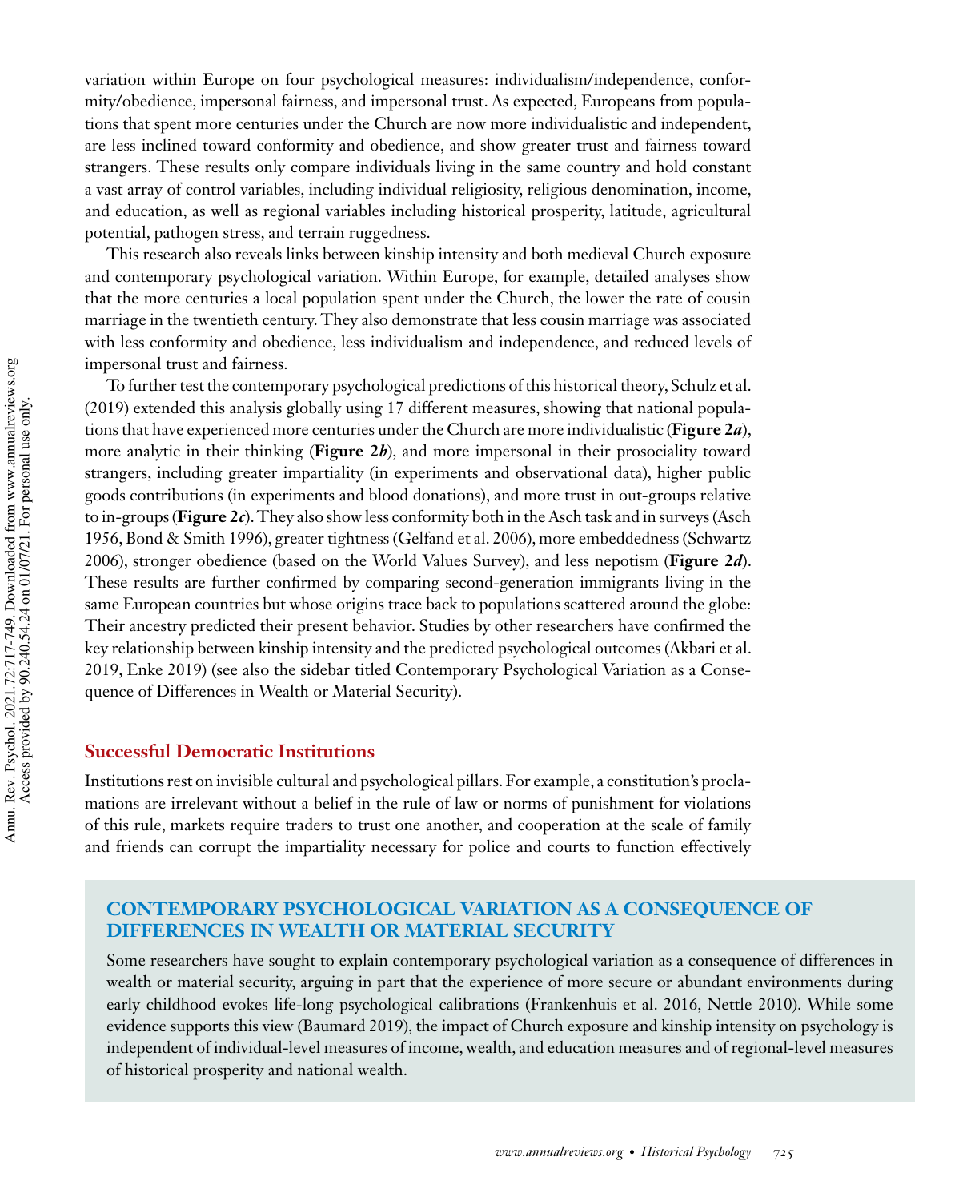variation within Europe on four psychological measures: individualism/independence, conformity/obedience, impersonal fairness, and impersonal trust. As expected, Europeans from populations that spent more centuries under the Church are now more individualistic and independent, are less inclined toward conformity and obedience, and show greater trust and fairness toward strangers. These results only compare individuals living in the same country and hold constant a vast array of control variables, including individual religiosity, religious denomination, income, and education, as well as regional variables including historical prosperity, latitude, agricultural potential, pathogen stress, and terrain ruggedness.

This research also reveals links between kinship intensity and both medieval Church exposure and contemporary psychological variation. Within Europe, for example, detailed analyses show that the more centuries a local population spent under the Church, the lower the rate of cousin marriage in the twentieth century. They also demonstrate that less cousin marriage was associated with less conformity and obedience, less individualism and independence, and reduced levels of impersonal trust and fairness.

To further test the contemporary psychological predictions of this historical theory, Schulz et al. (2019) extended this analysis globally using 17 different measures, showing that national populations that have experienced more centuries under the Church are more individualistic (**Figure 2*a***), more analytic in their thinking (**Figure 2*b***), and more impersonal in their prosociality toward strangers, including greater impartiality (in experiments and observational data), higher public goods contributions (in experiments and blood donations), and more trust in out-groups relative to in-groups (**Figure 2*c***). They also show less conformity both in the Asch task and in surveys (Asch 1956, Bond & Smith 1996), greater tightness (Gelfand et al. 2006), more embeddedness (Schwartz 2006), stronger obedience (based on the World Values Survey), and less nepotism (**Figure 2*d***). These results are further confirmed by comparing second-generation immigrants living in the same European countries but whose origins trace back to populations scattered around the globe: Their ancestry predicted their present behavior. Studies by other researchers have confirmed the key relationship between kinship intensity and the predicted psychological outcomes (Akbari et al. 2019, Enke 2019) (see also the sidebar titled Contemporary Psychological Variation as a Consequence of Differences in Wealth or Material Security).

## Successful Democratic Institutions

Institutions rest on invisible cultural and psychological pillars. For example, a constitution's proclamations are irrelevant without a belief in the rule of law or norms of punishment for violations of this rule, markets require traders to trust one another, and cooperation at the scale of family and friends can corrupt the impartiality necessary for police and courts to function effectively

### CONTEMPORARY PSYCHOLOGICAL VARIATION AS A CONSEQUENCE OF DIFFERENCES IN WEALTH OR MATERIAL SECURITY

Some researchers have sought to explain contemporary psychological variation as a consequence of differences in wealth or material security, arguing in part that the experience of more secure or abundant environments during early childhood evokes life-long psychological calibrations (Frankenhuis et al. 2016, Nettle 2010). While some evidence supports this view (Baumard 2019), the impact of Church exposure and kinship intensity on psychology is independent of individual-level measures of income, wealth, and education measures and of regional-level measures of historical prosperity and national wealth.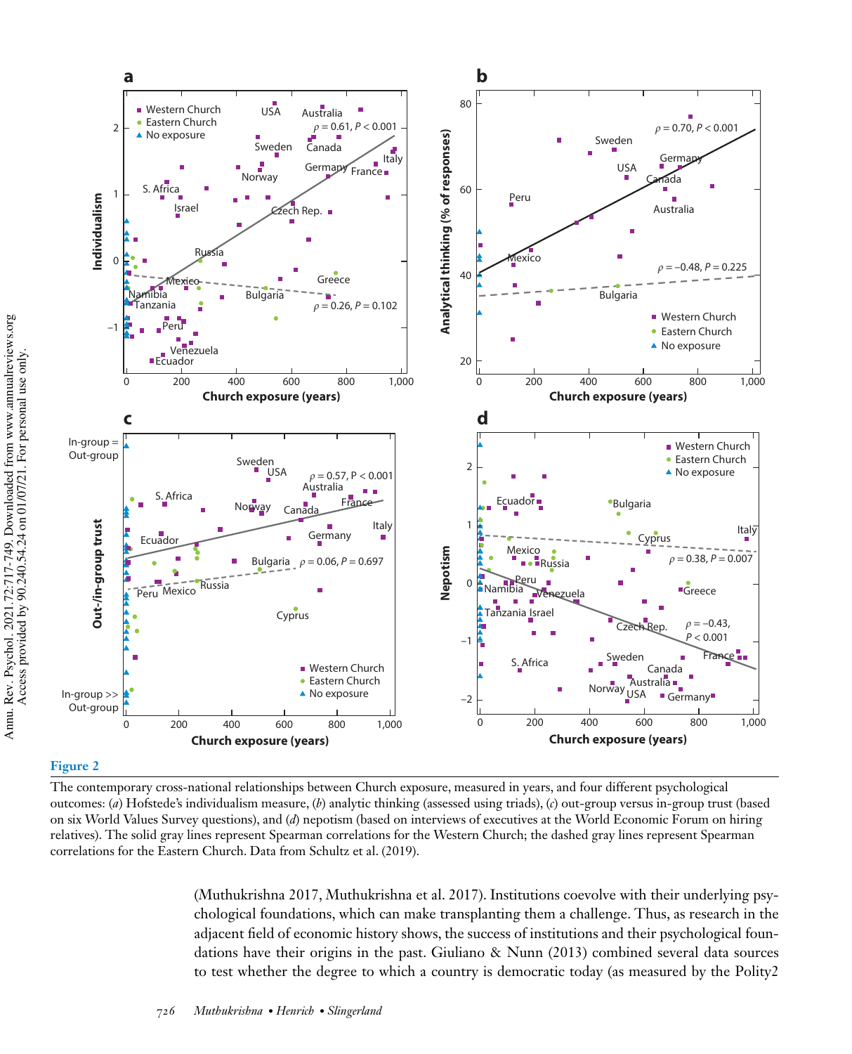**Figure 2**

The contemporary cross-national relationships between Church exposure, measured in years, and four different psychological outcomes: (*a*) Hofstede's individualism measure, (*b*) analytic thinking (assessed using triads), (*c*) out-group versus in-group trust (based on six World Values Survey questions), and (*d*) nepotism (based on interviews of executives at the World Economic Forum on hiring relatives). The solid gray lines represent Spearman correlations for the Western Church; the dashed gray lines represent Spearman correlations for the Eastern Church. Data from Schultz et al. (2019).

(Muthukrishna 2017, Muthukrishna et al. 2017). Institutions coevolve with their underlying psychological foundations, which can make transplanting them a challenge. Thus, as research in the adjacent field of economic history shows, the success of institutions and their psychological foundations have their origins in the past. Giuliano & Nunn (2013) combined several data sources to test whether the degree to which a country is democratic today (as measured by the Polity2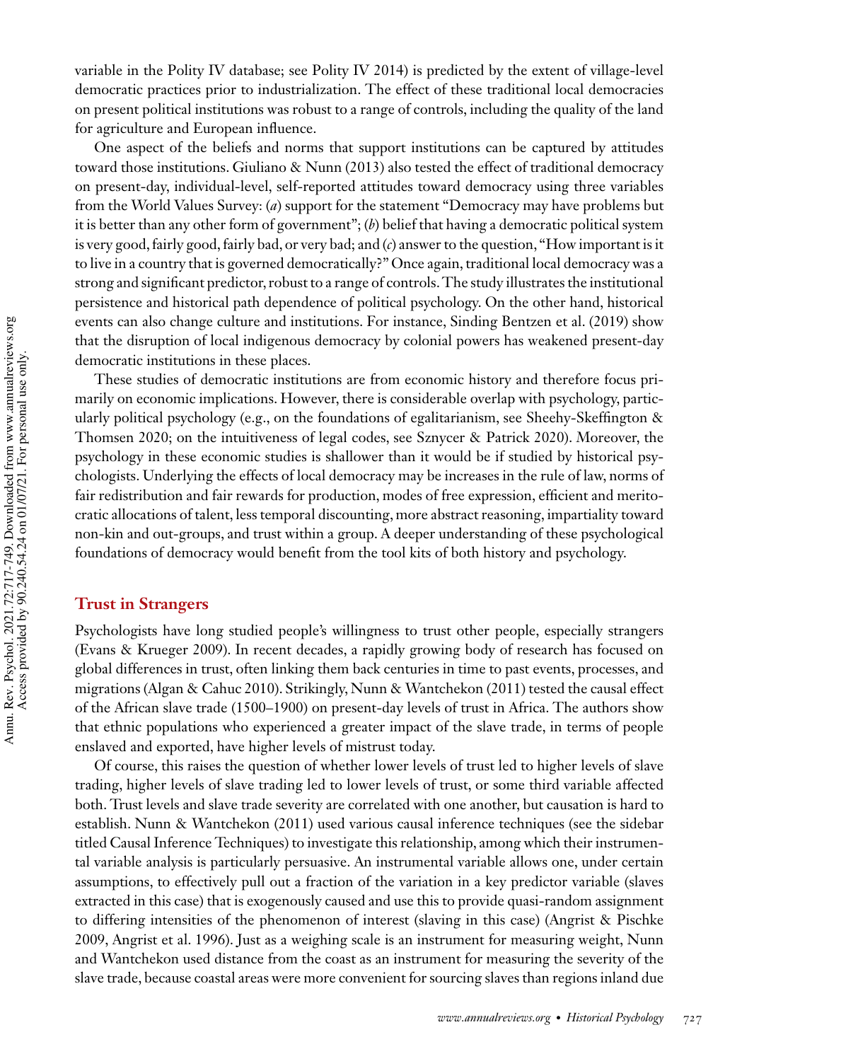variable in the Polity IV database; see Polity IV 2014) is predicted by the extent of village-level democratic practices prior to industrialization. The effect of these traditional local democracies on present political institutions was robust to a range of controls, including the quality of the land for agriculture and European influence.

One aspect of the beliefs and norms that support institutions can be captured by attitudes toward those institutions. Giuliano & Nunn (2013) also tested the effect of traditional democracy on present-day, individual-level, self-reported attitudes toward democracy using three variables from the World Values Survey: (*a*) support for the statement "Democracy may have problems but it is better than any other form of government"; (*b*) belief that having a democratic political system is very good, fairly good, fairly bad, or very bad; and (*c*) answer to the question, "How important is it to live in a country that is governed democratically?" Once again, traditional local democracy was a strong and significant predictor, robust to a range of controls. The study illustrates the institutional persistence and historical path dependence of political psychology. On the other hand, historical events can also change culture and institutions. For instance, Sinding Bentzen et al. (2019) show that the disruption of local indigenous democracy by colonial powers has weakened present-day democratic institutions in these places.

These studies of democratic institutions are from economic history and therefore focus primarily on economic implications. However, there is considerable overlap with psychology, particularly political psychology (e.g., on the foundations of egalitarianism, see Sheehy-Skeffington & Thomsen 2020; on the intuitiveness of legal codes, see Sznycer & Patrick 2020). Moreover, the psychology in these economic studies is shallower than it would be if studied by historical psychologists. Underlying the effects of local democracy may be increases in the rule of law, norms of fair redistribution and fair rewards for production, modes of free expression, efficient and meritocratic allocations of talent, less temporal discounting, more abstract reasoning, impartiality toward non-kin and out-groups, and trust within a group. A deeper understanding of these psychological foundations of democracy would benefit from the tool kits of both history and psychology.

## Trust in Strangers

Psychologists have long studied people's willingness to trust other people, especially strangers (Evans & Krueger 2009). In recent decades, a rapidly growing body of research has focused on global differences in trust, often linking them back centuries in time to past events, processes, and migrations (Algan & Cahuc 2010). Strikingly, Nunn & Wantchekon (2011) tested the causal effect of the African slave trade (1500–1900) on present-day levels of trust in Africa. The authors show that ethnic populations who experienced a greater impact of the slave trade, in terms of people enslaved and exported, have higher levels of mistrust today.

Of course, this raises the question of whether lower levels of trust led to higher levels of slave trading, higher levels of slave trading led to lower levels of trust, or some third variable affected both. Trust levels and slave trade severity are correlated with one another, but causation is hard to establish. Nunn & Wantchekon (2011) used various causal inference techniques (see the sidebar titled Causal Inference Techniques) to investigate this relationship, among which their instrumental variable analysis is particularly persuasive. An instrumental variable allows one, under certain assumptions, to effectively pull out a fraction of the variation in a key predictor variable (slaves extracted in this case) that is exogenously caused and use this to provide quasi-random assignment to differing intensities of the phenomenon of interest (slaving in this case) (Angrist & Pischke 2009, Angrist et al. 1996). Just as a weighing scale is an instrument for measuring weight, Nunn and Wantchekon used distance from the coast as an instrument for measuring the severity of the slave trade, because coastal areas were more convenient for sourcing slaves than regions inland due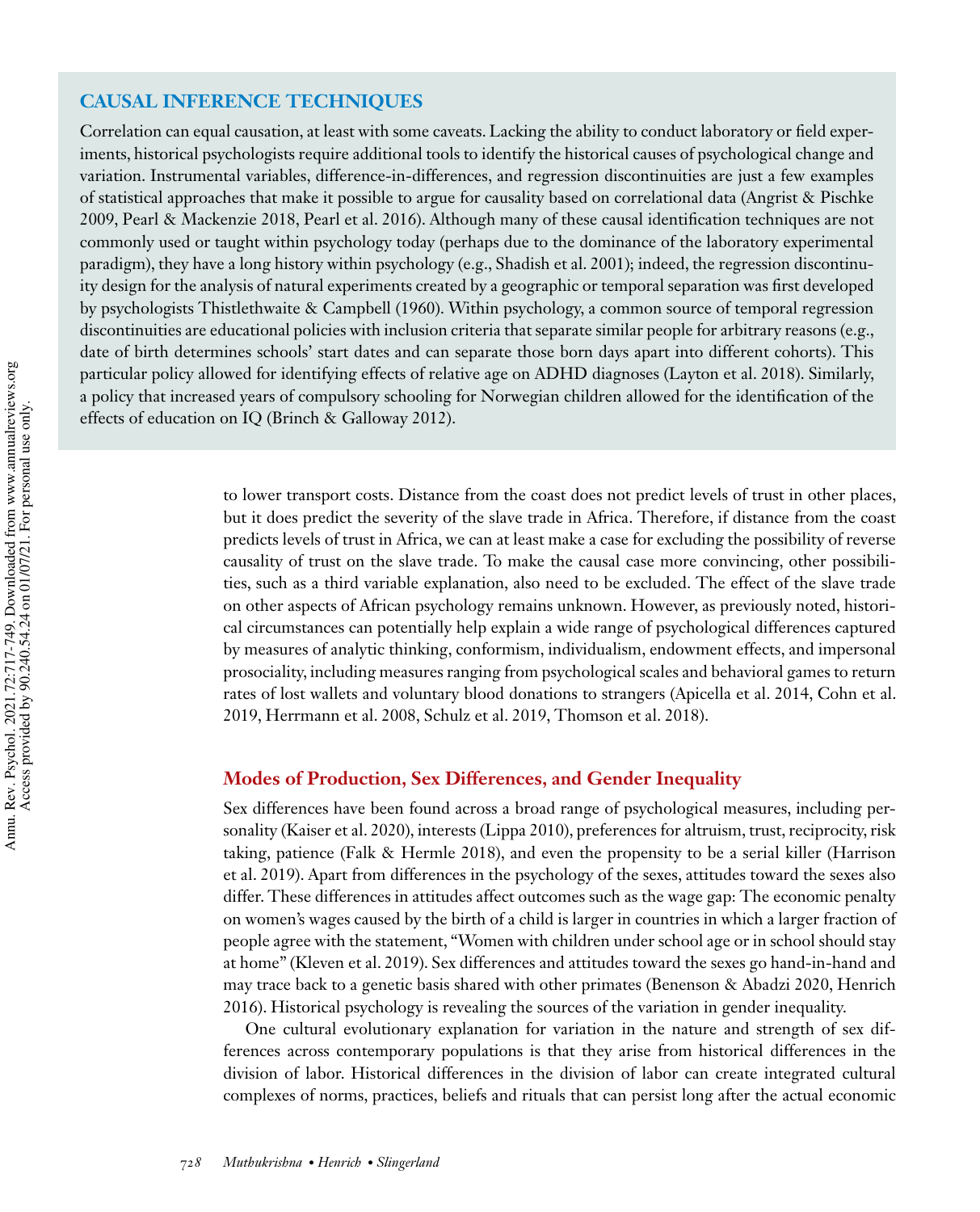## CAUSAL INFERENCE TECHNIQUES

Correlation can equal causation, at least with some caveats. Lacking the ability to conduct laboratory or field experiments, historical psychologists require additional tools to identify the historical causes of psychological change and variation. Instrumental variables, difference-in-differences, and regression discontinuities are just a few examples of statistical approaches that make it possible to argue for causality based on correlational data (Angrist & Pischke 2009, Pearl & Mackenzie 2018, Pearl et al. 2016). Although many of these causal identification techniques are not commonly used or taught within psychology today (perhaps due to the dominance of the laboratory experimental paradigm), they have a long history within psychology (e.g., Shadish et al. 2001); indeed, the regression discontinuity design for the analysis of natural experiments created by a geographic or temporal separation was first developed by psychologists Thistlethwaite & Campbell (1960). Within psychology, a common source of temporal regression discontinuities are educational policies with inclusion criteria that separate similar people for arbitrary reasons (e.g., date of birth determines schools' start dates and can separate those born days apart into different cohorts). This particular policy allowed for identifying effects of relative age on ADHD diagnoses (Layton et al. 2018). Similarly, a policy that increased years of compulsory schooling for Norwegian children allowed for the identification of the effects of education on IQ (Brinch & Galloway 2012).

to lower transport costs. Distance from the coast does not predict levels of trust in other places, but it does predict the severity of the slave trade in Africa. Therefore, if distance from the coast predicts levels of trust in Africa, we can at least make a case for excluding the possibility of reverse causality of trust on the slave trade. To make the causal case more convincing, other possibilities, such as a third variable explanation, also need to be excluded. The effect of the slave trade on other aspects of African psychology remains unknown. However, as previously noted, historical circumstances can potentially help explain a wide range of psychological differences captured by measures of analytic thinking, conformism, individualism, endowment effects, and impersonal prosociality, including measures ranging from psychological scales and behavioral games to return rates of lost wallets and voluntary blood donations to strangers (Apicella et al. 2014, Cohn et al. 2019, Herrmann et al. 2008, Schulz et al. 2019, Thomson et al. 2018).

### Modes of Production, Sex Differences, and Gender Inequality

Sex differences have been found across a broad range of psychological measures, including personality (Kaiser et al. 2020), interests (Lippa 2010), preferences for altruism, trust, reciprocity, risk taking, patience (Falk & Hermle 2018), and even the propensity to be a serial killer (Harrison et al. 2019). Apart from differences in the psychology of the sexes, attitudes toward the sexes also differ. These differences in attitudes affect outcomes such as the wage gap: The economic penalty on women's wages caused by the birth of a child is larger in countries in which a larger fraction of people agree with the statement, "Women with children under school age or in school should stay at home" (Kleven et al. 2019). Sex differences and attitudes toward the sexes go hand-in-hand and may trace back to a genetic basis shared with other primates (Benenson & Abadzi 2020, Henrich 2016). Historical psychology is revealing the sources of the variation in gender inequality.

One cultural evolutionary explanation for variation in the nature and strength of sex differences across contemporary populations is that they arise from historical differences in the division of labor. Historical differences in the division of labor can create integrated cultural complexes of norms, practices, beliefs and rituals that can persist long after the actual economic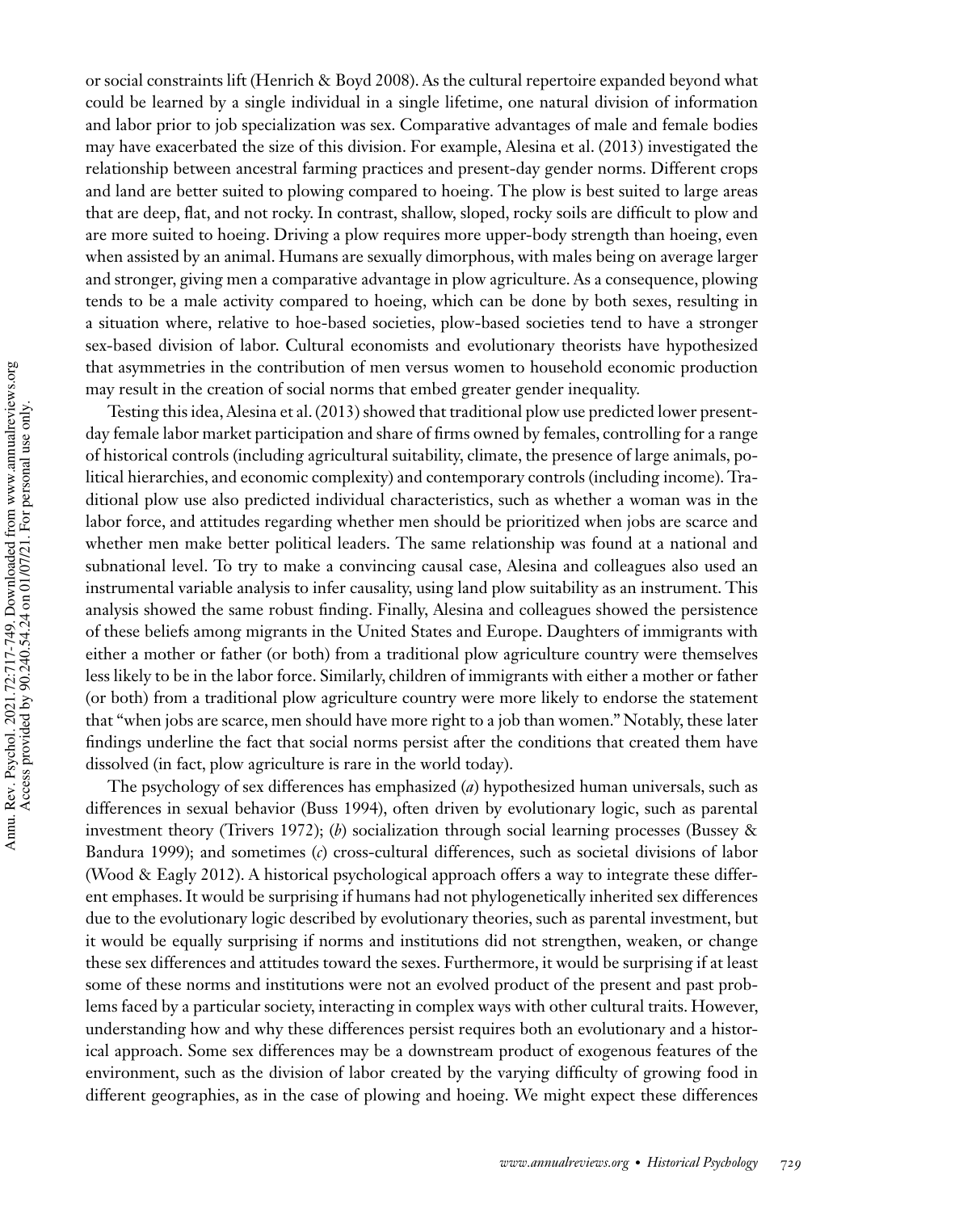or social constraints lift (Henrich & Boyd 2008). As the cultural repertoire expanded beyond what could be learned by a single individual in a single lifetime, one natural division of information and labor prior to job specialization was sex. Comparative advantages of male and female bodies may have exacerbated the size of this division. For example, Alesina et al. (2013) investigated the relationship between ancestral farming practices and present-day gender norms. Different crops and land are better suited to plowing compared to hoeing. The plow is best suited to large areas that are deep, flat, and not rocky. In contrast, shallow, sloped, rocky soils are difficult to plow and are more suited to hoeing. Driving a plow requires more upper-body strength than hoeing, even when assisted by an animal. Humans are sexually dimorphous, with males being on average larger and stronger, giving men a comparative advantage in plow agriculture. As a consequence, plowing tends to be a male activity compared to hoeing, which can be done by both sexes, resulting in a situation where, relative to hoe-based societies, plow-based societies tend to have a stronger sex-based division of labor. Cultural economists and evolutionary theorists have hypothesized that asymmetries in the contribution of men versus women to household economic production may result in the creation of social norms that embed greater gender inequality.

Testing this idea, Alesina et al. (2013) showed that traditional plow use predicted lower present-day female labor market participation and share of firms owned by females, controlling for a range of historical controls (including agricultural suitability, climate, the presence of large animals, political hierarchies, and economic complexity) and contemporary controls (including income). Traditional plow use also predicted individual characteristics, such as whether a woman was in the labor force, and attitudes regarding whether men should be prioritized when jobs are scarce and whether men make better political leaders. The same relationship was found at a national and subnational level. To try to make a convincing causal case, Alesina and colleagues also used an instrumental variable analysis to infer causality, using land plow suitability as an instrument. This analysis showed the same robust finding. Finally, Alesina and colleagues showed the persistence of these beliefs among migrants in the United States and Europe. Daughters of immigrants with either a mother or father (or both) from a traditional plow agriculture country were themselves less likely to be in the labor force. Similarly, children of immigrants with either a mother or father (or both) from a traditional plow agriculture country were more likely to endorse the statement that "when jobs are scarce, men should have more right to a job than women." Notably, these later findings underline the fact that social norms persist after the conditions that created them have dissolved (in fact, plow agriculture is rare in the world today).

The psychology of sex differences has emphasized (*a*) hypothesized human universals, such as differences in sexual behavior (Buss 1994), often driven by evolutionary logic, such as parental investment theory (Trivers 1972); (*b*) socialization through social learning processes (Bussey & Bandura 1999); and sometimes (*c*) cross-cultural differences, such as societal divisions of labor (Wood & Eagly 2012). A historical psychological approach offers a way to integrate these different emphases. It would be surprising if humans had not phylogenetically inherited sex differences due to the evolutionary logic described by evolutionary theories, such as parental investment, but it would be equally surprising if norms and institutions did not strengthen, weaken, or change these sex differences and attitudes toward the sexes. Furthermore, it would be surprising if at least some of these norms and institutions were not an evolved product of the present and past problems faced by a particular society, interacting in complex ways with other cultural traits. However, understanding how and why these differences persist requires both an evolutionary and a historical approach. Some sex differences may be a downstream product of exogenous features of the environment, such as the division of labor created by the varying difficulty of growing food in different geographies, as in the case of plowing and hoeing. We might expect these differences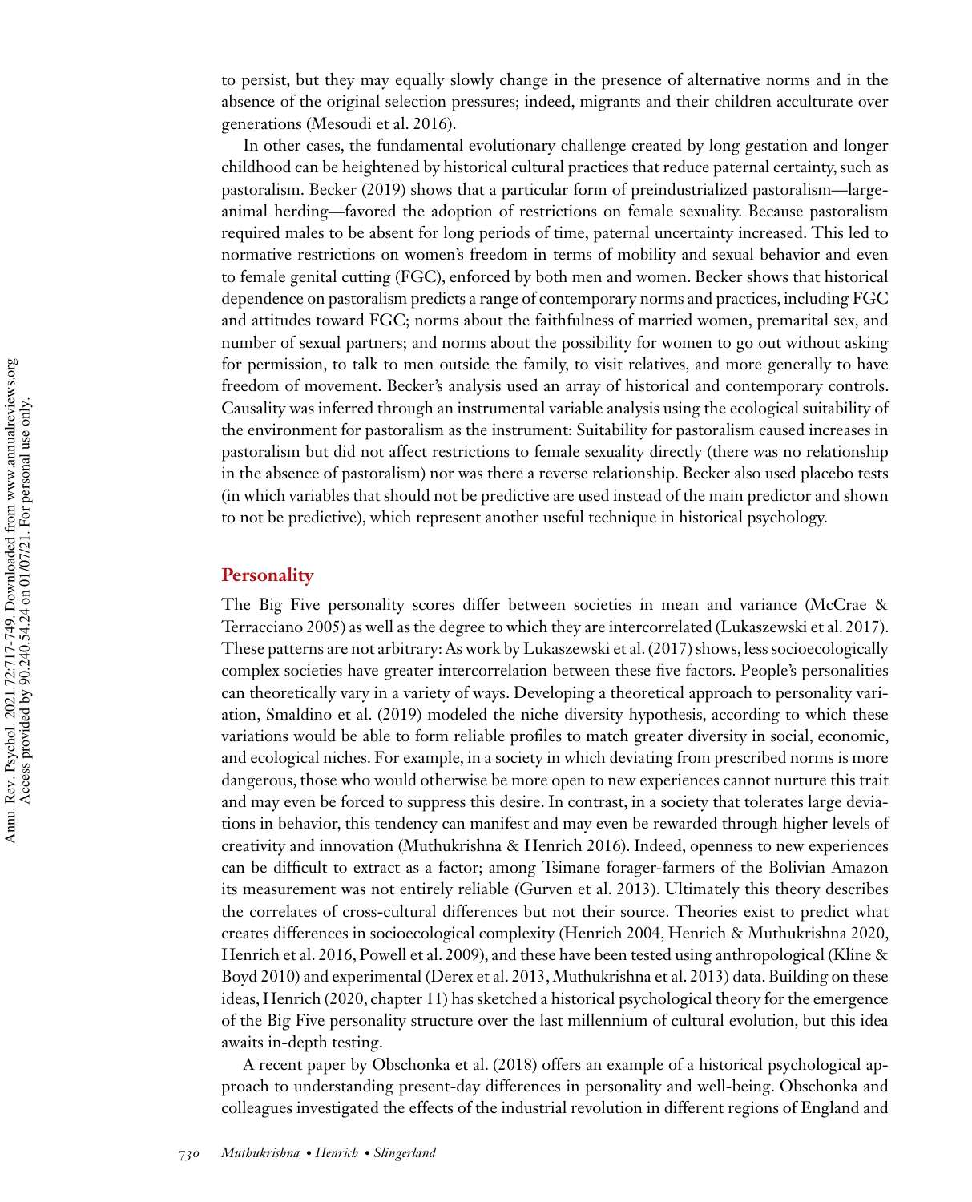to persist, but they may equally slowly change in the presence of alternative norms and in the absence of the original selection pressures; indeed, migrants and their children acculturate over generations (Mesoudi et al. 2016).

In other cases, the fundamental evolutionary challenge created by long gestation and longer childhood can be heightened by historical cultural practices that reduce paternal certainty, such as pastoralism. Becker (2019) shows that a particular form of preindustrialized pastoralism—large-animal herding—favored the adoption of restrictions on female sexuality. Because pastoralism required males to be absent for long periods of time, paternal uncertainty increased. This led to normative restrictions on women's freedom in terms of mobility and sexual behavior and even to female genital cutting (FGC), enforced by both men and women. Becker shows that historical dependence on pastoralism predicts a range of contemporary norms and practices, including FGC and attitudes toward FGC; norms about the faithfulness of married women, premarital sex, and number of sexual partners; and norms about the possibility for women to go out without asking for permission, to talk to men outside the family, to visit relatives, and more generally to have freedom of movement. Becker's analysis used an array of historical and contemporary controls. Causality was inferred through an instrumental variable analysis using the ecological suitability of the environment for pastoralism as the instrument: Suitability for pastoralism caused increases in pastoralism but did not affect restrictions to female sexuality directly (there was no relationship in the absence of pastoralism) nor was there a reverse relationship. Becker also used placebo tests (in which variables that should not be predictive are used instead of the main predictor and shown to not be predictive), which represent another useful technique in historical psychology.

## Personality

The Big Five personality scores differ between societies in mean and variance (McCrae & Terracciano 2005) as well as the degree to which they are intercorrelated (Lukaszewski et al. 2017). These patterns are not arbitrary: As work by Lukaszewski et al. (2017) shows, less socioecologically complex societies have greater intercorrelation between these five factors. People's personalities can theoretically vary in a variety of ways. Developing a theoretical approach to personality variation, Smaldino et al. (2019) modeled the niche diversity hypothesis, according to which these variations would be able to form reliable profiles to match greater diversity in social, economic, and ecological niches. For example, in a society in which deviating from prescribed norms is more dangerous, those who would otherwise be more open to new experiences cannot nurture this trait and may even be forced to suppress this desire. In contrast, in a society that tolerates large deviations in behavior, this tendency can manifest and may even be rewarded through higher levels of creativity and innovation (Muthukrishna & Henrich 2016). Indeed, openness to new experiences can be difficult to extract as a factor; among Tsimane forager-farmers of the Bolivian Amazon its measurement was not entirely reliable (Gurven et al. 2013). Ultimately this theory describes the correlates of cross-cultural differences but not their source. Theories exist to predict what creates differences in socioecological complexity (Henrich 2004, Henrich & Muthukrishna 2020, Henrich et al. 2016, Powell et al. 2009), and these have been tested using anthropological (Kline & Boyd 2010) and experimental (Derex et al. 2013, Muthukrishna et al. 2013) data. Building on these ideas, Henrich (2020, chapter 11) has sketched a historical psychological theory for the emergence of the Big Five personality structure over the last millennium of cultural evolution, but this idea awaits in-depth testing.

A recent paper by Obschonka et al. (2018) offers an example of a historical psychological approach to understanding present-day differences in personality and well-being. Obschonka and colleagues investigated the effects of the industrial revolution in different regions of England and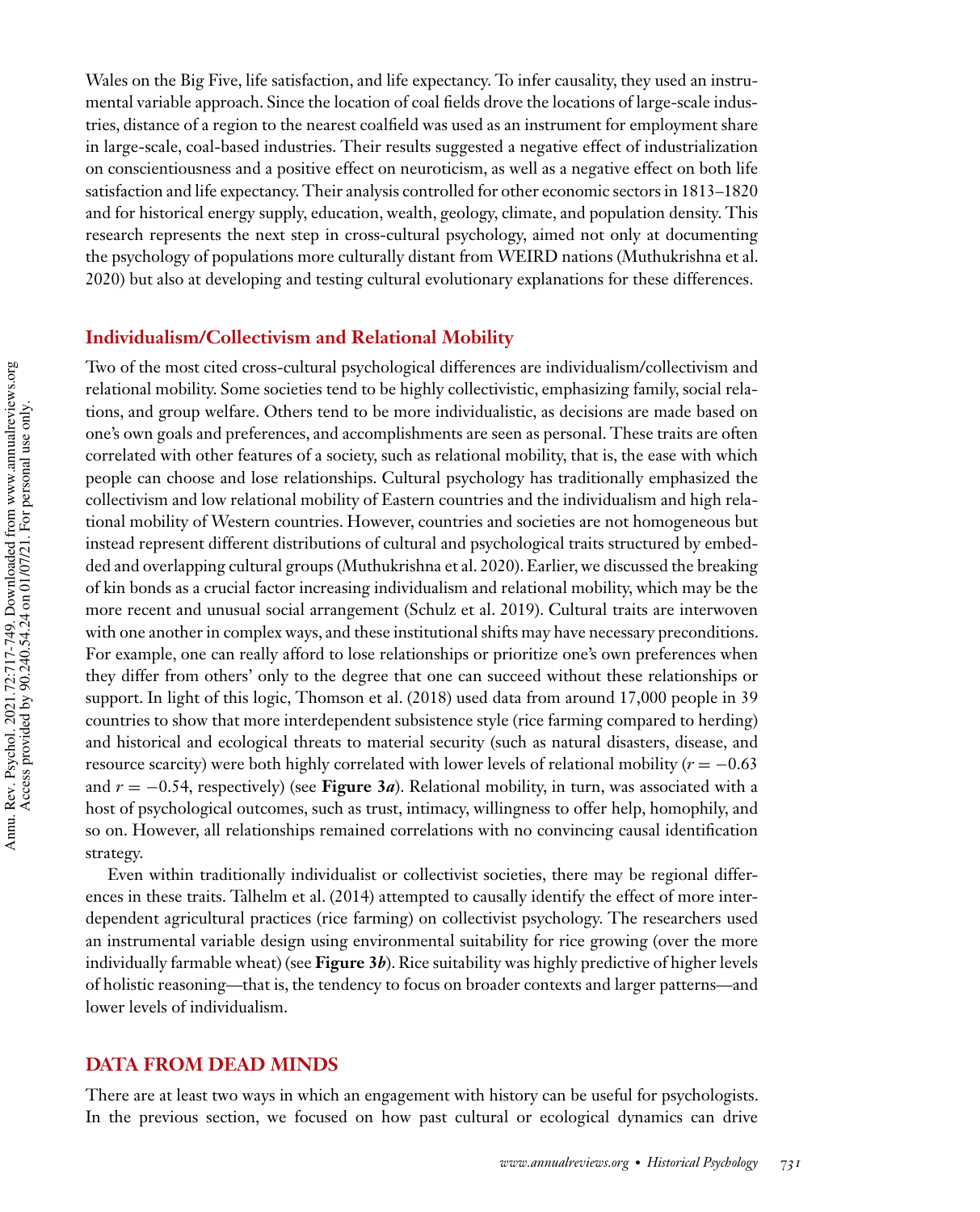Wales on the Big Five, life satisfaction, and life expectancy. To infer causality, they used an instrumental variable approach. Since the location of coal fields drove the locations of large-scale industries, distance of a region to the nearest coalfield was used as an instrument for employment share in large-scale, coal-based industries. Their results suggested a negative effect of industrialization on conscientiousness and a positive effect on neuroticism, as well as a negative effect on both life satisfaction and life expectancy. Their analysis controlled for other economic sectors in 1813–1820 and for historical energy supply, education, wealth, geology, climate, and population density. This research represents the next step in cross-cultural psychology, aimed not only at documenting the psychology of populations more culturally distant from WEIRD nations (Muthukrishna et al. 2020) but also at developing and testing cultural evolutionary explanations for these differences.

## Individualism/Collectivism and Relational Mobility

Two of the most cited cross-cultural psychological differences are individualism/collectivism and relational mobility. Some societies tend to be highly collectivistic, emphasizing family, social relations, and group welfare. Others tend to be more individualistic, as decisions are made based on one's own goals and preferences, and accomplishments are seen as personal. These traits are often correlated with other features of a society, such as relational mobility, that is, the ease with which people can choose and lose relationships. Cultural psychology has traditionally emphasized the collectivism and low relational mobility of Eastern countries and the individualism and high relational mobility of Western countries. However, countries and societies are not homogeneous but instead represent different distributions of cultural and psychological traits structured by embedded and overlapping cultural groups (Muthukrishna et al. 2020). Earlier, we discussed the breaking of kin bonds as a crucial factor increasing individualism and relational mobility, which may be the more recent and unusual social arrangement (Schulz et al. 2019). Cultural traits are interwoven with one another in complex ways, and these institutional shifts may have necessary preconditions. For example, one can really afford to lose relationships or prioritize one's own preferences when they differ from others' only to the degree that one can succeed without these relationships or support. In light of this logic, Thomson et al. (2018) used data from around 17,000 people in 39 countries to show that more interdependent subsistence style (rice farming compared to herding) and historical and ecological threats to material security (such as natural disasters, disease, and resource scarcity) were both highly correlated with lower levels of relational mobility ($r = -0.63$ and $r = -0.54$, respectively) (see **Figure 3*a***). Relational mobility, in turn, was associated with a host of psychological outcomes, such as trust, intimacy, willingness to offer help, homophily, and so on. However, all relationships remained correlations with no convincing causal identification strategy.

Even within traditionally individualist or collectivist societies, there may be regional differences in these traits. Talhelm et al. (2014) attempted to causally identify the effect of more interdependent agricultural practices (rice farming) on collectivist psychology. The researchers used an instrumental variable design using environmental suitability for rice growing (over the more individually farmable wheat) (see **Figure 3*b***). Rice suitability was highly predictive of higher levels of holistic reasoning—that is, the tendency to focus on broader contexts and larger patterns—and lower levels of individualism.

# DATA FROM DEAD MINDS

There are at least two ways in which an engagement with history can be useful for psychologists. In the previous section, we focused on how past cultural or ecological dynamics can drive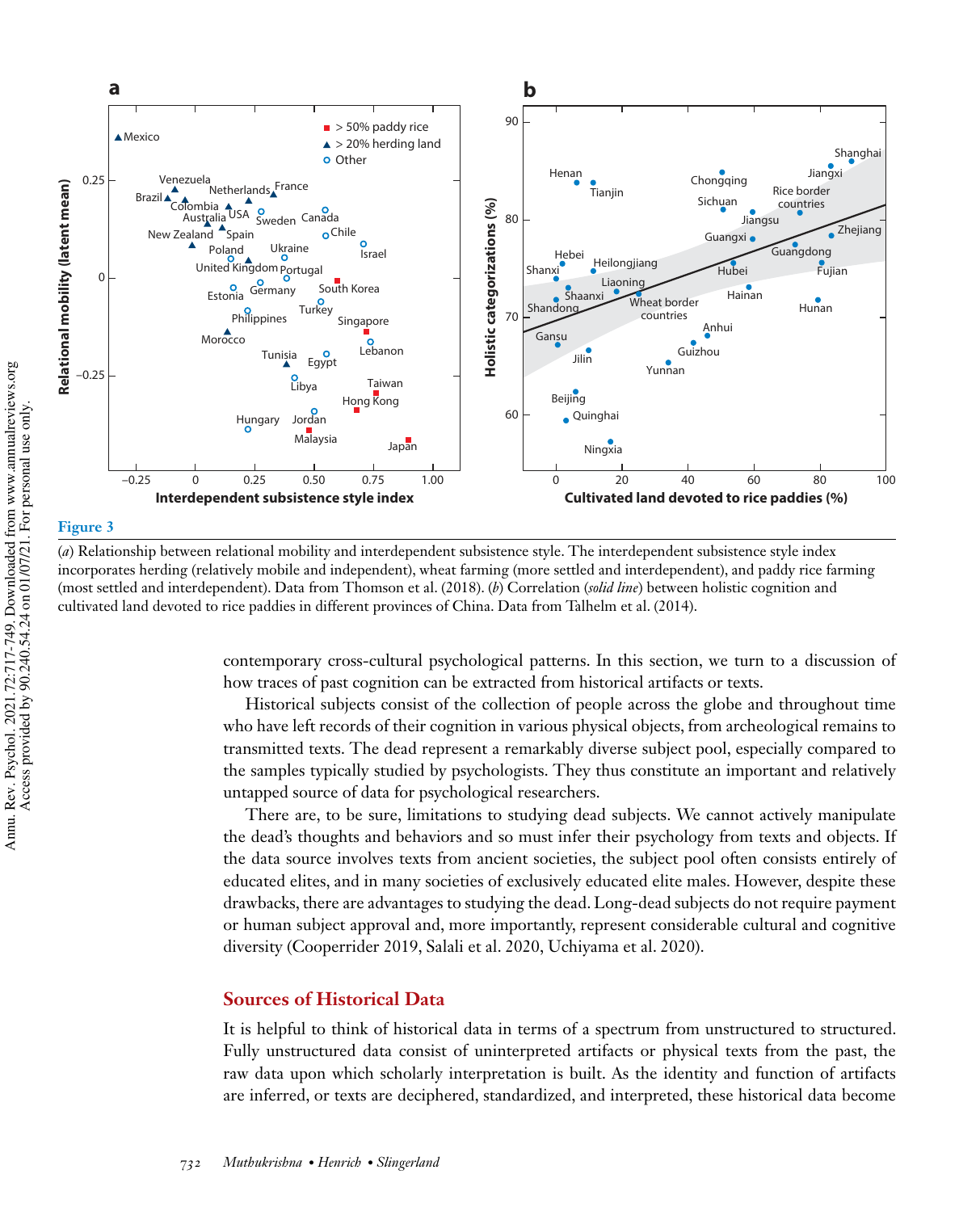**Figure 3**

(*a*) Relationship between relational mobility and interdependent subsistence style. The interdependent subsistence style index incorporates herding (relatively mobile and independent), wheat farming (more settled and interdependent), and paddy rice farming (most settled and interdependent). Data from Thomson et al. (2018). (*b*) Correlation (*solid line*) between holistic cognition and cultivated land devoted to rice paddies in different provinces of China. Data from Talhelm et al. (2014).

contemporary cross-cultural psychological patterns. In this section, we turn to a discussion of how traces of past cognition can be extracted from historical artifacts or texts.

Historical subjects consist of the collection of people across the globe and throughout time who have left records of their cognition in various physical objects, from archeological remains to transmitted texts. The dead represent a remarkably diverse subject pool, especially compared to the samples typically studied by psychologists. They thus constitute an important and relatively untapped source of data for psychological researchers.

There are, to be sure, limitations to studying dead subjects. We cannot actively manipulate the dead's thoughts and behaviors and so must infer their psychology from texts and objects. If the data source involves texts from ancient societies, the subject pool often consists entirely of educated elites, and in many societies of exclusively educated elite males. However, despite these drawbacks, there are advantages to studying the dead. Long-dead subjects do not require payment or human subject approval and, more importantly, represent considerable cultural and cognitive diversity (Cooperrider 2019, Salali et al. 2020, Uchiyama et al. 2020).

## Sources of Historical Data

It is helpful to think of historical data in terms of a spectrum from unstructured to structured. Fully unstructured data consist of uninterpreted artifacts or physical texts from the past, the raw data upon which scholarly interpretation is built. As the identity and function of artifacts are inferred, or texts are deciphered, standardized, and interpreted, these historical data become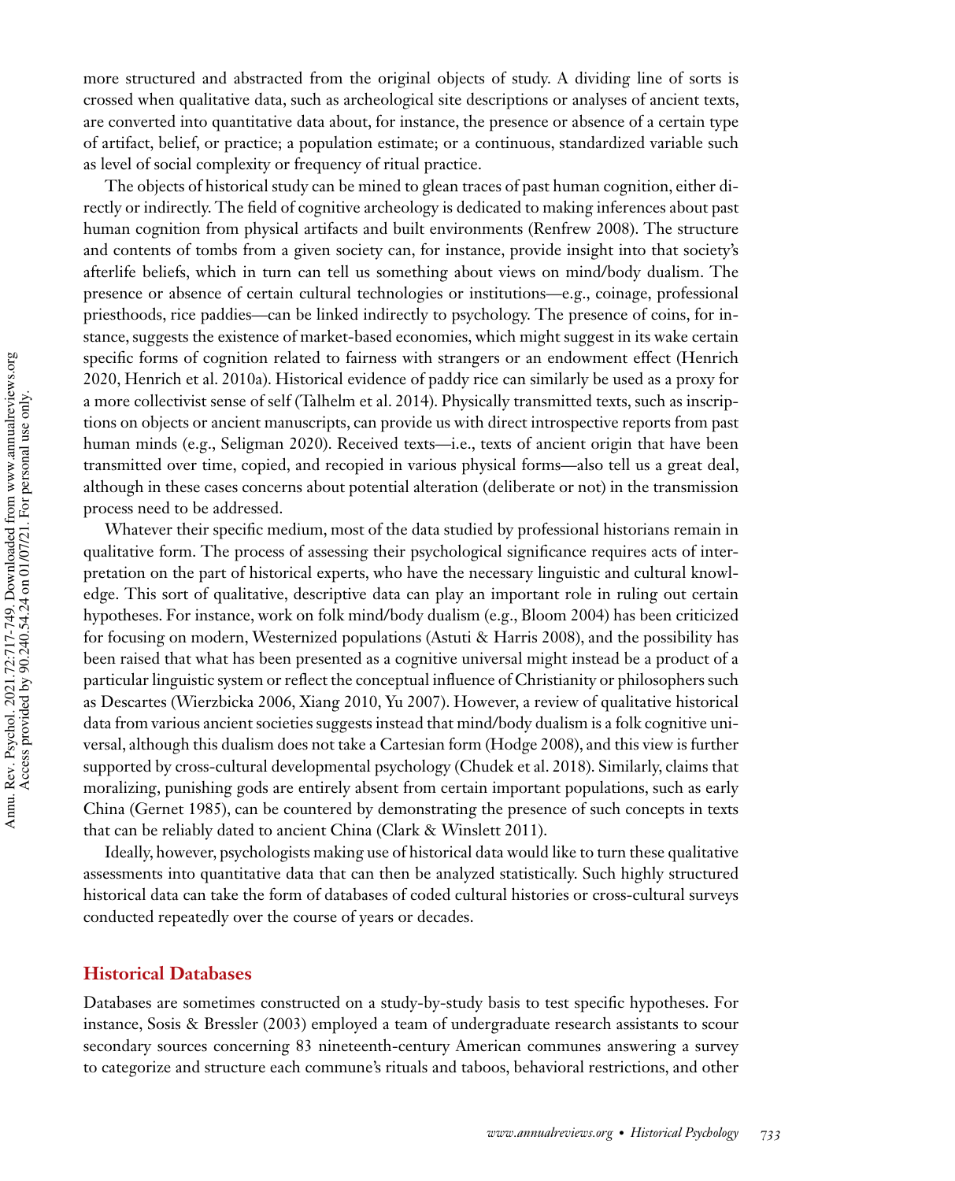more structured and abstracted from the original objects of study. A dividing line of sorts is crossed when qualitative data, such as archeological site descriptions or analyses of ancient texts, are converted into quantitative data about, for instance, the presence or absence of a certain type of artifact, belief, or practice; a population estimate; or a continuous, standardized variable such as level of social complexity or frequency of ritual practice.

The objects of historical study can be mined to glean traces of past human cognition, either directly or indirectly. The field of cognitive archeology is dedicated to making inferences about past human cognition from physical artifacts and built environments (Renfrew 2008). The structure and contents of tombs from a given society can, for instance, provide insight into that society's afterlife beliefs, which in turn can tell us something about views on mind/body dualism. The presence or absence of certain cultural technologies or institutions—e.g., coinage, professional priesthoods, rice paddies—can be linked indirectly to psychology. The presence of coins, for instance, suggests the existence of market-based economies, which might suggest in its wake certain specific forms of cognition related to fairness with strangers or an endowment effect (Henrich 2020, Henrich et al. 2010a). Historical evidence of paddy rice can similarly be used as a proxy for a more collectivist sense of self (Talhelm et al. 2014). Physically transmitted texts, such as inscriptions on objects or ancient manuscripts, can provide us with direct introspective reports from past human minds (e.g., Seligman 2020). Received texts—i.e., texts of ancient origin that have been transmitted over time, copied, and recopied in various physical forms—also tell us a great deal, although in these cases concerns about potential alteration (deliberate or not) in the transmission process need to be addressed.

Whatever their specific medium, most of the data studied by professional historians remain in qualitative form. The process of assessing their psychological significance requires acts of interpretation on the part of historical experts, who have the necessary linguistic and cultural knowledge. This sort of qualitative, descriptive data can play an important role in ruling out certain hypotheses. For instance, work on folk mind/body dualism (e.g., Bloom 2004) has been criticized for focusing on modern, Westernized populations (Astuti & Harris 2008), and the possibility has been raised that what has been presented as a cognitive universal might instead be a product of a particular linguistic system or reflect the conceptual influence of Christianity or philosophers such as Descartes (Wierzbicka 2006, Xiang 2010, Yu 2007). However, a review of qualitative historical data from various ancient societies suggests instead that mind/body dualism is a folk cognitive universal, although this dualism does not take a Cartesian form (Hodge 2008), and this view is further supported by cross-cultural developmental psychology (Chudek et al. 2018). Similarly, claims that moralizing, punishing gods are entirely absent from certain important populations, such as early China (Gernet 1985), can be countered by demonstrating the presence of such concepts in texts that can be reliably dated to ancient China (Clark & Winslett 2011).

Ideally, however, psychologists making use of historical data would like to turn these qualitative assessments into quantitative data that can then be analyzed statistically. Such highly structured historical data can take the form of databases of coded cultural histories or cross-cultural surveys conducted repeatedly over the course of years or decades.

## Historical Databases

Databases are sometimes constructed on a study-by-study basis to test specific hypotheses. For instance, Sosis & Bressler (2003) employed a team of undergraduate research assistants to scour secondary sources concerning 83 nineteenth-century American communes answering a survey to categorize and structure each commune's rituals and taboos, behavioral restrictions, and other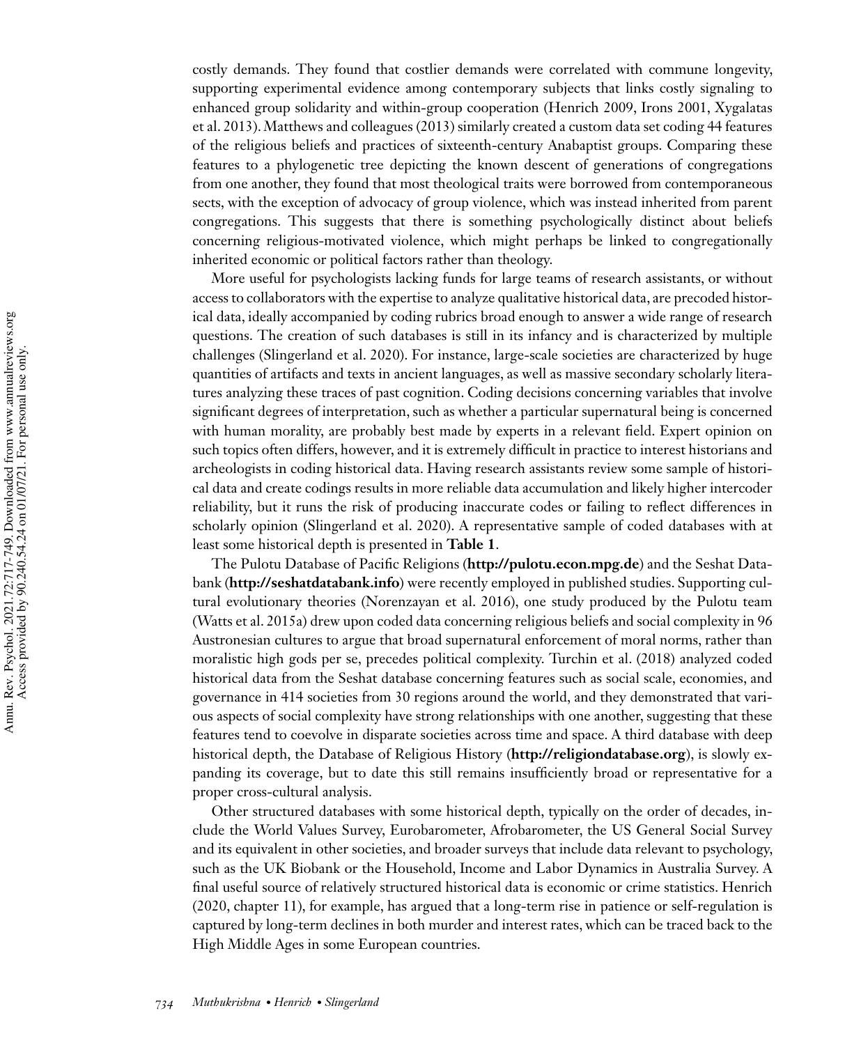costly demands. They found that costlier demands were correlated with commune longevity, supporting experimental evidence among contemporary subjects that links costly signaling to enhanced group solidarity and within-group cooperation (Henrich 2009, Irons 2001, Xygalatas et al. 2013). Matthews and colleagues (2013) similarly created a custom data set coding 44 features of the religious beliefs and practices of sixteenth-century Anabaptist groups. Comparing these features to a phylogenetic tree depicting the known descent of generations of congregations from one another, they found that most theological traits were borrowed from contemporaneous sects, with the exception of advocacy of group violence, which was instead inherited from parent congregations. This suggests that there is something psychologically distinct about beliefs concerning religious-motivated violence, which might perhaps be linked to congregationally inherited economic or political factors rather than theology.

More useful for psychologists lacking funds for large teams of research assistants, or without access to collaborators with the expertise to analyze qualitative historical data, are precoded historical data, ideally accompanied by coding rubrics broad enough to answer a wide range of research questions. The creation of such databases is still in its infancy and is characterized by multiple challenges (Slingerland et al. 2020). For instance, large-scale societies are characterized by huge quantities of artifacts and texts in ancient languages, as well as massive secondary scholarly literatures analyzing these traces of past cognition. Coding decisions concerning variables that involve significant degrees of interpretation, such as whether a particular supernatural being is concerned with human morality, are probably best made by experts in a relevant field. Expert opinion on such topics often differs, however, and it is extremely difficult in practice to interest historians and archeologists in coding historical data. Having research assistants review some sample of historical data and create codings results in more reliable data accumulation and likely higher intercoder reliability, but it runs the risk of producing inaccurate codes or failing to reflect differences in scholarly opinion (Slingerland et al. 2020). A representative sample of coded databases with at least some historical depth is presented in **Table 1**.

The Pulotu Database of Pacific Religions (**http://pulotu.econ.mpg.de**) and the Seshat Databank (**http://seshatdatabank.info**) were recently employed in published studies. Supporting cultural evolutionary theories (Norenzayan et al. 2016), one study produced by the Pulotu team (Watts et al. 2015a) drew upon coded data concerning religious beliefs and social complexity in 96 Austronesian cultures to argue that broad supernatural enforcement of moral norms, rather than moralistic high gods per se, precedes political complexity. Turchin et al. (2018) analyzed coded historical data from the Seshat database concerning features such as social scale, economies, and governance in 414 societies from 30 regions around the world, and they demonstrated that various aspects of social complexity have strong relationships with one another, suggesting that these features tend to coevolve in disparate societies across time and space. A third database with deep historical depth, the Database of Religious History (**http://religiondatabase.org**), is slowly expanding its coverage, but to date this still remains insufficiently broad or representative for a proper cross-cultural analysis.

Other structured databases with some historical depth, typically on the order of decades, include the World Values Survey, Eurobarometer, Afrobarometer, the US General Social Survey and its equivalent in other societies, and broader surveys that include data relevant to psychology, such as the UK Biobank or the Household, Income and Labor Dynamics in Australia Survey. A final useful source of relatively structured historical data is economic or crime statistics. Henrich (2020, chapter 11), for example, has argued that a long-term rise in patience or self-regulation is captured by long-term declines in both murder and interest rates, which can be traced back to the High Middle Ages in some European countries.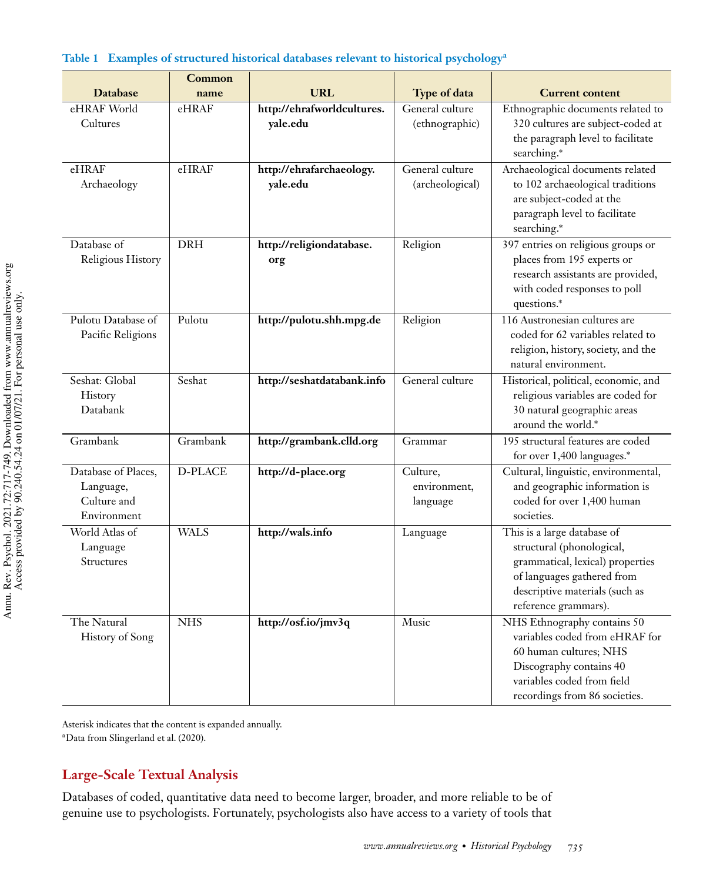**Table 1 Examples of structured historical databases relevant to historical psychology[a]**

| Database | Common name | URL | Type of data | Current content |
|---|---|---|---|---|
| eHRAF World Cultures | eHRAF | **http://ehrafworldcultures.yale.edu** | General culture (ethnographic) | Ethnographic documents related to 320 cultures are subject-coded at the paragraph level to facilitate searching.* |
| eHRAF Archaeology | eHRAF | **http://ehrafarchaeology.yale.edu** | General culture (archeological) | Archaeological documents related to 102 archaeological traditions are subject-coded at the paragraph level to facilitate searching.* |
| Database of Religious History | DRH | **http://religiondatabase.org** | Religion | 397 entries on religious groups or places from 195 experts or research assistants are provided, with coded responses to poll questions.* |
| Pulotu Database of Pacific Religions | Pulotu | **http://pulotu.shh.mpg.de** | Religion | 116 Austronesian cultures are coded for 62 variables related to religion, history, society, and the natural environment. |
| Seshat: Global History Databank | Seshat | **http://seshatdatabank.info** | General culture | Historical, political, economic, and religious variables are coded for 30 natural geographic areas around the world.* |
| Grambank | Grambank | **http://grambank.clld.org** | Grammar | 195 structural features are coded for over 1,400 languages.* |
| Database of Places, Language, Culture and Environment | D-PLACE | **http://d-place.org** | Culture, environment, language | Cultural, linguistic, environmental, and geographic information is coded for over 1,400 human societies. |
| World Atlas of Language Structures | WALS | **http://wals.info** | Language | This is a large database of structural (phonological, grammatical, lexical) properties of languages gathered from descriptive materials (such as reference grammars). |
| The Natural History of Song | NHS | **http://osf.io/jmv3q** | Music | NHS Ethnography contains 50 variables coded from eHRAF for 60 human cultures; NHS Discography contains 40 variables coded from field recordings from 86 societies. |

Asterisk indicates that the content is expanded annually.

[a]Data from Slingerland et al. (2020).

## Large-Scale Textual Analysis

Databases of coded, quantitative data need to become larger, broader, and more reliable to be of genuine use to psychologists. Fortunately, psychologists also have access to a variety of tools that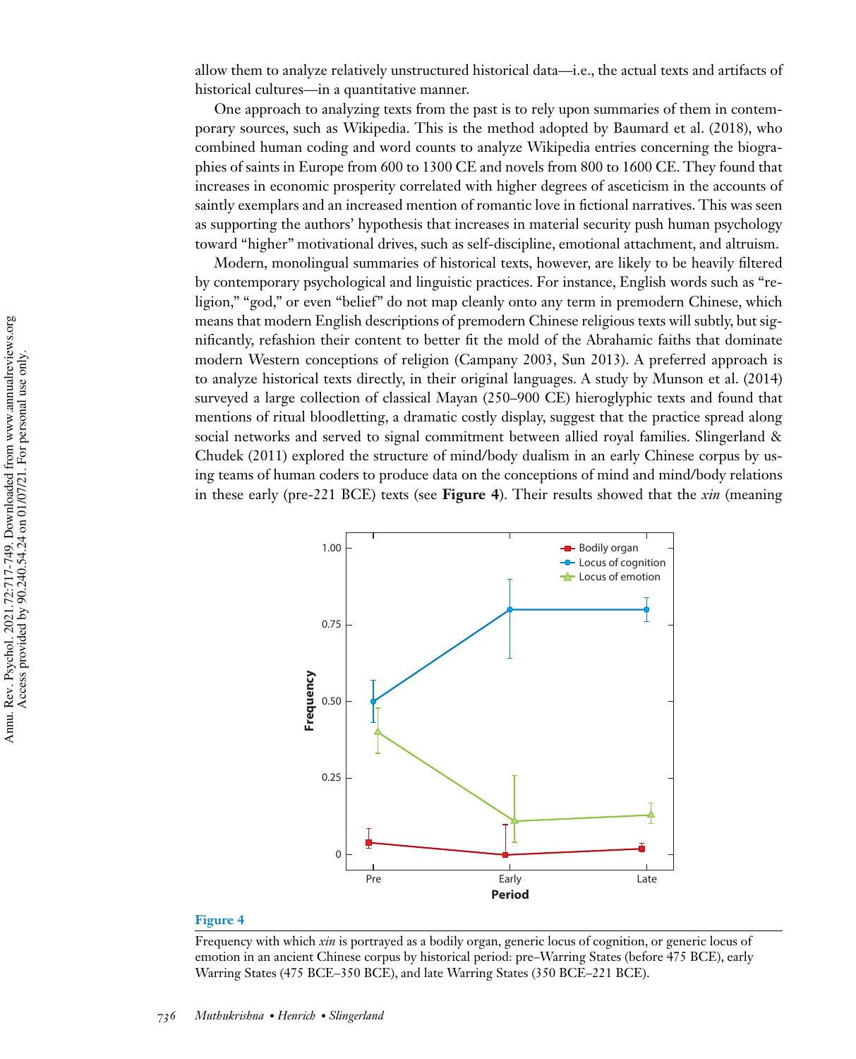allow them to analyze relatively unstructured historical data—i.e., the actual texts and artifacts of historical cultures—in a quantitative manner.

One approach to analyzing texts from the past is to rely upon summaries of them in contemporary sources, such as Wikipedia. This is the method adopted by Baumard et al. (2018), who combined human coding and word counts to analyze Wikipedia entries concerning the biographies of saints in Europe from 600 to 1300 CE and novels from 800 to 1600 CE. They found that increases in economic prosperity correlated with higher degrees of asceticism in the accounts of saintly exemplars and an increased mention of romantic love in fictional narratives. This was seen as supporting the authors' hypothesis that increases in material security push human psychology toward "higher" motivational drives, such as self-discipline, emotional attachment, and altruism.

Modern, monolingual summaries of historical texts, however, are likely to be heavily filtered by contemporary psychological and linguistic practices. For instance, English words such as "religion," "god," or even "belief" do not map cleanly onto any term in premodern Chinese, which means that modern English descriptions of premodern Chinese religious texts will subtly, but significantly, refashion their content to better fit the mold of the Abrahamic faiths that dominate modern Western conceptions of religion (Campany 2003, Sun 2013). A preferred approach is to analyze historical texts directly, in their original languages. A study by Munson et al. (2014) surveyed a large collection of classical Mayan (250–900 CE) hieroglyphic texts and found that mentions of ritual bloodletting, a dramatic costly display, suggest that the practice spread along social networks and served to signal commitment between allied royal families. Slingerland & Chudek (2011) explored the structure of mind/body dualism in an early Chinese corpus by using teams of human coders to produce data on the conceptions of mind and mind/body relations in these early (pre-221 BCE) texts (see **Figure 4**). Their results showed that the *xin* (meaning

**Figure 4**

Frequency with which *xin* is portrayed as a bodily organ, generic locus of cognition, or generic locus of emotion in an ancient Chinese corpus by historical period: pre–Warring States (before 475 BCE), early Warring States (475 BCE–350 BCE), and late Warring States (350 BCE–221 BCE).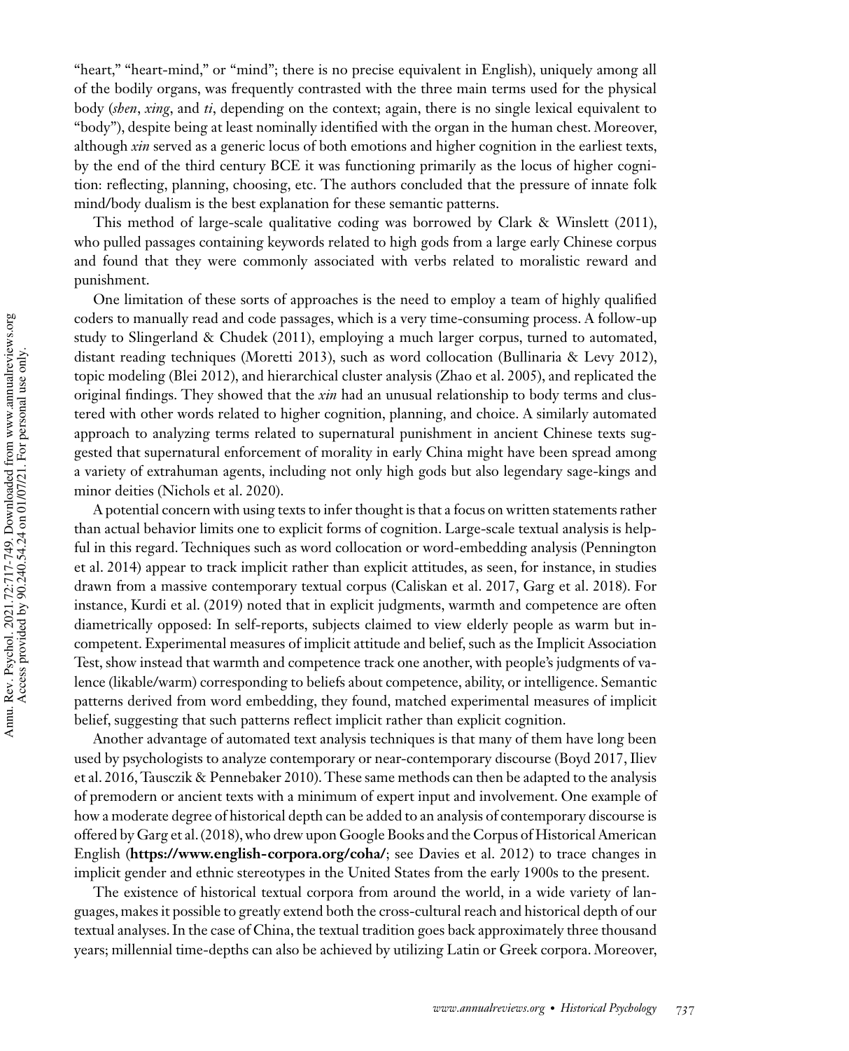"heart," "heart-mind," or "mind"; there is no precise equivalent in English), uniquely among all of the bodily organs, was frequently contrasted with the three main terms used for the physical body (*shen*, *xing*, and *ti*, depending on the context; again, there is no single lexical equivalent to "body"), despite being at least nominally identified with the organ in the human chest. Moreover, although *xin* served as a generic locus of both emotions and higher cognition in the earliest texts, by the end of the third century BCE it was functioning primarily as the locus of higher cognition: reflecting, planning, choosing, etc. The authors concluded that the pressure of innate folk mind/body dualism is the best explanation for these semantic patterns.

This method of large-scale qualitative coding was borrowed by Clark & Winslett (2011), who pulled passages containing keywords related to high gods from a large early Chinese corpus and found that they were commonly associated with verbs related to moralistic reward and punishment.

One limitation of these sorts of approaches is the need to employ a team of highly qualified coders to manually read and code passages, which is a very time-consuming process. A follow-up study to Slingerland & Chudek (2011), employing a much larger corpus, turned to automated, distant reading techniques (Moretti 2013), such as word collocation (Bullinaria & Levy 2012), topic modeling (Blei 2012), and hierarchical cluster analysis (Zhao et al. 2005), and replicated the original findings. They showed that the *xin* had an unusual relationship to body terms and clustered with other words related to higher cognition, planning, and choice. A similarly automated approach to analyzing terms related to supernatural punishment in ancient Chinese texts suggested that supernatural enforcement of morality in early China might have been spread among a variety of extrahuman agents, including not only high gods but also legendary sage-kings and minor deities (Nichols et al. 2020).

A potential concern with using texts to infer thought is that a focus on written statements rather than actual behavior limits one to explicit forms of cognition. Large-scale textual analysis is helpful in this regard. Techniques such as word collocation or word-embedding analysis (Pennington et al. 2014) appear to track implicit rather than explicit attitudes, as seen, for instance, in studies drawn from a massive contemporary textual corpus (Caliskan et al. 2017, Garg et al. 2018). For instance, Kurdi et al. (2019) noted that in explicit judgments, warmth and competence are often diametrically opposed: In self-reports, subjects claimed to view elderly people as warm but incompetent. Experimental measures of implicit attitude and belief, such as the Implicit Association Test, show instead that warmth and competence track one another, with people's judgments of valence (likable/warm) corresponding to beliefs about competence, ability, or intelligence. Semantic patterns derived from word embedding, they found, matched experimental measures of implicit belief, suggesting that such patterns reflect implicit rather than explicit cognition.

Another advantage of automated text analysis techniques is that many of them have long been used by psychologists to analyze contemporary or near-contemporary discourse (Boyd 2017, Iliev et al. 2016, Tausczik & Pennebaker 2010). These same methods can then be adapted to the analysis of premodern or ancient texts with a minimum of expert input and involvement. One example of how a moderate degree of historical depth can be added to an analysis of contemporary discourse is offered by Garg et al. (2018), who drew upon Google Books and the Corpus of Historical American English (**https://www.english-corpora.org/coha/**; see Davies et al. 2012) to trace changes in implicit gender and ethnic stereotypes in the United States from the early 1900s to the present.

The existence of historical textual corpora from around the world, in a wide variety of languages, makes it possible to greatly extend both the cross-cultural reach and historical depth of our textual analyses. In the case of China, the textual tradition goes back approximately three thousand years; millennial time-depths can also be achieved by utilizing Latin or Greek corpora. Moreover,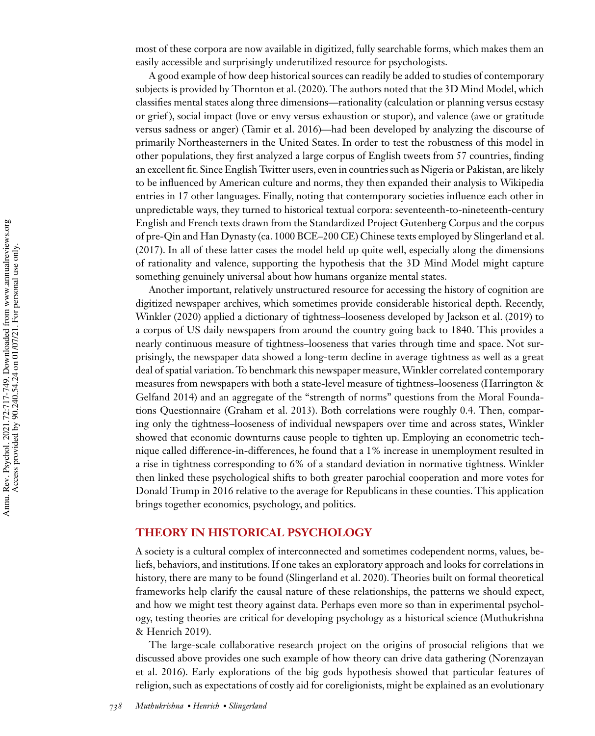most of these corpora are now available in digitized, fully searchable forms, which makes them an easily accessible and surprisingly underutilized resource for psychologists.

A good example of how deep historical sources can readily be added to studies of contemporary subjects is provided by Thornton et al. (2020). The authors noted that the 3D Mind Model, which classifies mental states along three dimensions—rationality (calculation or planning versus ecstasy or grief), social impact (love or envy versus exhaustion or stupor), and valence (awe or gratitude versus sadness or anger) (Tamir et al. 2016)—had been developed by analyzing the discourse of primarily Northeasterners in the United States. In order to test the robustness of this model in other populations, they first analyzed a large corpus of English tweets from 57 countries, finding an excellent fit. Since English Twitter users, even in countries such as Nigeria or Pakistan, are likely to be influenced by American culture and norms, they then expanded their analysis to Wikipedia entries in 17 other languages. Finally, noting that contemporary societies influence each other in unpredictable ways, they turned to historical textual corpora: seventeenth-to-nineteenth-century English and French texts drawn from the Standardized Project Gutenberg Corpus and the corpus of pre-Qin and Han Dynasty (ca. 1000 BCE–200 CE) Chinese texts employed by Slingerland et al. (2017). In all of these latter cases the model held up quite well, especially along the dimensions of rationality and valence, supporting the hypothesis that the 3D Mind Model might capture something genuinely universal about how humans organize mental states.

Another important, relatively unstructured resource for accessing the history of cognition are digitized newspaper archives, which sometimes provide considerable historical depth. Recently, Winkler (2020) applied a dictionary of tightness–looseness developed by Jackson et al. (2019) to a corpus of US daily newspapers from around the country going back to 1840. This provides a nearly continuous measure of tightness–looseness that varies through time and space. Not surprisingly, the newspaper data showed a long-term decline in average tightness as well as a great deal of spatial variation. To benchmark this newspaper measure, Winkler correlated contemporary measures from newspapers with both a state-level measure of tightness–looseness (Harrington & Gelfand 2014) and an aggregate of the "strength of norms" questions from the Moral Foundations Questionnaire (Graham et al. 2013). Both correlations were roughly 0.4. Then, comparing only the tightness–looseness of individual newspapers over time and across states, Winkler showed that economic downturns cause people to tighten up. Employing an econometric technique called difference-in-differences, he found that a 1% increase in unemployment resulted in a rise in tightness corresponding to 6% of a standard deviation in normative tightness. Winkler then linked these psychological shifts to both greater parochial cooperation and more votes for Donald Trump in 2016 relative to the average for Republicans in these counties. This application brings together economics, psychology, and politics.

## THEORY IN HISTORICAL PSYCHOLOGY

A society is a cultural complex of interconnected and sometimes codependent norms, values, beliefs, behaviors, and institutions. If one takes an exploratory approach and looks for correlations in history, there are many to be found (Slingerland et al. 2020). Theories built on formal theoretical frameworks help clarify the causal nature of these relationships, the patterns we should expect, and how we might test theory against data. Perhaps even more so than in experimental psychology, testing theories are critical for developing psychology as a historical science (Muthukrishna & Henrich 2019).

The large-scale collaborative research project on the origins of prosocial religions that we discussed above provides one such example of how theory can drive data gathering (Norenzayan et al. 2016). Early explorations of the big gods hypothesis showed that particular features of religion, such as expectations of costly aid for coreligionists, might be explained as an evolutionary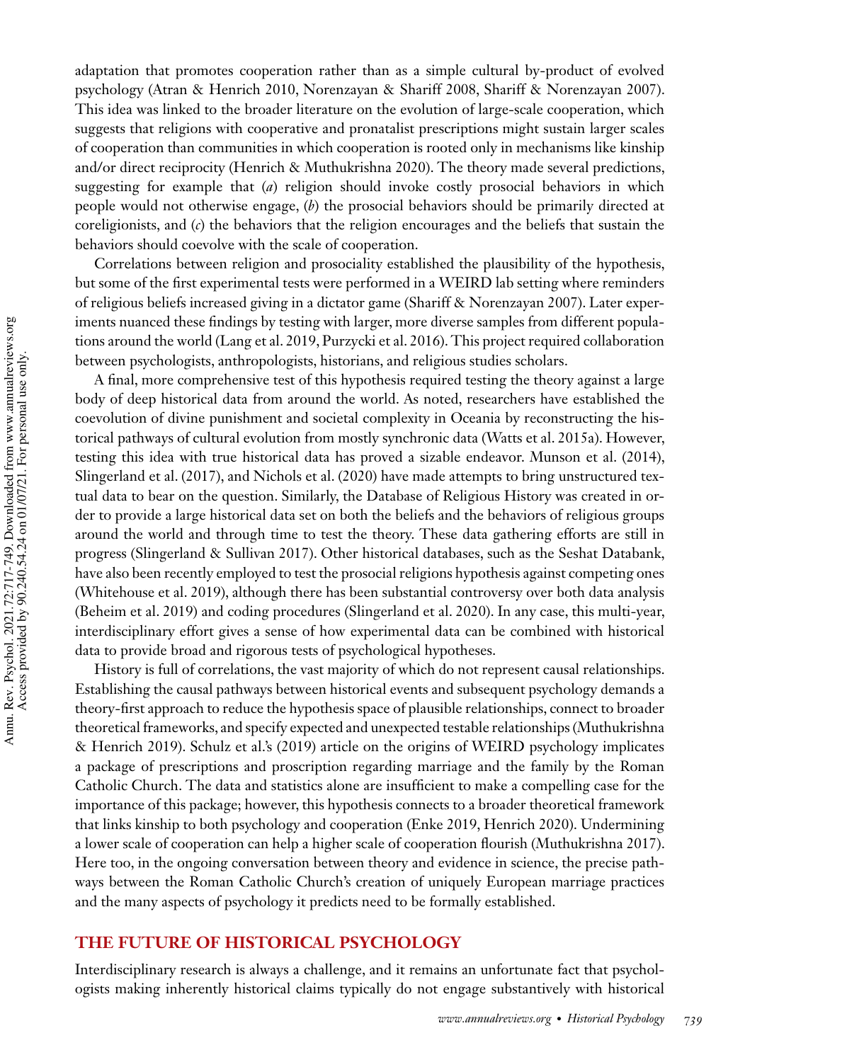adaptation that promotes cooperation rather than as a simple cultural by-product of evolved psychology (Atran & Henrich 2010, Norenzayan & Shariff 2008, Shariff & Norenzayan 2007). This idea was linked to the broader literature on the evolution of large-scale cooperation, which suggests that religions with cooperative and pronatalist prescriptions might sustain larger scales of cooperation than communities in which cooperation is rooted only in mechanisms like kinship and/or direct reciprocity (Henrich & Muthukrishna 2020). The theory made several predictions, suggesting for example that (*a*) religion should invoke costly prosocial behaviors in which people would not otherwise engage, (*b*) the prosocial behaviors should be primarily directed at coreligionists, and (*c*) the behaviors that the religion encourages and the beliefs that sustain the behaviors should coevolve with the scale of cooperation.

Correlations between religion and prosociality established the plausibility of the hypothesis, but some of the first experimental tests were performed in a WEIRD lab setting where reminders of religious beliefs increased giving in a dictator game (Shariff & Norenzayan 2007). Later experiments nuanced these findings by testing with larger, more diverse samples from different populations around the world (Lang et al. 2019, Purzycki et al. 2016). This project required collaboration between psychologists, anthropologists, historians, and religious studies scholars.

A final, more comprehensive test of this hypothesis required testing the theory against a large body of deep historical data from around the world. As noted, researchers have established the coevolution of divine punishment and societal complexity in Oceania by reconstructing the historical pathways of cultural evolution from mostly synchronic data (Watts et al. 2015a). However, testing this idea with true historical data has proved a sizable endeavor. Munson et al. (2014), Slingerland et al. (2017), and Nichols et al. (2020) have made attempts to bring unstructured textual data to bear on the question. Similarly, the Database of Religious History was created in order to provide a large historical data set on both the beliefs and the behaviors of religious groups around the world and through time to test the theory. These data gathering efforts are still in progress (Slingerland & Sullivan 2017). Other historical databases, such as the Seshat Databank, have also been recently employed to test the prosocial religions hypothesis against competing ones (Whitehouse et al. 2019), although there has been substantial controversy over both data analysis (Beheim et al. 2019) and coding procedures (Slingerland et al. 2020). In any case, this multi-year, interdisciplinary effort gives a sense of how experimental data can be combined with historical data to provide broad and rigorous tests of psychological hypotheses.

History is full of correlations, the vast majority of which do not represent causal relationships. Establishing the causal pathways between historical events and subsequent psychology demands a theory-first approach to reduce the hypothesis space of plausible relationships, connect to broader theoretical frameworks, and specify expected and unexpected testable relationships (Muthukrishna & Henrich 2019). Schulz et al.'s (2019) article on the origins of WEIRD psychology implicates a package of prescriptions and proscription regarding marriage and the family by the Roman Catholic Church. The data and statistics alone are insufficient to make a compelling case for the importance of this package; however, this hypothesis connects to a broader theoretical framework that links kinship to both psychology and cooperation (Enke 2019, Henrich 2020). Undermining a lower scale of cooperation can help a higher scale of cooperation flourish (Muthukrishna 2017). Here too, in the ongoing conversation between theory and evidence in science, the precise pathways between the Roman Catholic Church's creation of uniquely European marriage practices and the many aspects of psychology it predicts need to be formally established.

## THE FUTURE OF HISTORICAL PSYCHOLOGY

Interdisciplinary research is always a challenge, and it remains an unfortunate fact that psychologists making inherently historical claims typically do not engage substantively with historical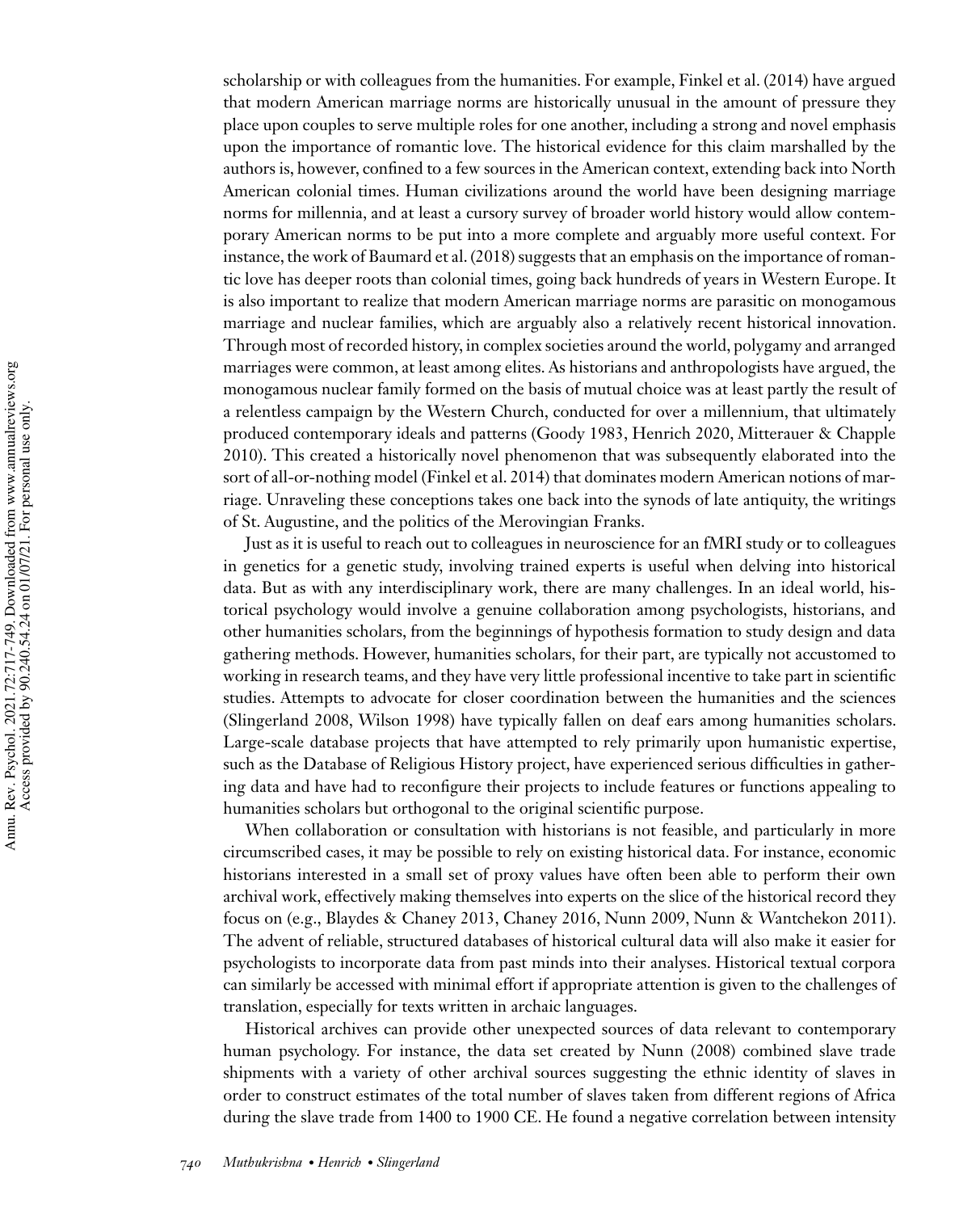scholarship or with colleagues from the humanities. For example, Finkel et al. (2014) have argued that modern American marriage norms are historically unusual in the amount of pressure they place upon couples to serve multiple roles for one another, including a strong and novel emphasis upon the importance of romantic love. The historical evidence for this claim marshalled by the authors is, however, confined to a few sources in the American context, extending back into North American colonial times. Human civilizations around the world have been designing marriage norms for millennia, and at least a cursory survey of broader world history would allow contemporary American norms to be put into a more complete and arguably more useful context. For instance, the work of Baumard et al. (2018) suggests that an emphasis on the importance of romantic love has deeper roots than colonial times, going back hundreds of years in Western Europe. It is also important to realize that modern American marriage norms are parasitic on monogamous marriage and nuclear families, which are arguably also a relatively recent historical innovation. Through most of recorded history, in complex societies around the world, polygamy and arranged marriages were common, at least among elites. As historians and anthropologists have argued, the monogamous nuclear family formed on the basis of mutual choice was at least partly the result of a relentless campaign by the Western Church, conducted for over a millennium, that ultimately produced contemporary ideals and patterns (Goody 1983, Henrich 2020, Mitterauer & Chapple 2010). This created a historically novel phenomenon that was subsequently elaborated into the sort of all-or-nothing model (Finkel et al. 2014) that dominates modern American notions of marriage. Unraveling these conceptions takes one back into the synods of late antiquity, the writings of St. Augustine, and the politics of the Merovingian Franks.

Just as it is useful to reach out to colleagues in neuroscience for an fMRI study or to colleagues in genetics for a genetic study, involving trained experts is useful when delving into historical data. But as with any interdisciplinary work, there are many challenges. In an ideal world, historical psychology would involve a genuine collaboration among psychologists, historians, and other humanities scholars, from the beginnings of hypothesis formation to study design and data gathering methods. However, humanities scholars, for their part, are typically not accustomed to working in research teams, and they have very little professional incentive to take part in scientific studies. Attempts to advocate for closer coordination between the humanities and the sciences (Slingerland 2008, Wilson 1998) have typically fallen on deaf ears among humanities scholars. Large-scale database projects that have attempted to rely primarily upon humanistic expertise, such as the Database of Religious History project, have experienced serious difficulties in gathering data and have had to reconfigure their projects to include features or functions appealing to humanities scholars but orthogonal to the original scientific purpose.

When collaboration or consultation with historians is not feasible, and particularly in more circumscribed cases, it may be possible to rely on existing historical data. For instance, economic historians interested in a small set of proxy values have often been able to perform their own archival work, effectively making themselves into experts on the slice of the historical record they focus on (e.g., Blaydes & Chaney 2013, Chaney 2016, Nunn 2009, Nunn & Wantchekon 2011). The advent of reliable, structured databases of historical cultural data will also make it easier for psychologists to incorporate data from past minds into their analyses. Historical textual corpora can similarly be accessed with minimal effort if appropriate attention is given to the challenges of translation, especially for texts written in archaic languages.

Historical archives can provide other unexpected sources of data relevant to contemporary human psychology. For instance, the data set created by Nunn (2008) combined slave trade shipments with a variety of other archival sources suggesting the ethnic identity of slaves in order to construct estimates of the total number of slaves taken from different regions of Africa during the slave trade from 1400 to 1900 CE. He found a negative correlation between intensity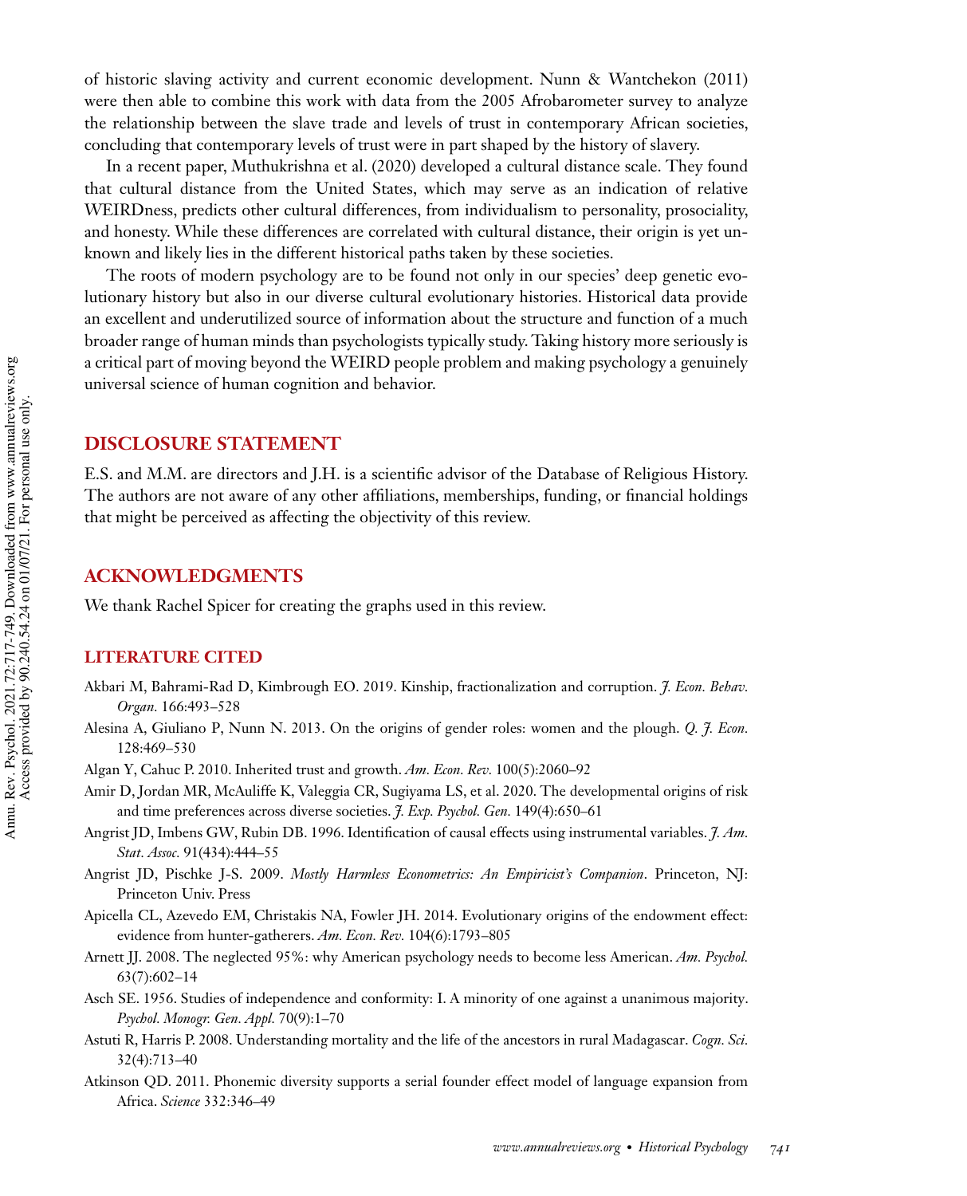of historic slaving activity and current economic development. Nunn & Wantchekon (2011) were then able to combine this work with data from the 2005 Afrobarometer survey to analyze the relationship between the slave trade and levels of trust in contemporary African societies, concluding that contemporary levels of trust were in part shaped by the history of slavery.

In a recent paper, Muthukrishna et al. (2020) developed a cultural distance scale. They found that cultural distance from the United States, which may serve as an indication of relative WEIRDness, predicts other cultural differences, from individualism to personality, prosociality, and honesty. While these differences are correlated with cultural distance, their origin is yet unknown and likely lies in the different historical paths taken by these societies.

The roots of modern psychology are to be found not only in our species' deep genetic evolutionary history but also in our diverse cultural evolutionary histories. Historical data provide an excellent and underutilized source of information about the structure and function of a much broader range of human minds than psychologists typically study. Taking history more seriously is a critical part of moving beyond the WEIRD people problem and making psychology a genuinely universal science of human cognition and behavior.

## DISCLOSURE STATEMENT

E.S. and M.M. are directors and J.H. is a scientific advisor of the Database of Religious History. The authors are not aware of any other affiliations, memberships, funding, or financial holdings that might be perceived as affecting the objectivity of this review.

## ACKNOWLEDGMENTS

We thank Rachel Spicer for creating the graphs used in this review.

## LITERATURE CITED

Akbari M, Bahrami-Rad D, Kimbrough EO. 2019. Kinship, fractionalization and corruption. *J. Econ. Behav. Organ.* 166:493–528

Alesina A, Giuliano P, Nunn N. 2013. On the origins of gender roles: women and the plough. *Q. J. Econ.* 128:469–530

Algan Y, Cahuc P. 2010. Inherited trust and growth. *Am. Econ. Rev.* 100(5):2060–92

Amir D, Jordan MR, McAuliffe K, Valeggia CR, Sugiyama LS, et al. 2020. The developmental origins of risk and time preferences across diverse societies. *J. Exp. Psychol. Gen.* 149(4):650–61

Angrist JD, Imbens GW, Rubin DB. 1996. Identification of causal effects using instrumental variables. *J. Am. Stat. Assoc.* 91(434):444–55

Angrist JD, Pischke J-S. 2009. *Mostly Harmless Econometrics: An Empiricist's Companion*. Princeton, NJ: Princeton Univ. Press

Apicella CL, Azevedo EM, Christakis NA, Fowler JH. 2014. Evolutionary origins of the endowment effect: evidence from hunter-gatherers. *Am. Econ. Rev.* 104(6):1793–805

Arnett JJ. 2008. The neglected 95%: why American psychology needs to become less American. *Am. Psychol.* 63(7):602–14

Asch SE. 1956. Studies of independence and conformity: I. A minority of one against a unanimous majority. *Psychol. Monogr. Gen. Appl.* 70(9):1–70

Astuti R, Harris P. 2008. Understanding mortality and the life of the ancestors in rural Madagascar. *Cogn. Sci.* 32(4):713–40

Atkinson QD. 2011. Phonemic diversity supports a serial founder effect model of language expansion from Africa. *Science* 332:346–49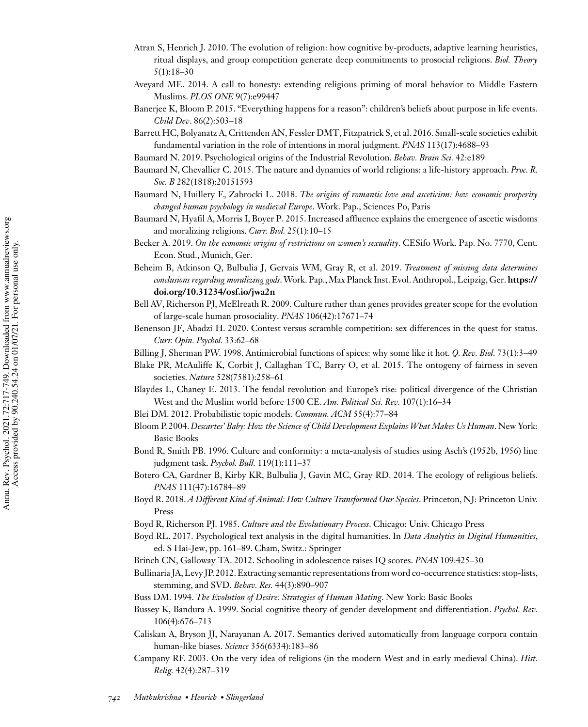Atran S, Henrich J. 2010. The evolution of religion: how cognitive by-products, adaptive learning heuristics, ritual displays, and group competition generate deep commitments to prosocial religions. *Biol. Theory* 5(1):18–30

Aveyard ME. 2014. A call to honesty: extending religious priming of moral behavior to Middle Eastern Muslims. *PLOS ONE* 9(7):e99447

Banerjee K, Bloom P. 2015. "Everything happens for a reason": children's beliefs about purpose in life events. *Child Dev*. 86(2):503–18

Barrett HC, Bolyanatz A, Crittenden AN, Fessler DMT, Fitzpatrick S, et al. 2016. Small-scale societies exhibit fundamental variation in the role of intentions in moral judgment. *PNAS* 113(17):4688–93

Baumard N. 2019. Psychological origins of the Industrial Revolution. *Behav. Brain Sci.* 42:e189

Baumard N, Chevallier C. 2015. The nature and dynamics of world religions: a life-history approach. *Proc. R. Soc. B* 282(1818):20151593

Baumard N, Huillery E, Zabrocki L. 2018. *The origins of romantic love and asceticism: how economic prosperity changed human psychology in medieval Europe*. Work. Pap., Sciences Po, Paris

Baumard N, Hyafil A, Morris I, Boyer P. 2015. Increased affluence explains the emergence of ascetic wisdoms and moralizing religions. *Curr. Biol.* 25(1):10–15

Becker A. 2019. *On the economic origins of restrictions on women's sexuality*. CESifo Work. Pap. No. 7770, Cent. Econ. Stud., Munich, Ger.

Beheim B, Atkinson Q, Bulbulia J, Gervais WM, Gray R, et al. 2019. *Treatment of missing data determines conclusions regarding moralizing gods*. Work. Pap., Max Planck Inst. Evol. Anthropol., Leipzig, Ger. **https://doi.org/10.31234/osf.io/jwa2n**

Bell AV, Richerson PJ, McElreath R. 2009. Culture rather than genes provides greater scope for the evolution of large-scale human prosociality. *PNAS* 106(42):17671–74

Benenson JF, Abadzi H. 2020. Contest versus scramble competition: sex differences in the quest for status. *Curr. Opin. Psychol.* 33:62–68

Billing J, Sherman PW. 1998. Antimicrobial functions of spices: why some like it hot. *Q. Rev. Biol.* 73(1):3–49

Blake PR, McAuliffe K, Corbit J, Callaghan TC, Barry O, et al. 2015. The ontogeny of fairness in seven societies. *Nature* 528(7581):258–61

Blaydes L, Chaney E. 2013. The feudal revolution and Europe's rise: political divergence of the Christian West and the Muslim world before 1500 CE. *Am. Political Sci. Rev.* 107(1):16–34

Blei DM. 2012. Probabilistic topic models. *Commun. ACM* 55(4):77–84

Bloom P. 2004. *Descartes' Baby: How the Science of Child Development Explains What Makes Us Human*. New York: Basic Books

Bond R, Smith PB. 1996. Culture and conformity: a meta-analysis of studies using Asch's (1952b, 1956) line judgment task. *Psychol. Bull.* 119(1):111–37

Botero CA, Gardner B, Kirby KR, Bulbulia J, Gavin MC, Gray RD. 2014. The ecology of religious beliefs. *PNAS* 111(47):16784–89

Boyd R. 2018. *A Different Kind of Animal: How Culture Transformed Our Species*. Princeton, NJ: Princeton Univ. Press

Boyd R, Richerson PJ. 1985. *Culture and the Evolutionary Process*. Chicago: Univ. Chicago Press

Boyd RL. 2017. Psychological text analysis in the digital humanities. In *Data Analytics in Digital Humanities*, ed. S Hai-Jew, pp. 161–89. Cham, Switz.: Springer

Brinch CN, Galloway TA. 2012. Schooling in adolescence raises IQ scores. *PNAS* 109:425–30

Bullinaria JA, Levy JP. 2012. Extracting semantic representations from word co-occurrence statistics: stop-lists, stemming, and SVD. *Behav. Res.* 44(3):890–907

Buss DM. 1994. *The Evolution of Desire: Strategies of Human Mating*. New York: Basic Books

Bussey K, Bandura A. 1999. Social cognitive theory of gender development and differentiation. *Psychol. Rev.* 106(4):676–713

Caliskan A, Bryson JJ, Narayanan A. 2017. Semantics derived automatically from language corpora contain human-like biases. *Science* 356(6334):183–86

Campany RF. 2003. On the very idea of religions (in the modern West and in early medieval China). *Hist. Relig.* 42(4):287–319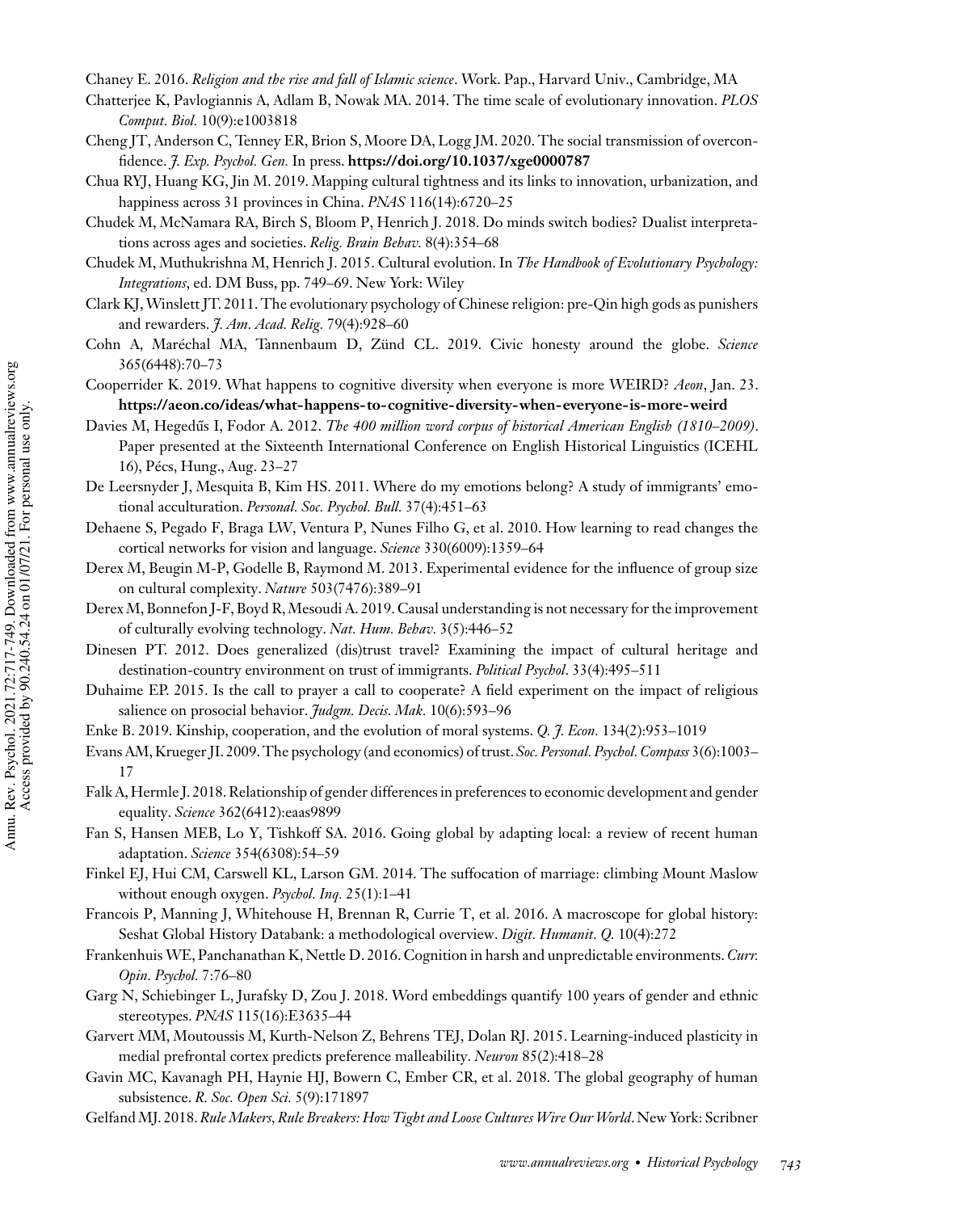Chaney E. 2016. *Religion and the rise and fall of Islamic science*. Work. Pap., Harvard Univ., Cambridge, MA

Chatterjee K, Pavlogiannis A, Adlam B, Nowak MA. 2014. The time scale of evolutionary innovation. *PLOS Comput. Biol.* 10(9):e1003818

Cheng JT, Anderson C, Tenney ER, Brion S, Moore DA, Logg JM. 2020. The social transmission of overconfidence. *J. Exp. Psychol. Gen.* In press. **https://doi.org/10.1037/xge0000787**

Chua RYJ, Huang KG, Jin M. 2019. Mapping cultural tightness and its links to innovation, urbanization, and happiness across 31 provinces in China. *PNAS* 116(14):6720–25

Chudek M, McNamara RA, Birch S, Bloom P, Henrich J. 2018. Do minds switch bodies? Dualist interpretations across ages and societies. *Relig. Brain Behav.* 8(4):354–68

Chudek M, Muthukrishna M, Henrich J. 2015. Cultural evolution. In *The Handbook of Evolutionary Psychology: Integrations*, ed. DM Buss, pp. 749–69. New York: Wiley

Clark KJ, Winslett JT. 2011. The evolutionary psychology of Chinese religion: pre-Qin high gods as punishers and rewarders. *J. Am. Acad. Relig.* 79(4):928–60

Cohn A, Maréchal MA, Tannenbaum D, Zünd CL. 2019. Civic honesty around the globe. *Science* 365(6448):70–73

Cooperrider K. 2019. What happens to cognitive diversity when everyone is more WEIRD? *Aeon*, Jan. 23. **https://aeon.co/ideas/what-happens-to-cognitive-diversity-when-everyone-is-more-weird**

Davies M, Hegedűs I, Fodor A. 2012. *The 400 million word corpus of historical American English (1810–2009)*. Paper presented at the Sixteenth International Conference on English Historical Linguistics (ICEHL 16), Pécs, Hung., Aug. 23–27

De Leersnyder J, Mesquita B, Kim HS. 2011. Where do my emotions belong? A study of immigrants' emotional acculturation. *Personal. Soc. Psychol. Bull.* 37(4):451–63

Dehaene S, Pegado F, Braga LW, Ventura P, Nunes Filho G, et al. 2010. How learning to read changes the cortical networks for vision and language. *Science* 330(6009):1359–64

Derex M, Beugin M-P, Godelle B, Raymond M. 2013. Experimental evidence for the influence of group size on cultural complexity. *Nature* 503(7476):389–91

Derex M, Bonnefon J-F, Boyd R, Mesoudi A. 2019. Causal understanding is not necessary for the improvement of culturally evolving technology. *Nat. Hum. Behav.* 3(5):446–52

Dinesen PT. 2012. Does generalized (dis)trust travel? Examining the impact of cultural heritage and destination-country environment on trust of immigrants. *Political Psychol*. 33(4):495–511

Duhaime EP. 2015. Is the call to prayer a call to cooperate? A field experiment on the impact of religious salience on prosocial behavior. *Judgm. Decis. Mak.* 10(6):593–96

Enke B. 2019. Kinship, cooperation, and the evolution of moral systems. *Q. J. Econ.* 134(2):953–1019

Evans AM, Krueger JI. 2009. The psychology (and economics) of trust. *Soc. Personal. Psychol. Compass* 3(6):1003–17

Falk A, Hermle J. 2018. Relationship of gender differences in preferences to economic development and gender equality. *Science* 362(6412):eaas9899

Fan S, Hansen MEB, Lo Y, Tishkoff SA. 2016. Going global by adapting local: a review of recent human adaptation. *Science* 354(6308):54–59

Finkel EJ, Hui CM, Carswell KL, Larson GM. 2014. The suffocation of marriage: climbing Mount Maslow without enough oxygen. *Psychol. Inq.* 25(1):1–41

Francois P, Manning J, Whitehouse H, Brennan R, Currie T, et al. 2016. A macroscope for global history: Seshat Global History Databank: a methodological overview. *Digit. Humanit. Q.* 10(4):272

Frankenhuis WE, Panchanathan K, Nettle D. 2016. Cognition in harsh and unpredictable environments. *Curr. Opin. Psychol.* 7:76–80

Garg N, Schiebinger L, Jurafsky D, Zou J. 2018. Word embeddings quantify 100 years of gender and ethnic stereotypes. *PNAS* 115(16):E3635–44

Garvert MM, Moutoussis M, Kurth-Nelson Z, Behrens TEJ, Dolan RJ. 2015. Learning-induced plasticity in medial prefrontal cortex predicts preference malleability. *Neuron* 85(2):418–28

Gavin MC, Kavanagh PH, Haynie HJ, Bowern C, Ember CR, et al. 2018. The global geography of human subsistence. *R. Soc. Open Sci.* 5(9):171897

Gelfand MJ. 2018. *Rule Makers, Rule Breakers: How Tight and Loose Cultures Wire Our World*. New York: Scribner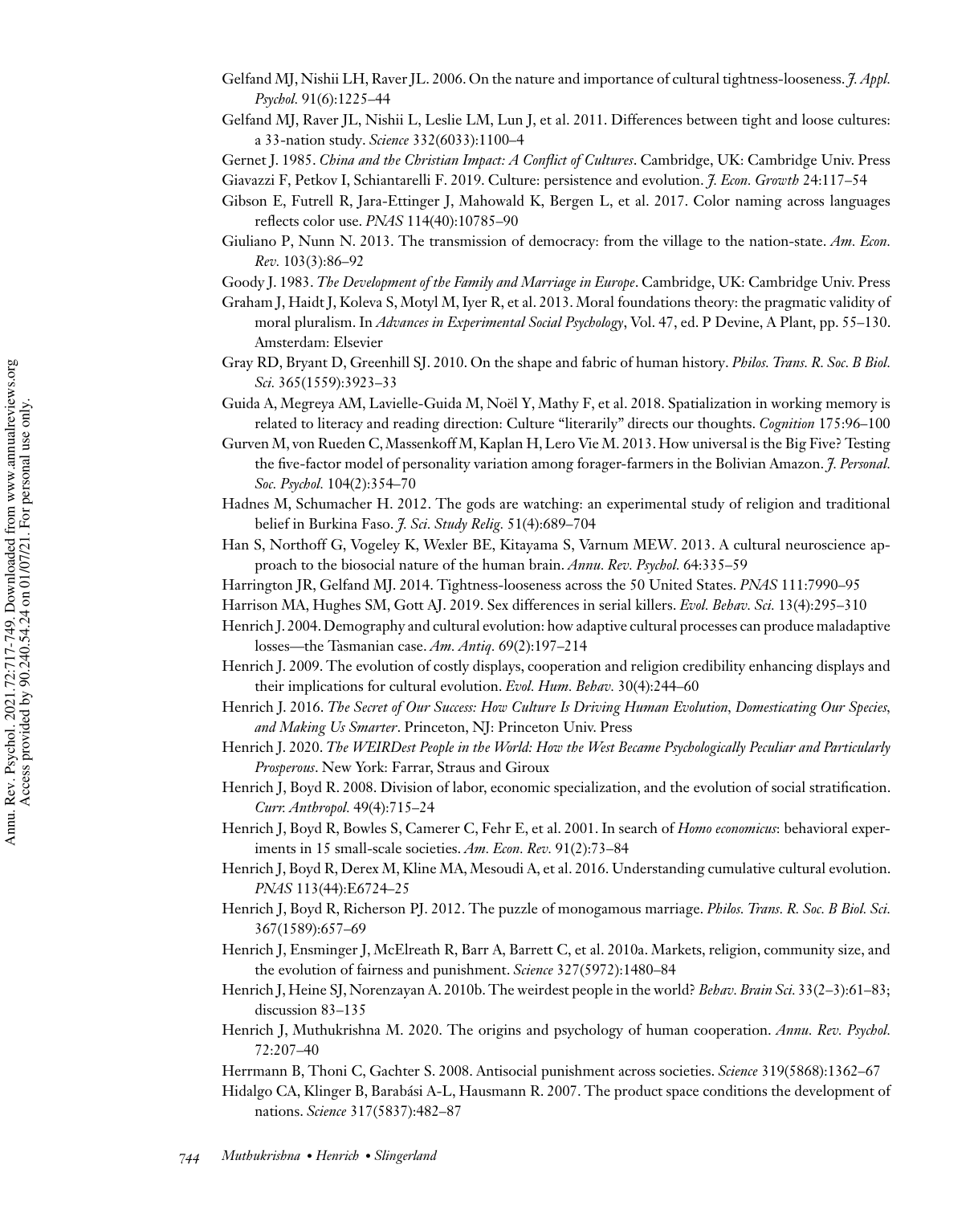Gelfand MJ, Nishii LH, Raver JL. 2006. On the nature and importance of cultural tightness-looseness. *J. Appl. Psychol.* 91(6):1225–44

Gelfand MJ, Raver JL, Nishii L, Leslie LM, Lun J, et al. 2011. Differences between tight and loose cultures: a 33-nation study. *Science* 332(6033):1100–4

Gernet J. 1985. *China and the Christian Impact: A Conflict of Cultures*. Cambridge, UK: Cambridge Univ. Press

Giavazzi F, Petkov I, Schiantarelli F. 2019. Culture: persistence and evolution. *J. Econ. Growth* 24:117–54

Gibson E, Futrell R, Jara-Ettinger J, Mahowald K, Bergen L, et al. 2017. Color naming across languages reflects color use. *PNAS* 114(40):10785–90

Giuliano P, Nunn N. 2013. The transmission of democracy: from the village to the nation-state. *Am. Econ. Rev.* 103(3):86–92

Goody J. 1983. *The Development of the Family and Marriage in Europe*. Cambridge, UK: Cambridge Univ. Press

Graham J, Haidt J, Koleva S, Motyl M, Iyer R, et al. 2013. Moral foundations theory: the pragmatic validity of moral pluralism. In *Advances in Experimental Social Psychology*, Vol. 47, ed. P Devine, A Plant, pp. 55–130. Amsterdam: Elsevier

Gray RD, Bryant D, Greenhill SJ. 2010. On the shape and fabric of human history. *Philos. Trans. R. Soc. B Biol. Sci.* 365(1559):3923–33

Guida A, Megreya AM, Lavielle-Guida M, Noël Y, Mathy F, et al. 2018. Spatialization in working memory is related to literacy and reading direction: Culture "literarily" directs our thoughts. *Cognition* 175:96–100

Gurven M, von Rueden C, Massenkoff M, Kaplan H, Lero Vie M. 2013. How universal is the Big Five? Testing the five-factor model of personality variation among forager-farmers in the Bolivian Amazon. *J. Personal. Soc. Psychol.* 104(2):354–70

Hadnes M, Schumacher H. 2012. The gods are watching: an experimental study of religion and traditional belief in Burkina Faso. *J. Sci. Study Relig.* 51(4):689–704

Han S, Northoff G, Vogeley K, Wexler BE, Kitayama S, Varnum MEW. 2013. A cultural neuroscience approach to the biosocial nature of the human brain. *Annu. Rev. Psychol.* 64:335–59

Harrington JR, Gelfand MJ. 2014. Tightness-looseness across the 50 United States. *PNAS* 111:7990–95

Harrison MA, Hughes SM, Gott AJ. 2019. Sex differences in serial killers. *Evol. Behav. Sci.* 13(4):295–310

Henrich J. 2004. Demography and cultural evolution: how adaptive cultural processes can produce maladaptive losses—the Tasmanian case. *Am. Antiq.* 69(2):197–214

Henrich J. 2009. The evolution of costly displays, cooperation and religion credibility enhancing displays and their implications for cultural evolution. *Evol. Hum. Behav.* 30(4):244–60

Henrich J. 2016. *The Secret of Our Success: How Culture Is Driving Human Evolution, Domesticating Our Species, and Making Us Smarter*. Princeton, NJ: Princeton Univ. Press

Henrich J. 2020. *The WEIRDest People in the World: How the West Became Psychologically Peculiar and Particularly Prosperous*. New York: Farrar, Straus and Giroux

Henrich J, Boyd R. 2008. Division of labor, economic specialization, and the evolution of social stratification. *Curr. Anthropol.* 49(4):715–24

Henrich J, Boyd R, Bowles S, Camerer C, Fehr E, et al. 2001. In search of *Homo economicus*: behavioral experiments in 15 small-scale societies. *Am. Econ. Rev.* 91(2):73–84

Henrich J, Boyd R, Derex M, Kline MA, Mesoudi A, et al. 2016. Understanding cumulative cultural evolution. *PNAS* 113(44):E6724–25

Henrich J, Boyd R, Richerson PJ. 2012. The puzzle of monogamous marriage. *Philos. Trans. R. Soc. B Biol. Sci.* 367(1589):657–69

Henrich J, Ensminger J, McElreath R, Barr A, Barrett C, et al. 2010a. Markets, religion, community size, and the evolution of fairness and punishment. *Science* 327(5972):1480–84

Henrich J, Heine SJ, Norenzayan A. 2010b. The weirdest people in the world? *Behav. Brain Sci.* 33(2–3):61–83; discussion 83–135

Henrich J, Muthukrishna M. 2020. The origins and psychology of human cooperation. *Annu. Rev. Psychol.* 72:207–40

Herrmann B, Thoni C, Gachter S. 2008. Antisocial punishment across societies. *Science* 319(5868):1362–67

Hidalgo CA, Klinger B, Barabási A-L, Hausmann R. 2007. The product space conditions the development of nations. *Science* 317(5837):482–87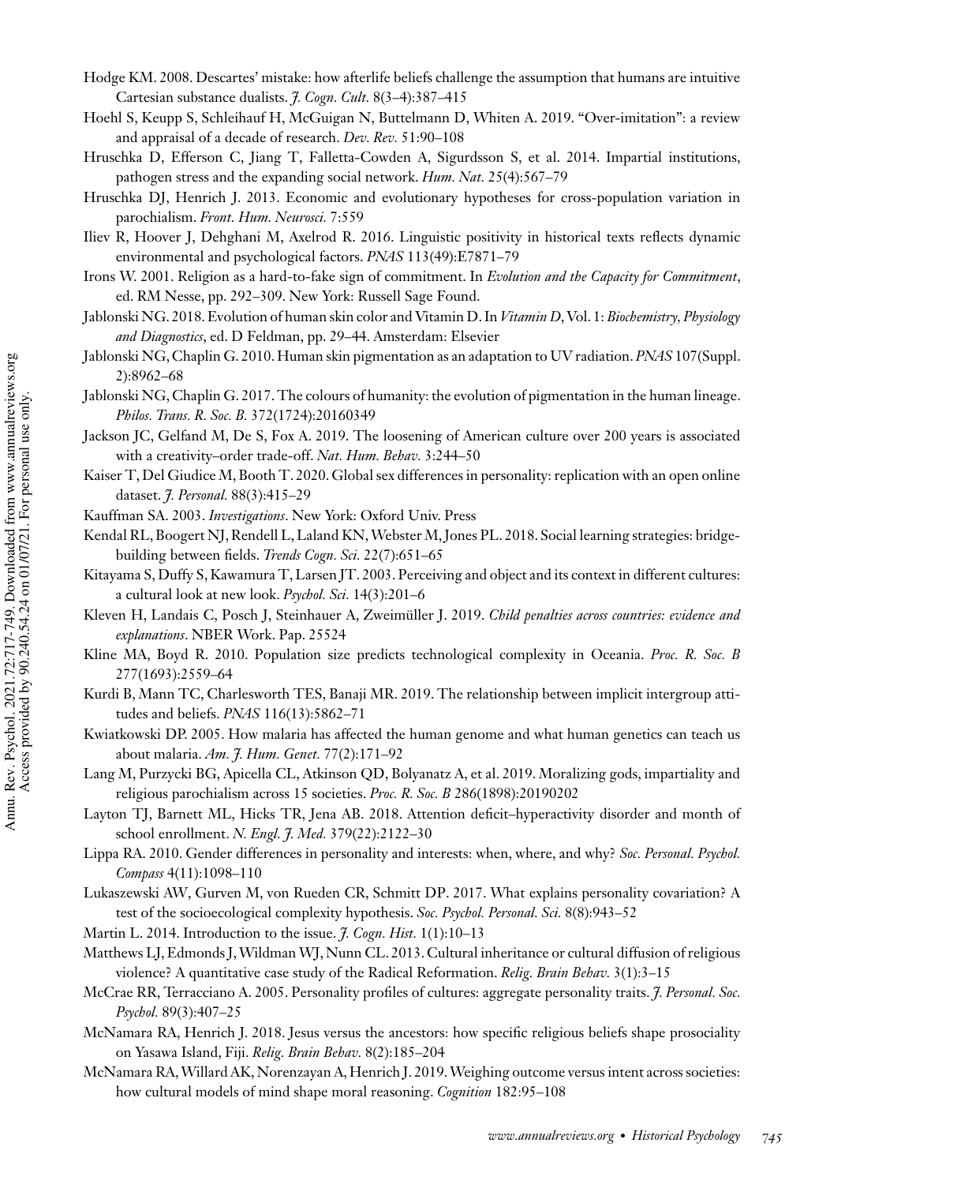Hodge KM. 2008. Descartes' mistake: how afterlife beliefs challenge the assumption that humans are intuitive Cartesian substance dualists. *J. Cogn. Cult.* 8(3–4):387–415

Hoehl S, Keupp S, Schleihauf H, McGuigan N, Buttelmann D, Whiten A. 2019. "Over-imitation": a review and appraisal of a decade of research. *Dev. Rev.* 51:90–108

Hruschka D, Efferson C, Jiang T, Falletta-Cowden A, Sigurdsson S, et al. 2014. Impartial institutions, pathogen stress and the expanding social network. *Hum. Nat.* 25(4):567–79

Hruschka DJ, Henrich J. 2013. Economic and evolutionary hypotheses for cross-population variation in parochialism. *Front. Hum. Neurosci.* 7:559

Iliev R, Hoover J, Dehghani M, Axelrod R. 2016. Linguistic positivity in historical texts reflects dynamic environmental and psychological factors. *PNAS* 113(49):E7871–79

Irons W. 2001. Religion as a hard-to-fake sign of commitment. In *Evolution and the Capacity for Commitment*, ed. RM Nesse, pp. 292–309. New York: Russell Sage Found.

Jablonski NG. 2018. Evolution of human skin color and Vitamin D. In *Vitamin D*, Vol. 1: *Biochemistry, Physiology and Diagnostics*, ed. D Feldman, pp. 29–44. Amsterdam: Elsevier

Jablonski NG, Chaplin G. 2010. Human skin pigmentation as an adaptation to UV radiation. *PNAS* 107(Suppl. 2):8962–68

Jablonski NG, Chaplin G. 2017. The colours of humanity: the evolution of pigmentation in the human lineage. *Philos. Trans. R. Soc. B.* 372(1724):20160349

Jackson JC, Gelfand M, De S, Fox A. 2019. The loosening of American culture over 200 years is associated with a creativity–order trade-off. *Nat. Hum. Behav.* 3:244–50

Kaiser T, Del Giudice M, Booth T. 2020. Global sex differences in personality: replication with an open online dataset. *J. Personal.* 88(3):415–29

Kauffman SA. 2003. *Investigations*. New York: Oxford Univ. Press

Kendal RL, Boogert NJ, Rendell L, Laland KN, Webster M, Jones PL. 2018. Social learning strategies: bridge-building between fields. *Trends Cogn. Sci.* 22(7):651–65

Kitayama S, Duffy S, Kawamura T, Larsen JT. 2003. Perceiving and object and its context in different cultures: a cultural look at new look. *Psychol. Sci.* 14(3):201–6

Kleven H, Landais C, Posch J, Steinhauer A, Zweimüller J. 2019. *Child penalties across countries: evidence and explanations*. NBER Work. Pap. 25524

Kline MA, Boyd R. 2010. Population size predicts technological complexity in Oceania. *Proc. R. Soc. B* 277(1693):2559–64

Kurdi B, Mann TC, Charlesworth TES, Banaji MR. 2019. The relationship between implicit intergroup attitudes and beliefs. *PNAS* 116(13):5862–71

Kwiatkowski DP. 2005. How malaria has affected the human genome and what human genetics can teach us about malaria. *Am. J. Hum. Genet.* 77(2):171–92

Lang M, Purzycki BG, Apicella CL, Atkinson QD, Bolyanatz A, et al. 2019. Moralizing gods, impartiality and religious parochialism across 15 societies. *Proc. R. Soc. B* 286(1898):20190202

Layton TJ, Barnett ML, Hicks TR, Jena AB. 2018. Attention deficit–hyperactivity disorder and month of school enrollment. *N. Engl. J. Med.* 379(22):2122–30

Lippa RA. 2010. Gender differences in personality and interests: when, where, and why? *Soc. Personal. Psychol. Compass* 4(11):1098–110

Lukaszewski AW, Gurven M, von Rueden CR, Schmitt DP. 2017. What explains personality covariation? A test of the socioecological complexity hypothesis. *Soc. Psychol. Personal. Sci.* 8(8):943–52

Martin L. 2014. Introduction to the issue. *J. Cogn. Hist.* 1(1):10–13

Matthews LJ, Edmonds J, Wildman WJ, Nunn CL. 2013. Cultural inheritance or cultural diffusion of religious violence? A quantitative case study of the Radical Reformation. *Relig. Brain Behav.* 3(1):3–15

McCrae RR, Terracciano A. 2005. Personality profiles of cultures: aggregate personality traits. *J. Personal. Soc. Psychol.* 89(3):407–25

McNamara RA, Henrich J. 2018. Jesus versus the ancestors: how specific religious beliefs shape prosociality on Yasawa Island, Fiji. *Relig. Brain Behav.* 8(2):185–204

McNamara RA, Willard AK, Norenzayan A, Henrich J. 2019. Weighing outcome versus intent across societies: how cultural models of mind shape moral reasoning. *Cognition* 182:95–108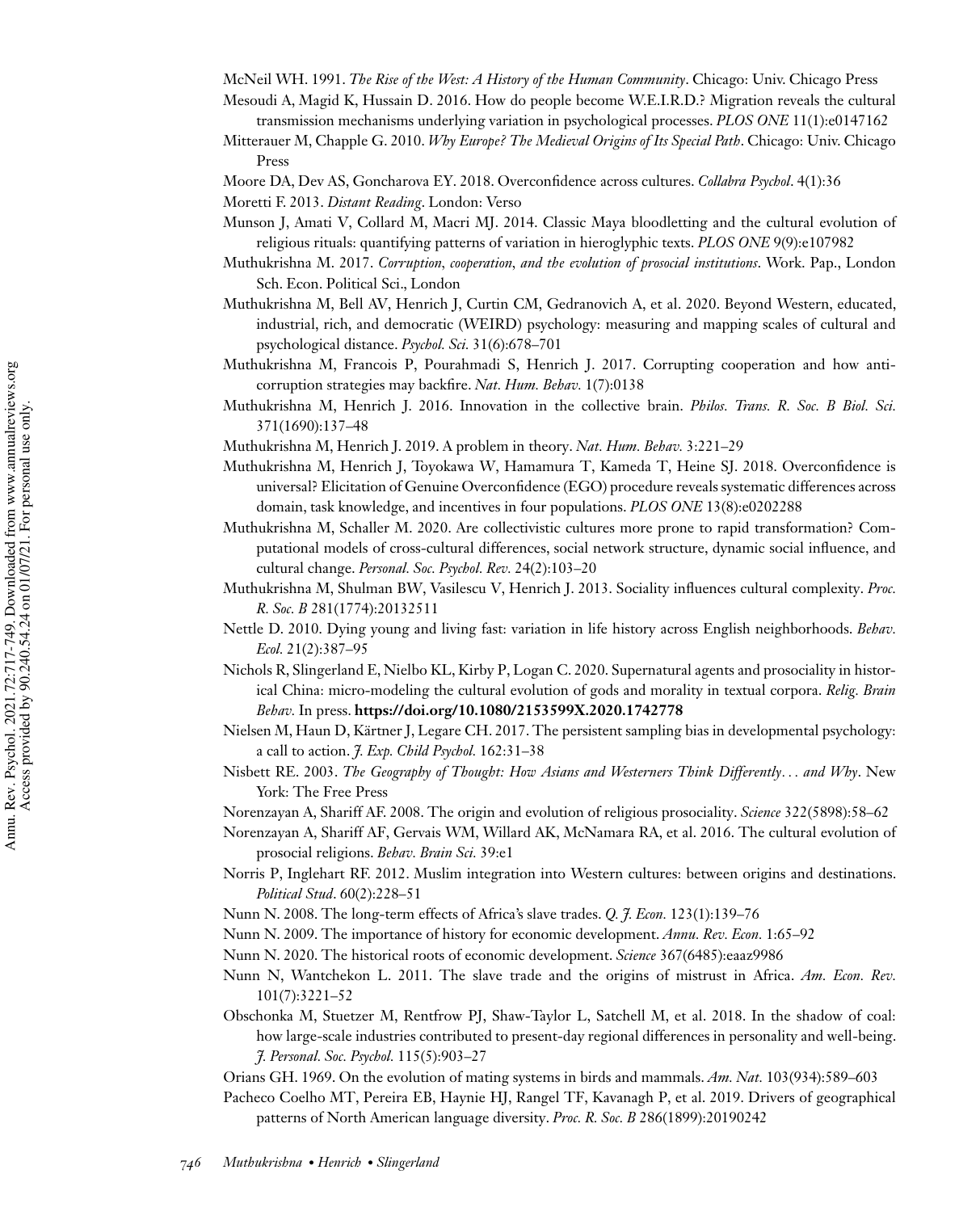McNeil WH. 1991. *The Rise of the West: A History of the Human Community*. Chicago: Univ. Chicago Press

Mesoudi A, Magid K, Hussain D. 2016. How do people become W.E.I.R.D.? Migration reveals the cultural transmission mechanisms underlying variation in psychological processes. *PLOS ONE* 11(1):e0147162

Mitterauer M, Chapple G. 2010. *Why Europe? The Medieval Origins of Its Special Path*. Chicago: Univ. Chicago Press

Moore DA, Dev AS, Goncharova EY. 2018. Overconfidence across cultures. *Collabra Psychol*. 4(1):36

Moretti F. 2013. *Distant Reading*. London: Verso

Munson J, Amati V, Collard M, Macri MJ. 2014. Classic Maya bloodletting and the cultural evolution of religious rituals: quantifying patterns of variation in hieroglyphic texts. *PLOS ONE* 9(9):e107982

Muthukrishna M. 2017. *Corruption, cooperation, and the evolution of prosocial institutions*. Work. Pap., London Sch. Econ. Political Sci., London

Muthukrishna M, Bell AV, Henrich J, Curtin CM, Gedranovich A, et al. 2020. Beyond Western, educated, industrial, rich, and democratic (WEIRD) psychology: measuring and mapping scales of cultural and psychological distance. *Psychol. Sci.* 31(6):678–701

Muthukrishna M, Francois P, Pourahmadi S, Henrich J. 2017. Corrupting cooperation and how anti-corruption strategies may backfire. *Nat. Hum. Behav.* 1(7):0138

Muthukrishna M, Henrich J. 2016. Innovation in the collective brain. *Philos. Trans. R. Soc. B Biol. Sci.* 371(1690):137–48

Muthukrishna M, Henrich J. 2019. A problem in theory. *Nat. Hum. Behav.* 3:221–29

Muthukrishna M, Henrich J, Toyokawa W, Hamamura T, Kameda T, Heine SJ. 2018. Overconfidence is universal? Elicitation of Genuine Overconfidence (EGO) procedure reveals systematic differences across domain, task knowledge, and incentives in four populations. *PLOS ONE* 13(8):e0202288

Muthukrishna M, Schaller M. 2020. Are collectivistic cultures more prone to rapid transformation? Computational models of cross-cultural differences, social network structure, dynamic social influence, and cultural change. *Personal. Soc. Psychol. Rev.* 24(2):103–20

Muthukrishna M, Shulman BW, Vasilescu V, Henrich J. 2013. Sociality influences cultural complexity. *Proc. R. Soc. B* 281(1774):20132511

Nettle D. 2010. Dying young and living fast: variation in life history across English neighborhoods. *Behav. Ecol.* 21(2):387–95

Nichols R, Slingerland E, Nielbo KL, Kirby P, Logan C. 2020. Supernatural agents and prosociality in historical China: micro-modeling the cultural evolution of gods and morality in textual corpora. *Relig. Brain Behav.* In press. **https://doi.org/10.1080/2153599X.2020.1742778**

Nielsen M, Haun D, Kärtner J, Legare CH. 2017. The persistent sampling bias in developmental psychology: a call to action. *J. Exp. Child Psychol.* 162:31–38

Nisbett RE. 2003. *The Geography of Thought: How Asians and Westerners Think Differently... and Why*. New York: The Free Press

Norenzayan A, Shariff AF. 2008. The origin and evolution of religious prosociality. *Science* 322(5898):58–62

Norenzayan A, Shariff AF, Gervais WM, Willard AK, McNamara RA, et al. 2016. The cultural evolution of prosocial religions. *Behav. Brain Sci.* 39:e1

Norris P, Inglehart RF. 2012. Muslim integration into Western cultures: between origins and destinations. *Political Stud*. 60(2):228–51

Nunn N. 2008. The long-term effects of Africa's slave trades. *Q. J. Econ.* 123(1):139–76

Nunn N. 2009. The importance of history for economic development. *Annu. Rev. Econ.* 1:65–92

Nunn N. 2020. The historical roots of economic development. *Science* 367(6485):eaaz9986

Nunn N, Wantchekon L. 2011. The slave trade and the origins of mistrust in Africa. *Am. Econ. Rev.* 101(7):3221–52

Obschonka M, Stuetzer M, Rentfrow PJ, Shaw-Taylor L, Satchell M, et al. 2018. In the shadow of coal: how large-scale industries contributed to present-day regional differences in personality and well-being. *J. Personal. Soc. Psychol.* 115(5):903–27

Orians GH. 1969. On the evolution of mating systems in birds and mammals. *Am. Nat.* 103(934):589–603

Pacheco Coelho MT, Pereira EB, Haynie HJ, Rangel TF, Kavanagh P, et al. 2019. Drivers of geographical patterns of North American language diversity. *Proc. R. Soc. B* 286(1899):20190242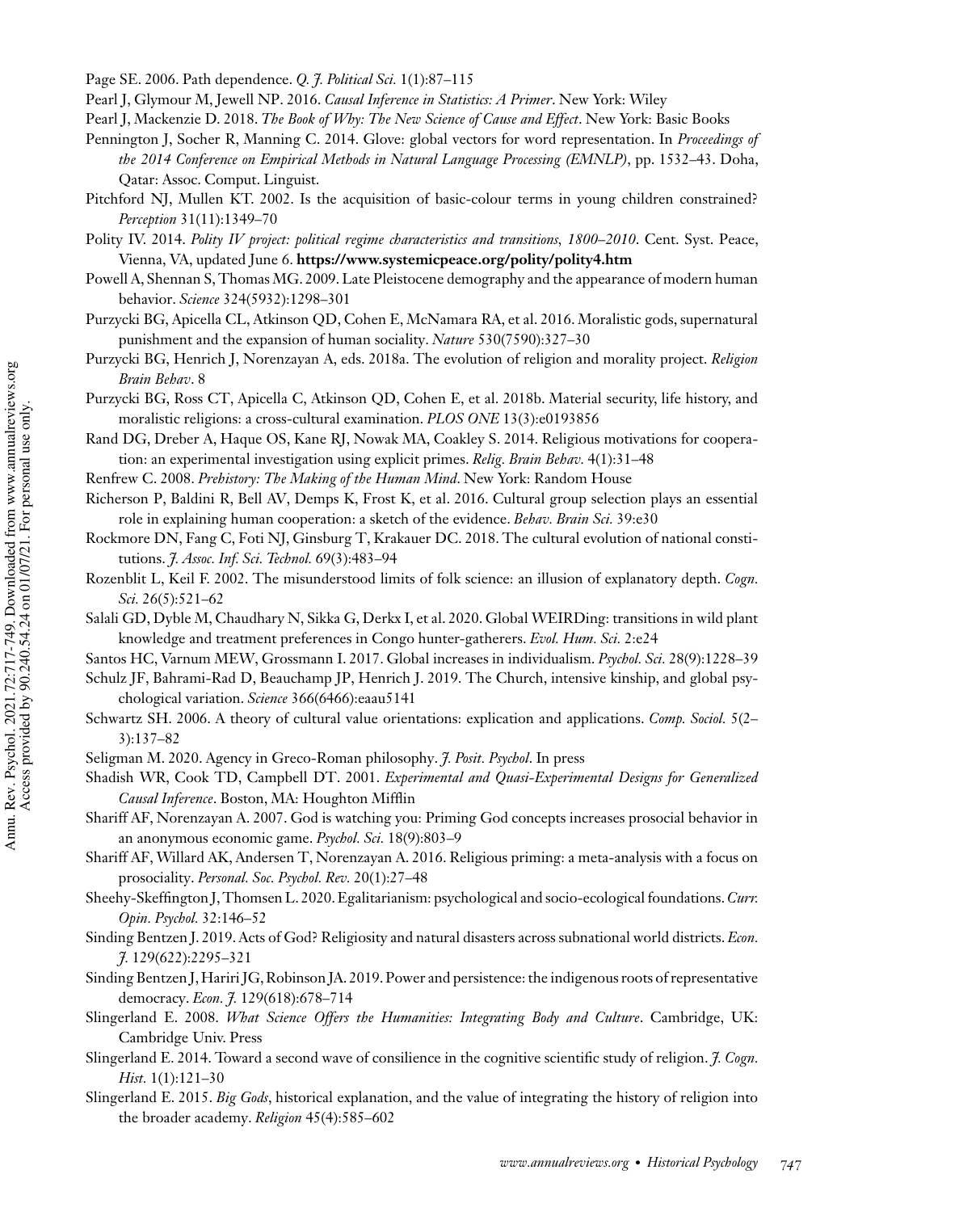Page SE. 2006. Path dependence. *Q. J. Political Sci.* 1(1):87–115

Pearl J, Glymour M, Jewell NP. 2016. *Causal Inference in Statistics: A Primer*. New York: Wiley

Pearl J, Mackenzie D. 2018. *The Book of Why: The New Science of Cause and Effect*. New York: Basic Books

Pennington J, Socher R, Manning C. 2014. Glove: global vectors for word representation. In *Proceedings of the 2014 Conference on Empirical Methods in Natural Language Processing (EMNLP)*, pp. 1532–43. Doha, Qatar: Assoc. Comput. Linguist.

Pitchford NJ, Mullen KT. 2002. Is the acquisition of basic-colour terms in young children constrained? *Perception* 31(11):1349–70

Polity IV. 2014. *Polity IV project: political regime characteristics and transitions, 1800–2010*. Cent. Syst. Peace, Vienna, VA, updated June 6. **https://www.systemicpeace.org/polity/polity4.htm**

Powell A, Shennan S, Thomas MG. 2009. Late Pleistocene demography and the appearance of modern human behavior. *Science* 324(5932):1298–301

Purzycki BG, Apicella CL, Atkinson QD, Cohen E, McNamara RA, et al. 2016. Moralistic gods, supernatural punishment and the expansion of human sociality. *Nature* 530(7590):327–30

Purzycki BG, Henrich J, Norenzayan A, eds. 2018a. The evolution of religion and morality project. *Religion Brain Behav*. 8

Purzycki BG, Ross CT, Apicella C, Atkinson QD, Cohen E, et al. 2018b. Material security, life history, and moralistic religions: a cross-cultural examination. *PLOS ONE* 13(3):e0193856

Rand DG, Dreber A, Haque OS, Kane RJ, Nowak MA, Coakley S. 2014. Religious motivations for cooperation: an experimental investigation using explicit primes. *Relig. Brain Behav.* 4(1):31–48

Renfrew C. 2008. *Prehistory: The Making of the Human Mind*. New York: Random House

Richerson P, Baldini R, Bell AV, Demps K, Frost K, et al. 2016. Cultural group selection plays an essential role in explaining human cooperation: a sketch of the evidence. *Behav. Brain Sci.* 39:e30

Rockmore DN, Fang C, Foti NJ, Ginsburg T, Krakauer DC. 2018. The cultural evolution of national constitutions. *J. Assoc. Inf. Sci. Technol.* 69(3):483–94

Rozenblit L, Keil F. 2002. The misunderstood limits of folk science: an illusion of explanatory depth. *Cogn. Sci.* 26(5):521–62

Salali GD, Dyble M, Chaudhary N, Sikka G, Derkx I, et al. 2020. Global WEIRDing: transitions in wild plant knowledge and treatment preferences in Congo hunter-gatherers. *Evol. Hum. Sci.* 2:e24

Santos HC, Varnum MEW, Grossmann I. 2017. Global increases in individualism. *Psychol. Sci.* 28(9):1228–39

Schulz JF, Bahrami-Rad D, Beauchamp JP, Henrich J. 2019. The Church, intensive kinship, and global psychological variation. *Science* 366(6466):eaau5141

Schwartz SH. 2006. A theory of cultural value orientations: explication and applications. *Comp. Sociol.* 5(2–3):137–82

Seligman M. 2020. Agency in Greco-Roman philosophy. *J. Posit. Psychol*. In press

Shadish WR, Cook TD, Campbell DT. 2001. *Experimental and Quasi-Experimental Designs for Generalized Causal Inference*. Boston, MA: Houghton Mifflin

Shariff AF, Norenzayan A. 2007. God is watching you: Priming God concepts increases prosocial behavior in an anonymous economic game. *Psychol. Sci.* 18(9):803–9

Shariff AF, Willard AK, Andersen T, Norenzayan A. 2016. Religious priming: a meta-analysis with a focus on prosociality. *Personal. Soc. Psychol. Rev*. 20(1):27–48

Sheehy-Skeffington J, Thomsen L. 2020. Egalitarianism: psychological and socio-ecological foundations. *Curr. Opin. Psychol.* 32:146–52

Sinding Bentzen J. 2019. Acts of God? Religiosity and natural disasters across subnational world districts. *Econ. J.* 129(622):2295–321

Sinding Bentzen J, Hariri JG, Robinson JA. 2019. Power and persistence: the indigenous roots of representative democracy. *Econ. J.* 129(618):678–714

Slingerland E. 2008. *What Science Offers the Humanities: Integrating Body and Culture*. Cambridge, UK: Cambridge Univ. Press

Slingerland E. 2014. Toward a second wave of consilience in the cognitive scientific study of religion. *J. Cogn. Hist.* 1(1):121–30

Slingerland E. 2015. *Big Gods*, historical explanation, and the value of integrating the history of religion into the broader academy. *Religion* 45(4):585–602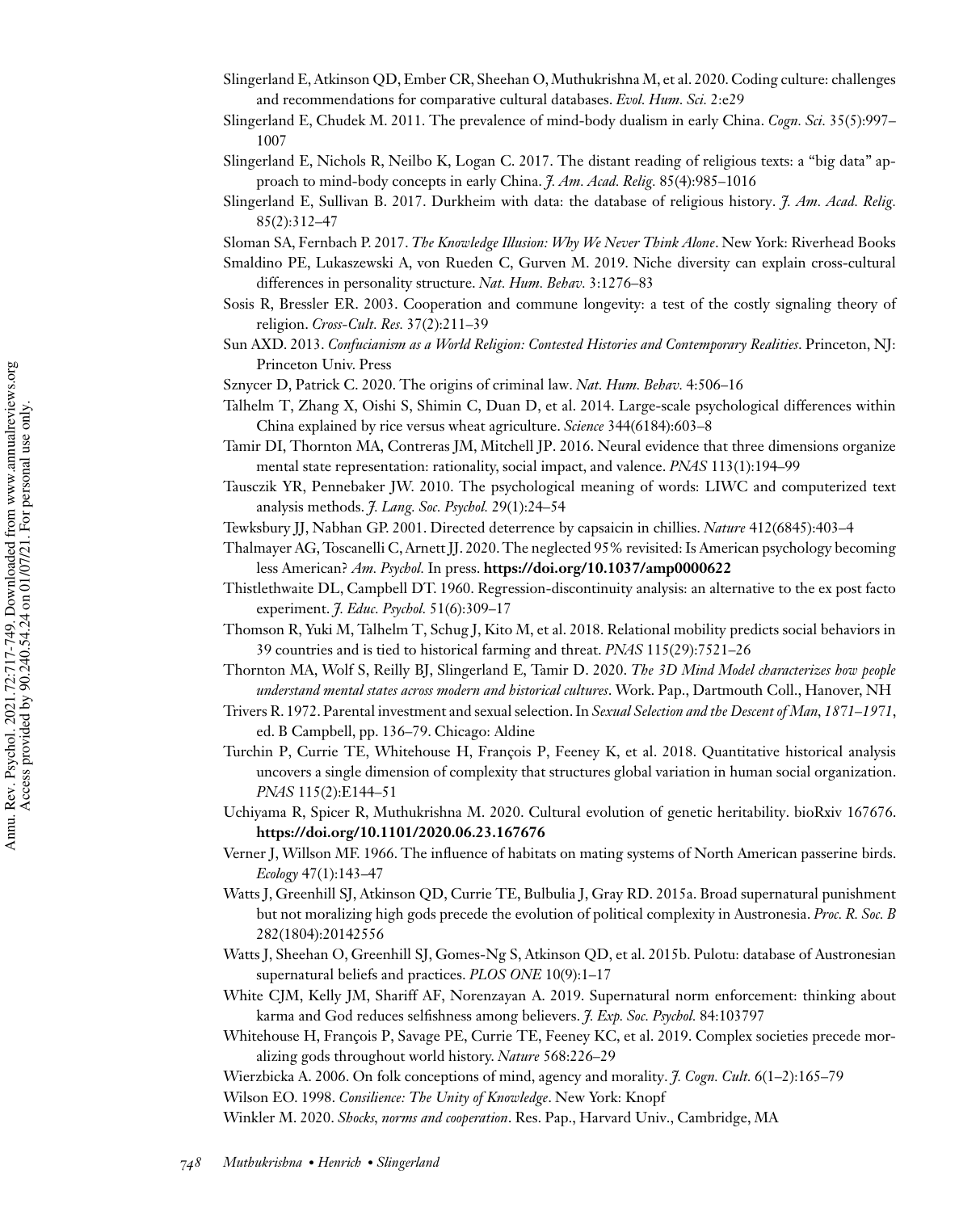Slingerland E, Atkinson QD, Ember CR, Sheehan O, Muthukrishna M, et al. 2020. Coding culture: challenges and recommendations for comparative cultural databases. *Evol. Hum. Sci.* 2:e29

Slingerland E, Chudek M. 2011. The prevalence of mind-body dualism in early China. *Cogn. Sci.* 35(5):997–1007

Slingerland E, Nichols R, Neilbo K, Logan C. 2017. The distant reading of religious texts: a "big data" approach to mind-body concepts in early China. *J. Am. Acad. Relig.* 85(4):985–1016

Slingerland E, Sullivan B. 2017. Durkheim with data: the database of religious history. *J. Am. Acad. Relig.* 85(2):312–47

Sloman SA, Fernbach P. 2017. *The Knowledge Illusion: Why We Never Think Alone*. New York: Riverhead Books

Smaldino PE, Lukaszewski A, von Rueden C, Gurven M. 2019. Niche diversity can explain cross-cultural differences in personality structure. *Nat. Hum. Behav.* 3:1276–83

Sosis R, Bressler ER. 2003. Cooperation and commune longevity: a test of the costly signaling theory of religion. *Cross-Cult. Res.* 37(2):211–39

Sun AXD. 2013. *Confucianism as a World Religion: Contested Histories and Contemporary Realities*. Princeton, NJ: Princeton Univ. Press

Sznycer D, Patrick C. 2020. The origins of criminal law. *Nat. Hum. Behav.* 4:506–16

Talhelm T, Zhang X, Oishi S, Shimin C, Duan D, et al. 2014. Large-scale psychological differences within China explained by rice versus wheat agriculture. *Science* 344(6184):603–8

Tamir DI, Thornton MA, Contreras JM, Mitchell JP. 2016. Neural evidence that three dimensions organize mental state representation: rationality, social impact, and valence. *PNAS* 113(1):194–99

Tausczik YR, Pennebaker JW. 2010. The psychological meaning of words: LIWC and computerized text analysis methods. *J. Lang. Soc. Psychol.* 29(1):24–54

Tewksbury JJ, Nabhan GP. 2001. Directed deterrence by capsaicin in chillies. *Nature* 412(6845):403–4

Thalmayer AG, Toscanelli C, Arnett JJ. 2020. The neglected 95% revisited: Is American psychology becoming less American? *Am. Psychol.* In press. **https://doi.org/10.1037/amp0000622**

Thistlethwaite DL, Campbell DT. 1960. Regression-discontinuity analysis: an alternative to the ex post facto experiment. *J. Educ. Psychol.* 51(6):309–17

Thomson R, Yuki M, Talhelm T, Schug J, Kito M, et al. 2018. Relational mobility predicts social behaviors in 39 countries and is tied to historical farming and threat. *PNAS* 115(29):7521–26

Thornton MA, Wolf S, Reilly BJ, Slingerland E, Tamir D. 2020. *The 3D Mind Model characterizes how people understand mental states across modern and historical cultures*. Work. Pap., Dartmouth Coll., Hanover, NH

Trivers R. 1972. Parental investment and sexual selection. In *Sexual Selection and the Descent of Man, 1871–1971*, ed. B Campbell, pp. 136–79. Chicago: Aldine

Turchin P, Currie TE, Whitehouse H, François P, Feeney K, et al. 2018. Quantitative historical analysis uncovers a single dimension of complexity that structures global variation in human social organization. *PNAS* 115(2):E144–51

Uchiyama R, Spicer R, Muthukrishna M. 2020. Cultural evolution of genetic heritability. bioRxiv 167676. **https://doi.org/10.1101/2020.06.23.167676**

Verner J, Willson MF. 1966. The influence of habitats on mating systems of North American passerine birds. *Ecology* 47(1):143–47

Watts J, Greenhill SJ, Atkinson QD, Currie TE, Bulbulia J, Gray RD. 2015a. Broad supernatural punishment but not moralizing high gods precede the evolution of political complexity in Austronesia. *Proc. R. Soc. B* 282(1804):20142556

Watts J, Sheehan O, Greenhill SJ, Gomes-Ng S, Atkinson QD, et al. 2015b. Pulotu: database of Austronesian supernatural beliefs and practices. *PLOS ONE* 10(9):1–17

White CJM, Kelly JM, Shariff AF, Norenzayan A. 2019. Supernatural norm enforcement: thinking about karma and God reduces selfishness among believers. *J. Exp. Soc. Psychol.* 84:103797

Whitehouse H, François P, Savage PE, Currie TE, Feeney KC, et al. 2019. Complex societies precede moralizing gods throughout world history. *Nature* 568:226–29

Wierzbicka A. 2006. On folk conceptions of mind, agency and morality. *J. Cogn. Cult.* 6(1–2):165–79

Wilson EO. 1998. *Consilience: The Unity of Knowledge*. New York: Knopf

Winkler M. 2020. *Shocks, norms and cooperation*. Res. Pap., Harvard Univ., Cambridge, MA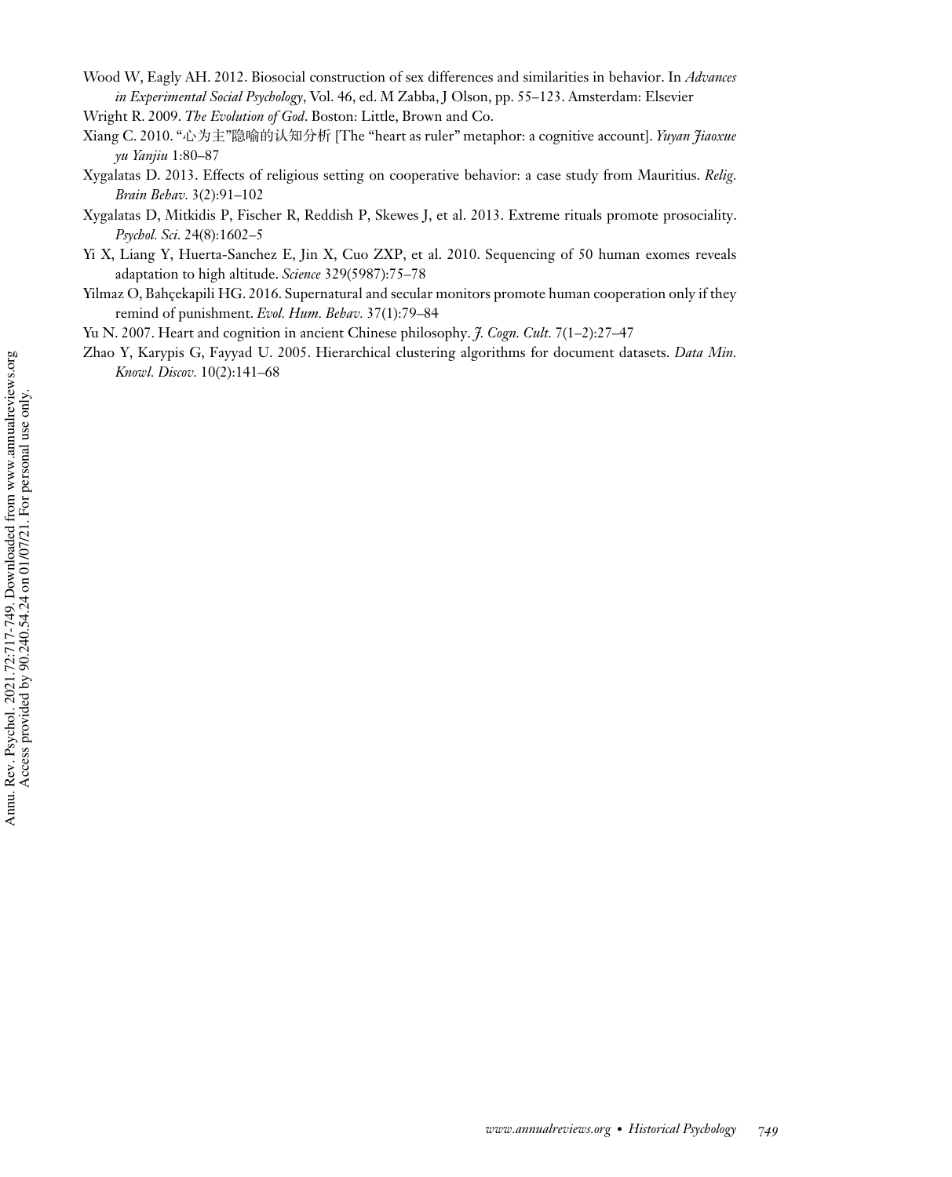Wood W, Eagly AH. 2012. Biosocial construction of sex differences and similarities in behavior. In *Advances in Experimental Social Psychology*, Vol. 46, ed. M Zabba, J Olson, pp. 55–123. Amsterdam: Elsevier

Wright R. 2009. *The Evolution of God*. Boston: Little, Brown and Co.

Xiang C. 2010. "心为主"隐喻的认知分析 [The "heart as ruler" metaphor: a cognitive account]. *Yuyan Jiaoxue yu Yanjiu* 1:80–87

Xygalatas D. 2013. Effects of religious setting on cooperative behavior: a case study from Mauritius. *Relig. Brain Behav.* 3(2):91–102

Xygalatas D, Mitkidis P, Fischer R, Reddish P, Skewes J, et al. 2013. Extreme rituals promote prosociality. *Psychol. Sci.* 24(8):1602–5

Yi X, Liang Y, Huerta-Sanchez E, Jin X, Cuo ZXP, et al. 2010. Sequencing of 50 human exomes reveals adaptation to high altitude. *Science* 329(5987):75–78

Yilmaz O, Bahçekapili HG. 2016. Supernatural and secular monitors promote human cooperation only if they remind of punishment. *Evol. Hum. Behav.* 37(1):79–84

Yu N. 2007. Heart and cognition in ancient Chinese philosophy. *J. Cogn. Cult.* 7(1–2):27–47

Zhao Y, Karypis G, Fayyad U. 2005. Hierarchical clustering algorithms for document datasets. *Data Min. Knowl. Discov.* 10(2):141–68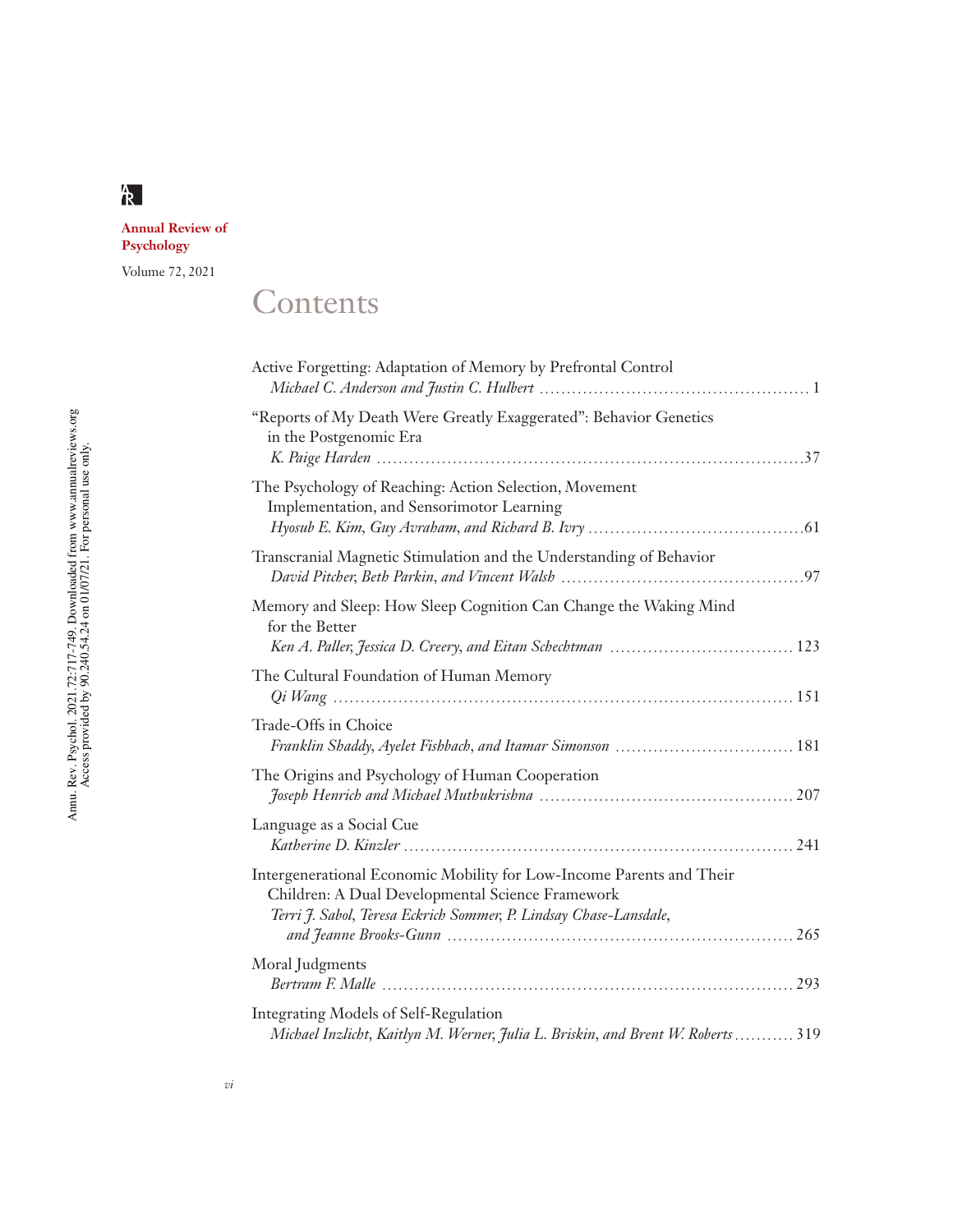**Annual Review of Psychology**

Volume 72, 2021

# Contents

Active Forgetting: Adaptation of Memory by Prefrontal Control
*Michael C. Anderson and Justin C. Hulbert* ........ 1

"Reports of My Death Were Greatly Exaggerated": Behavior Genetics in the Postgenomic Era
*K. Paige Harden* ........ 37

The Psychology of Reaching: Action Selection, Movement Implementation, and Sensorimotor Learning
*Hyosub E. Kim, Guy Avraham, and Richard B. Ivry* ........ 61

Transcranial Magnetic Stimulation and the Understanding of Behavior
*David Pitcher, Beth Parkin, and Vincent Walsh* ........ 97

Memory and Sleep: How Sleep Cognition Can Change the Waking Mind for the Better
*Ken A. Paller, Jessica D. Creery, and Eitan Schechtman* ........ 123

The Cultural Foundation of Human Memory
*Qi Wang* ........ 151

Trade-Offs in Choice
*Franklin Shaddy, Ayelet Fishbach, and Itamar Simonson* ........ 181

The Origins and Psychology of Human Cooperation
*Joseph Henrich and Michael Muthukrishna* ........ 207

Language as a Social Cue
*Katherine D. Kinzler* ........ 241

Intergenerational Economic Mobility for Low-Income Parents and Their Children: A Dual Developmental Science Framework
*Terri J. Sabol, Teresa Eckrich Sommer, P. Lindsay Chase-Lansdale, and Jeanne Brooks-Gunn* ........ 265

Moral Judgments
*Bertram F. Malle* ........ 293

Integrating Models of Self-Regulation
*Michael Inzlicht, Kaitlyn M. Werner, Julia L. Briskin, and Brent W. Roberts* ........ 319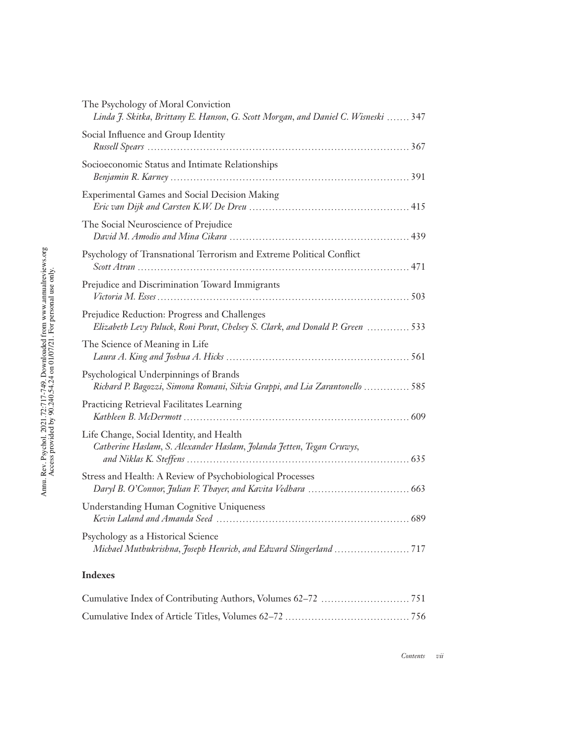The Psychology of Moral Conviction
*Linda J. Skitka, Brittany E. Hanson, G. Scott Morgan, and Daniel C. Wisneski* ....... 347

Social Influence and Group Identity
*Russell Spears* ....... 367

Socioeconomic Status and Intimate Relationships
*Benjamin R. Karney* ....... 391

Experimental Games and Social Decision Making
*Eric van Dijk and Carsten K.W. De Dreu* ....... 415

The Social Neuroscience of Prejudice
*David M. Amodio and Mina Cikara* ....... 439

Psychology of Transnational Terrorism and Extreme Political Conflict
*Scott Atran* ....... 471

Prejudice and Discrimination Toward Immigrants
*Victoria M. Esses* ....... 503

Prejudice Reduction: Progress and Challenges
*Elizabeth Levy Paluck, Roni Porat, Chelsey S. Clark, and Donald P. Green* ....... 533

The Science of Meaning in Life
*Laura A. King and Joshua A. Hicks* ....... 561

Psychological Underpinnings of Brands
*Richard P. Bagozzi, Simona Romani, Silvia Grappi, and Lia Zarantonello* ....... 585

Practicing Retrieval Facilitates Learning
*Kathleen B. McDermott* ....... 609

Life Change, Social Identity, and Health
*Catherine Haslam, S. Alexander Haslam, Jolanda Jetten, Tegan Cruwys, and Niklas K. Steffens* ....... 635

Stress and Health: A Review of Psychobiological Processes
*Daryl B. O'Connor, Julian F. Thayer, and Kavita Vedhara* ....... 663

Understanding Human Cognitive Uniqueness
*Kevin Laland and Amanda Seed* ....... 689

Psychology as a Historical Science
*Michael Muthukrishna, Joseph Henrich, and Edward Slingerland* ....... 717

**Indexes**

Cumulative Index of Contributing Authors, Volumes 62–72 ....... 751

Cumulative Index of Article Titles, Volumes 62–72 ....... 756